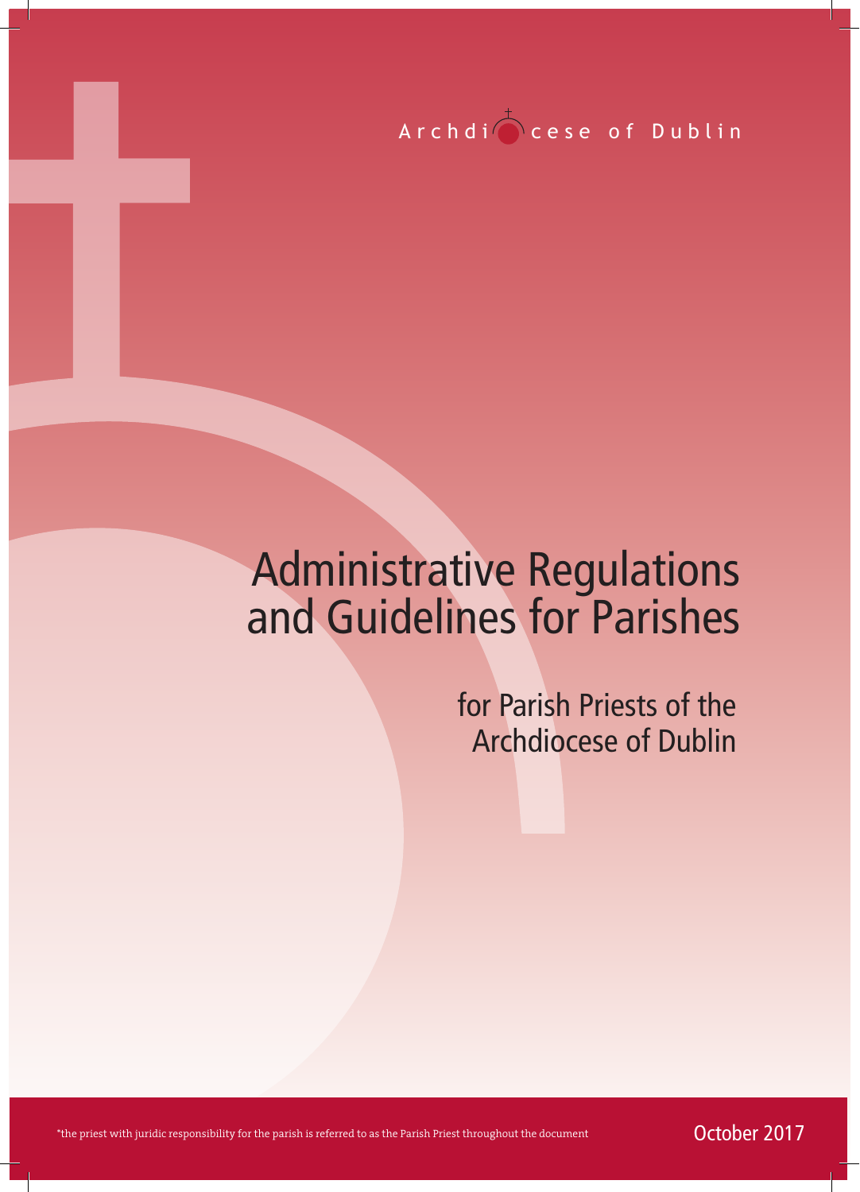Archdiocese of Dublin

# Administrative Regulations and Guidelines for Parishes

## for Parish Priests of the Archdiocese of Dublin

*the priest with juridic responsibility for the parish is referred to as the Parish Priest throughout the document

October 2017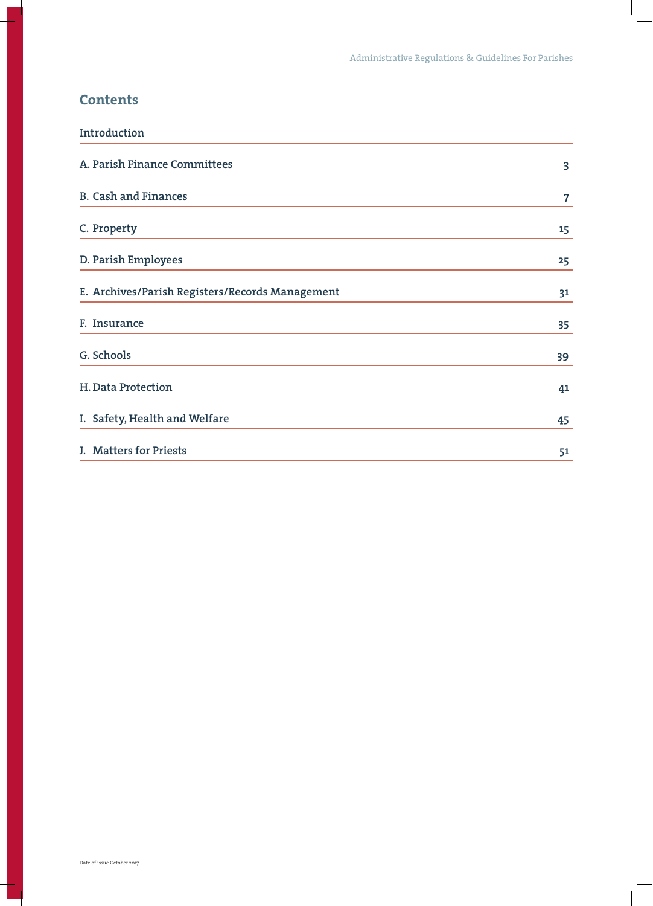## Contents

| | |
|---|---|
| Introduction | |
| A. Parish Finance Committees | 3 |
| B. Cash and Finances | 7 |
| C. Property | 15 |
| D. Parish Employees | 25 |
| E. Archives/Parish Registers/Records Management | 31 |
| F. Insurance | 35 |
| G. Schools | 39 |
| H. Data Protection | 41 |
| I. Safety, Health and Welfare | 45 |
| J. Matters for Priests | 51 |

Date of issue October 2017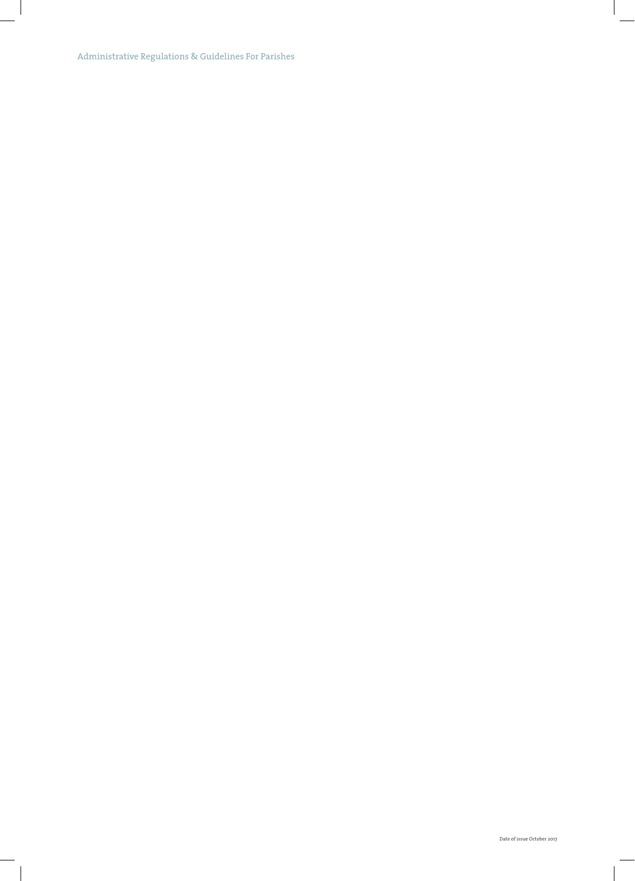Date of issue October 2017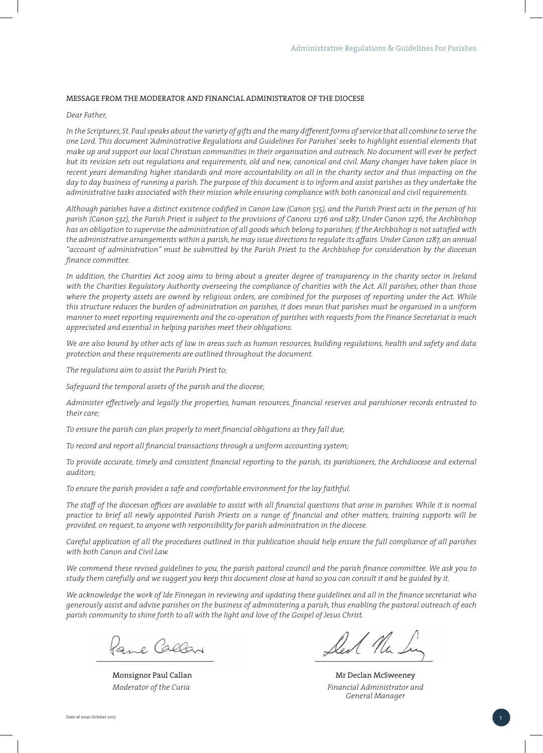## MESSAGE FROM THE MODERATOR AND FINANCIAL ADMINISTRATOR OF THE DIOCESE

*Dear Father,*

*In the Scriptures, St. Paul speaks about the variety of gifts and the many different forms of service that all combine to serve the one Lord. This document 'Administrative Regulations and Guidelines For Parishes' seeks to highlight essential elements that make up and support our local Christian communities in their organisation and outreach. No document will ever be perfect but its revision sets out regulations and requirements, old and new, canonical and civil. Many changes have taken place in recent years demanding higher standards and more accountability on all in the charity sector and thus impacting on the day to day business of running a parish. The purpose of this document is to inform and assist parishes as they undertake the administrative tasks associated with their mission while ensuring compliance with both canonical and civil requirements.*

*Although parishes have a distinct existence codified in Canon Law (Canon 515), and the Parish Priest acts in the person of his parish (Canon 532), the Parish Priest is subject to the provisions of Canons 1276 and 1287. Under Canon 1276, the Archbishop has an obligation to supervise the administration of all goods which belong to parishes; if the Archbishop is not satisfied with the administrative arrangements within a parish, he may issue directions to regulate its affairs. Under Canon 1287, an annual "account of administration" must be submitted by the Parish Priest to the Archbishop for consideration by the diocesan finance committee.*

*In addition, the Charities Act 2009 aims to bring about a greater degree of transparency in the charity sector in Ireland with the Charities Regulatory Authority overseeing the compliance of charities with the Act. All parishes, other than those where the property assets are owned by religious orders, are combined for the purposes of reporting under the Act. While this structure reduces the burden of administration on parishes, it does mean that parishes must be organised in a uniform manner to meet reporting requirements and the co-operation of parishes with requests from the Finance Secretariat is much appreciated and essential in helping parishes meet their obligations.*

*We are also bound by other acts of law in areas such as human resources, building regulations, health and safety and data protection and these requirements are outlined throughout the document.*

*The regulations aim to assist the Parish Priest to;*

*Safeguard the temporal assets of the parish and the diocese;*

*Administer effectively and legally the properties, human resources, financial reserves and parishioner records entrusted to their care;*

*To ensure the parish can plan properly to meet financial obligations as they fall due;*

*To record and report all financial transactions through a uniform accounting system;*

*To provide accurate, timely and consistent financial reporting to the parish, its parishioners, the Archdiocese and external auditors;*

*To ensure the parish provides a safe and comfortable environment for the lay faithful.*

*The staff of the diocesan offices are available to assist with all financial questions that arise in parishes. While it is normal practice to brief all newly appointed Parish Priests on a range of financial and other matters, training supports will be provided, on request, to anyone with responsibility for parish administration in the diocese.*

*Careful application of all the procedures outlined in this publication should help ensure the full compliance of all parishes with both Canon and Civil Law.*

*We commend these revised guidelines to you, the parish pastoral council and the parish finance committee. We ask you to study them carefully and we suggest you keep this document close at hand so you can consult it and be guided by it.*

*We acknowledge the work of Ide Finnegan in reviewing and updating these guidelines and all in the finance secretariat who generously assist and advise parishes on the business of administering a parish, thus enabling the pastoral outreach of each parish community to shine forth to all with the light and love of the Gospel of Jesus Christ.*

Monsignor Paul Callan
*Moderator of the Curia*

Mr Declan McSweeney
*Financial Administrator and General Manager*

Date of issue October 2017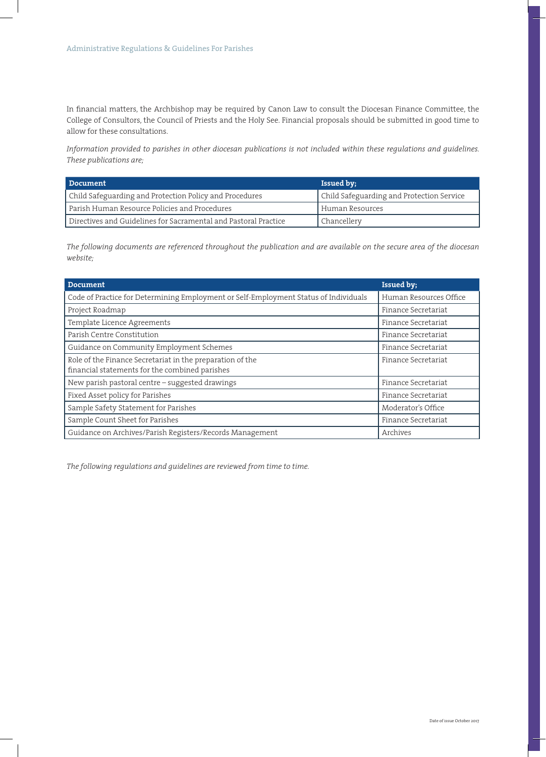In financial matters, the Archbishop may be required by Canon Law to consult the Diocesan Finance Committee, the College of Consultors, the Council of Priests and the Holy See. Financial proposals should be submitted in good time to allow for these consultations.

*Information provided to parishes in other diocesan publications is not included within these regulations and guidelines. These publications are;*

| Document | Issued by; |
|---|---|
| Child Safeguarding and Protection Policy and Procedures | Child Safeguarding and Protection Service |
| Parish Human Resource Policies and Procedures | Human Resources |
| Directives and Guidelines for Sacramental and Pastoral Practice | Chancellery |

*The following documents are referenced throughout the publication and are available on the secure area of the diocesan website;*

| Document | Issued by; |
|---|---|
| Code of Practice for Determining Employment or Self-Employment Status of Individuals | Human Resources Office |
| Project Roadmap | Finance Secretariat |
| Template Licence Agreements | Finance Secretariat |
| Parish Centre Constitution | Finance Secretariat |
| Guidance on Community Employment Schemes | Finance Secretariat |
| Role of the Finance Secretariat in the preparation of the financial statements for the combined parishes | Finance Secretariat |
| New parish pastoral centre – suggested drawings | Finance Secretariat |
| Fixed Asset policy for Parishes | Finance Secretariat |
| Sample Safety Statement for Parishes | Moderator's Office |
| Sample Count Sheet for Parishes | Finance Secretariat |
| Guidance on Archives/Parish Registers/Records Management | Archives |

*The following regulations and guidelines are reviewed from time to time.*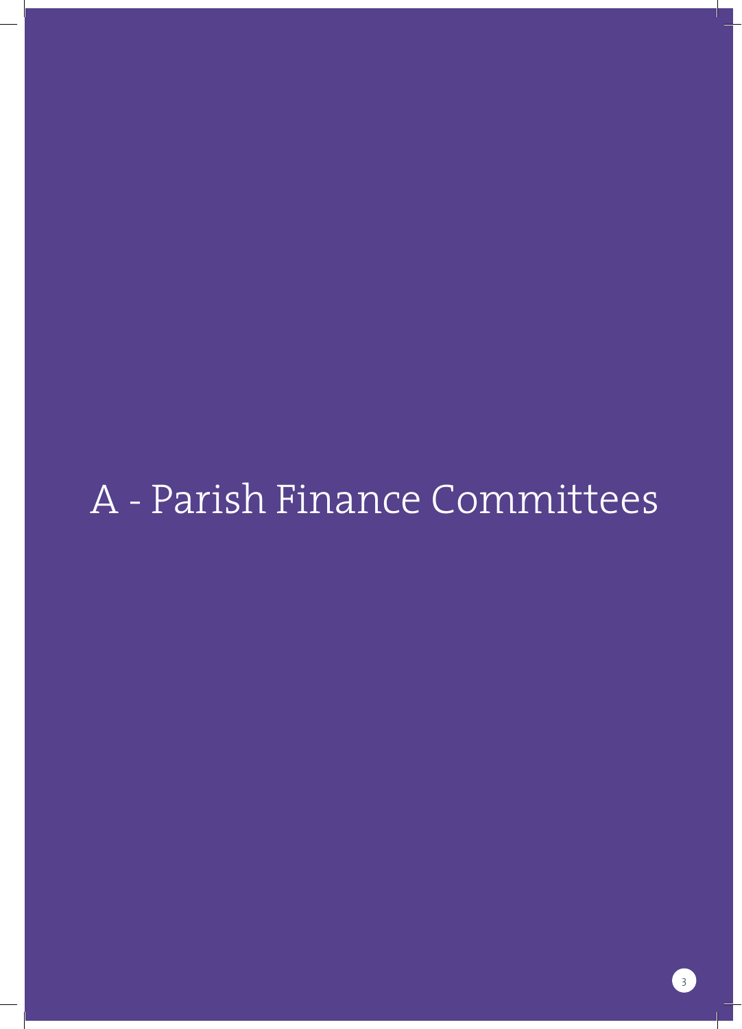# A - Parish Finance Committees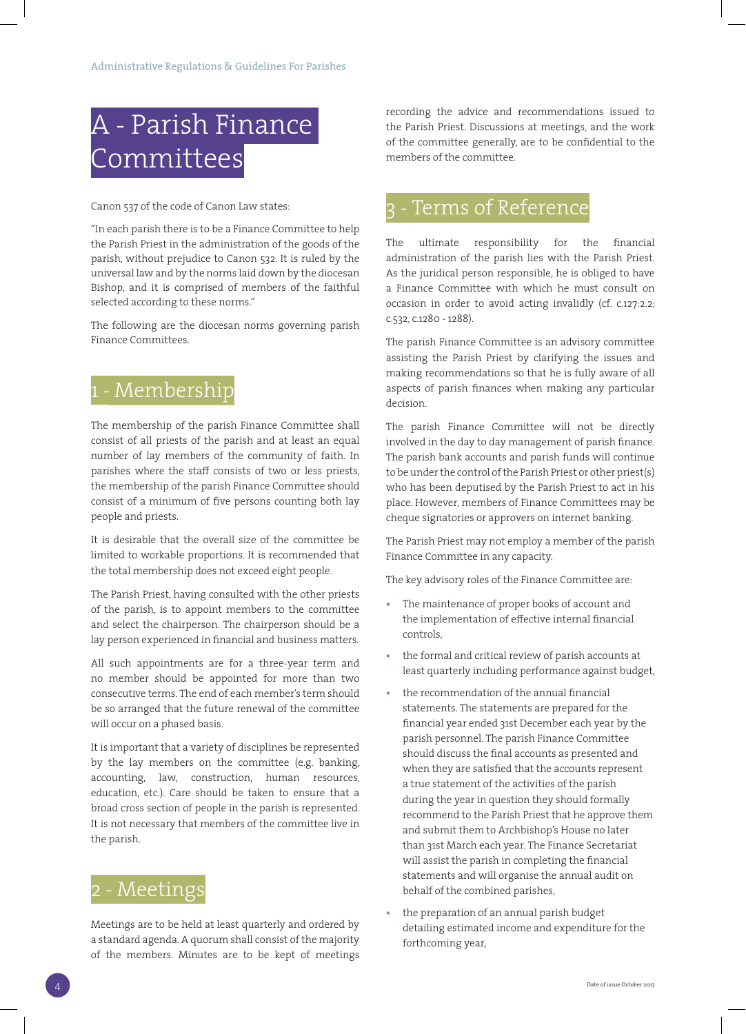# A - Parish Finance Committees

Canon 537 of the code of Canon Law states:

"In each parish there is to be a Finance Committee to help the Parish Priest in the administration of the goods of the parish, without prejudice to Canon 532. It is ruled by the universal law and by the norms laid down by the diocesan Bishop, and it is comprised of members of the faithful selected according to these norms."

The following are the diocesan norms governing parish Finance Committees.

## 1 - Membership

The membership of the parish Finance Committee shall consist of all priests of the parish and at least an equal number of lay members of the community of faith. In parishes where the staff consists of two or less priests, the membership of the parish Finance Committee should consist of a minimum of five persons counting both lay people and priests.

It is desirable that the overall size of the committee be limited to workable proportions. It is recommended that the total membership does not exceed eight people.

The Parish Priest, having consulted with the other priests of the parish, is to appoint members to the committee and select the chairperson. The chairperson should be a lay person experienced in financial and business matters.

All such appointments are for a three-year term and no member should be appointed for more than two consecutive terms. The end of each member's term should be so arranged that the future renewal of the committee will occur on a phased basis.

It is important that a variety of disciplines be represented by the lay members on the committee (e.g. banking, accounting, law, construction, human resources, education, etc.). Care should be taken to ensure that a broad cross section of people in the parish is represented. It is not necessary that members of the committee live in the parish.

## 2 - Meetings

Meetings are to be held at least quarterly and ordered by a standard agenda. A quorum shall consist of the majority of the members. Minutes are to be kept of meetings recording the advice and recommendations issued to the Parish Priest. Discussions at meetings, and the work of the committee generally, are to be confidential to the members of the committee.

## 3 - Terms of Reference

The ultimate responsibility for the financial administration of the parish lies with the Parish Priest. As the juridical person responsible, he is obliged to have a Finance Committee with which he must consult on occasion in order to avoid acting invalidly (cf. c.127:2.2; c.532, c.1280 - 1288).

The parish Finance Committee is an advisory committee assisting the Parish Priest by clarifying the issues and making recommendations so that he is fully aware of all aspects of parish finances when making any particular decision.

The parish Finance Committee will not be directly involved in the day to day management of parish finance. The parish bank accounts and parish funds will continue to be under the control of the Parish Priest or other priest(s) who has been deputised by the Parish Priest to act in his place. However, members of Finance Committees may be cheque signatories or approvers on internet banking.

The Parish Priest may not employ a member of the parish Finance Committee in any capacity.

The key advisory roles of the Finance Committee are:

- The maintenance of proper books of account and the implementation of effective internal financial controls,
- the formal and critical review of parish accounts at least quarterly including performance against budget,
- the recommendation of the annual financial statements. The statements are prepared for the financial year ended 31st December each year by the parish personnel. The parish Finance Committee should discuss the final accounts as presented and when they are satisfied that the accounts represent a true statement of the activities of the parish during the year in question they should formally recommend to the Parish Priest that he approve them and submit them to Archbishop's House no later than 31st March each year. The Finance Secretariat will assist the parish in completing the financial statements and will organise the annual audit on behalf of the combined parishes,
- the preparation of an annual parish budget detailing estimated income and expenditure for the forthcoming year,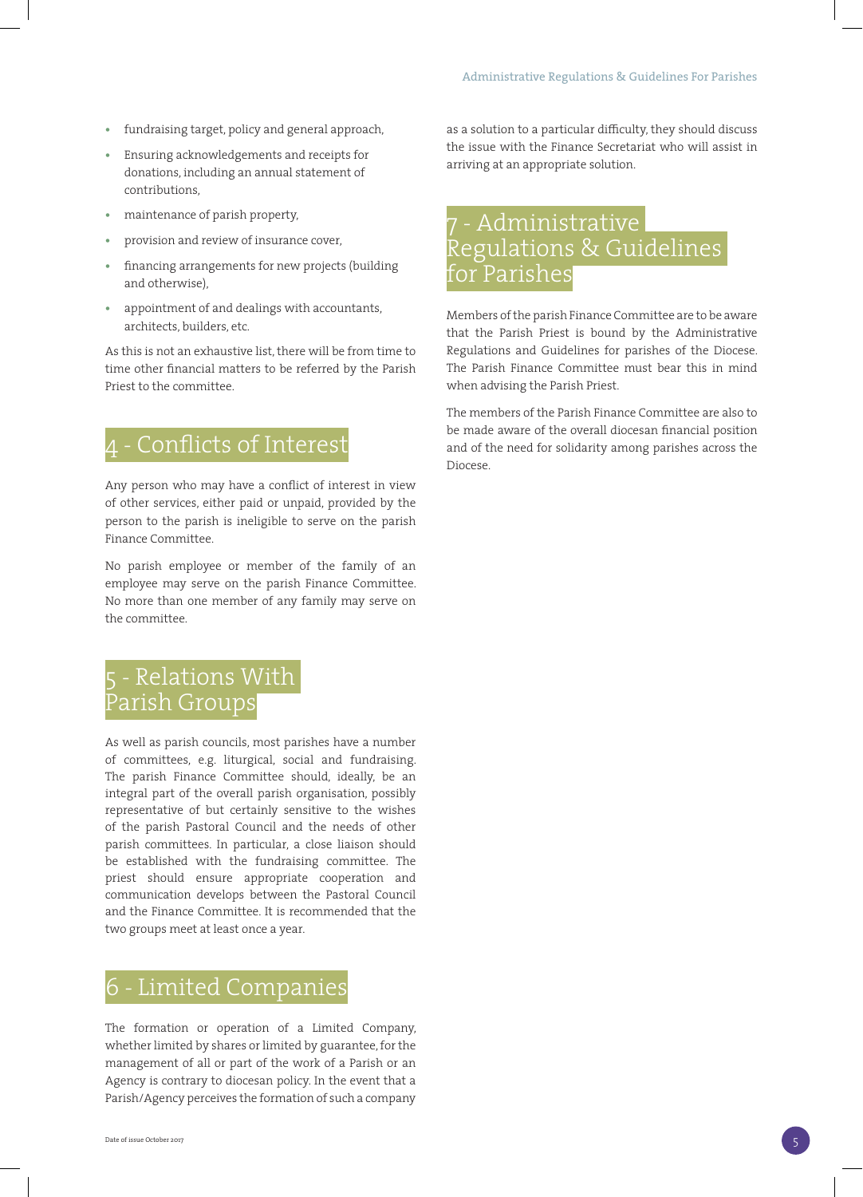- fundraising target, policy and general approach,
- Ensuring acknowledgements and receipts for donations, including an annual statement of contributions,
- maintenance of parish property,
- provision and review of insurance cover,
- financing arrangements for new projects (building and otherwise),
- appointment of and dealings with accountants, architects, builders, etc.

As this is not an exhaustive list, there will be from time to time other financial matters to be referred by the Parish Priest to the committee.

## 4 - Conflicts of Interest

Any person who may have a conflict of interest in view of other services, either paid or unpaid, provided by the person to the parish is ineligible to serve on the parish Finance Committee.

No parish employee or member of the family of an employee may serve on the parish Finance Committee. No more than one member of any family may serve on the committee.

## 5 - Relations With Parish Groups

As well as parish councils, most parishes have a number of committees, e.g. liturgical, social and fundraising. The parish Finance Committee should, ideally, be an integral part of the overall parish organisation, possibly representative of but certainly sensitive to the wishes of the parish Pastoral Council and the needs of other parish committees. In particular, a close liaison should be established with the fundraising committee. The priest should ensure appropriate cooperation and communication develops between the Pastoral Council and the Finance Committee. It is recommended that the two groups meet at least once a year.

## 6 - Limited Companies

The formation or operation of a Limited Company, whether limited by shares or limited by guarantee, for the management of all or part of the work of a Parish or an Agency is contrary to diocesan policy. In the event that a Parish/Agency perceives the formation of such a company as a solution to a particular difficulty, they should discuss the issue with the Finance Secretariat who will assist in arriving at an appropriate solution.

## 7 - Administrative Regulations & Guidelines for Parishes

Members of the parish Finance Committee are to be aware that the Parish Priest is bound by the Administrative Regulations and Guidelines for parishes of the Diocese. The Parish Finance Committee must bear this in mind when advising the Parish Priest.

The members of the Parish Finance Committee are also to be made aware of the overall diocesan financial position and of the need for solidarity among parishes across the Diocese.

Date of issue October 2017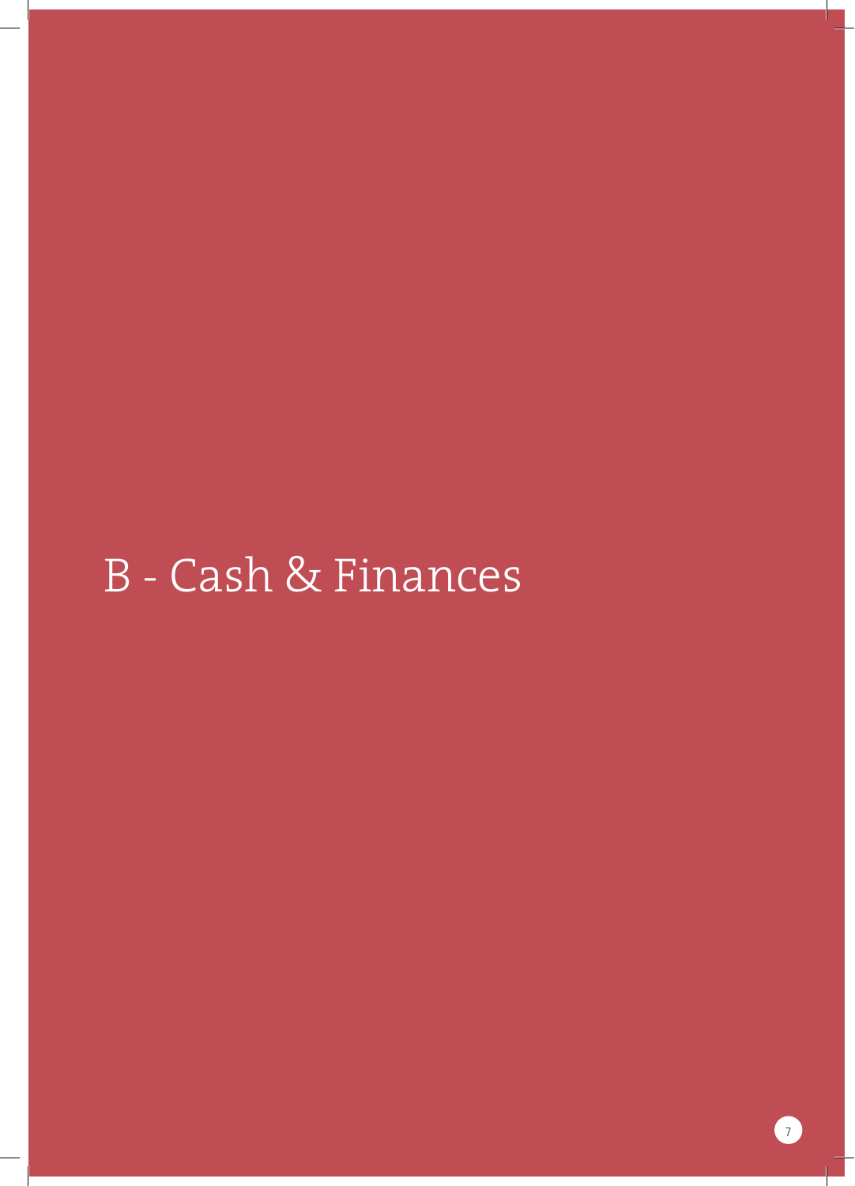# B - Cash & Finances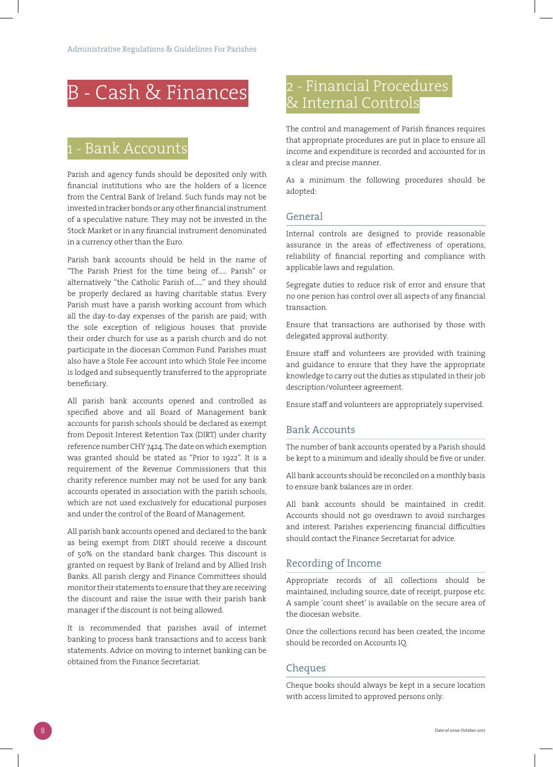# B - Cash & Finances

## 1 - Bank Accounts

Parish and agency funds should be deposited only with financial institutions who are the holders of a licence from the Central Bank of Ireland. Such funds may not be invested in tracker bonds or any other financial instrument of a speculative nature. They may not be invested in the Stock Market or in any financial instrument denominated in a currency other than the Euro.

Parish bank accounts should be held in the name of "The Parish Priest for the time being of...... Parish" or alternatively "the Catholic Parish of......" and they should be properly declared as having charitable status. Every Parish must have a parish working account from which all the day-to-day expenses of the parish are paid; with the sole exception of religious houses that provide their order church for use as a parish church and do not participate in the diocesan Common Fund. Parishes must also have a Stole Fee account into which Stole Fee income is lodged and subsequently transferred to the appropriate beneficiary.

All parish bank accounts opened and controlled as specified above and all Board of Management bank accounts for parish schools should be declared as exempt from Deposit Interest Retention Tax (DIRT) under charity reference number CHY 7424. The date on which exemption was granted should be stated as "Prior to 1922". It is a requirement of the Revenue Commissioners that this charity reference number may not be used for any bank accounts operated in association with the parish schools, which are not used exclusively for educational purposes and under the control of the Board of Management.

All parish bank accounts opened and declared to the bank as being exempt from DIRT should receive a discount of 50% on the standard bank charges. This discount is granted on request by Bank of Ireland and by Allied Irish Banks. All parish clergy and Finance Committees should monitor their statements to ensure that they are receiving the discount and raise the issue with their parish bank manager if the discount is not being allowed.

It is recommended that parishes avail of internet banking to process bank transactions and to access bank statements. Advice on moving to internet banking can be obtained from the Finance Secretariat.

## 2 - Financial Procedures & Internal Controls

The control and management of Parish finances requires that appropriate procedures are put in place to ensure all income and expenditure is recorded and accounted for in a clear and precise manner.

As a minimum the following procedures should be adopted:

### General

Internal controls are designed to provide reasonable assurance in the areas of effectiveness of operations, reliability of financial reporting and compliance with applicable laws and regulation.

Segregate duties to reduce risk of error and ensure that no one person has control over all aspects of any financial transaction.

Ensure that transactions are authorised by those with delegated approval authority.

Ensure staff and volunteers are provided with training and guidance to ensure that they have the appropriate knowledge to carry out the duties as stipulated in their job description/volunteer agreement.

Ensure staff and volunteers are appropriately supervised.

### Bank Accounts

The number of bank accounts operated by a Parish should be kept to a minimum and ideally should be five or under.

All bank accounts should be reconciled on a monthly basis to ensure bank balances are in order.

All bank accounts should be maintained in credit. Accounts should not go overdrawn to avoid surcharges and interest. Parishes experiencing financial difficulties should contact the Finance Secretariat for advice.

### Recording of Income

Appropriate records of all collections should be maintained, including source, date of receipt, purpose etc. A sample 'count sheet' is available on the secure area of the diocesan website.

Once the collections record has been created, the income should be recorded on Accounts IQ.

### Cheques

Cheque books should always be kept in a secure location with access limited to approved persons only.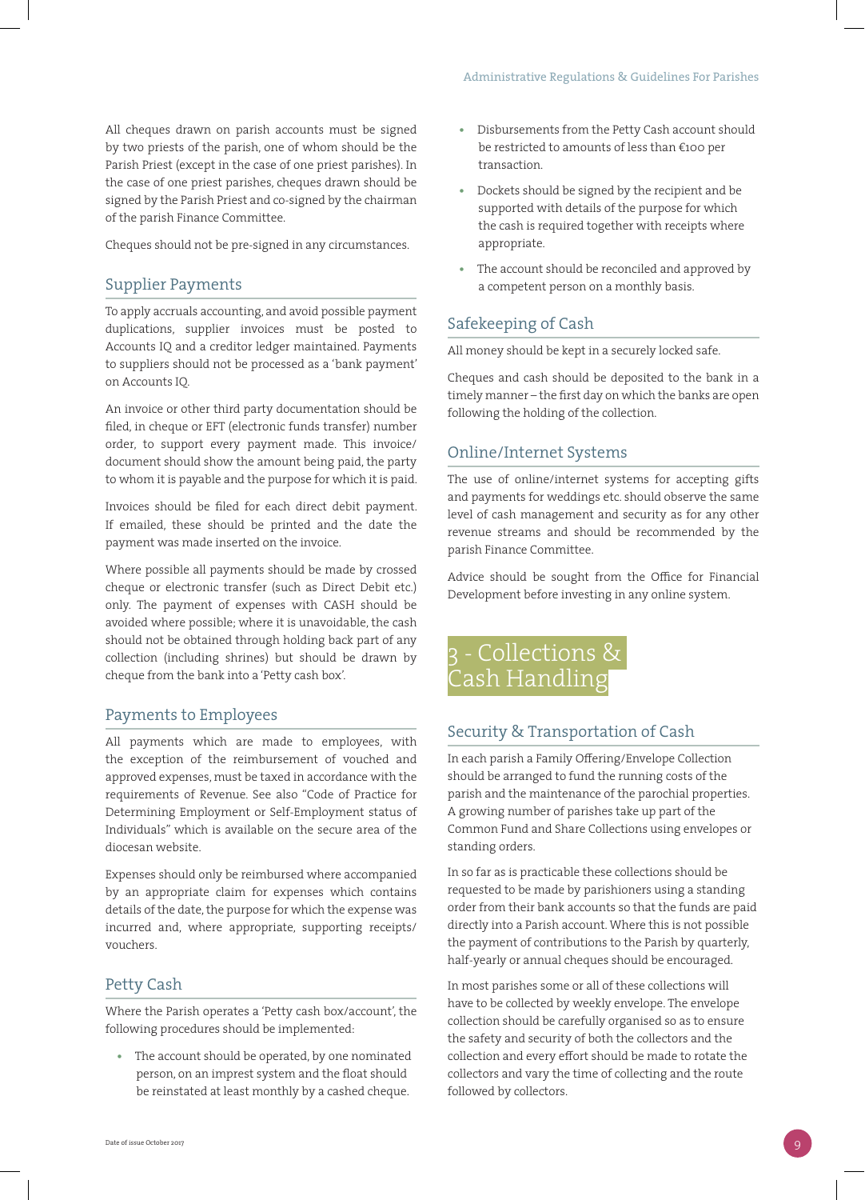All cheques drawn on parish accounts must be signed by two priests of the parish, one of whom should be the Parish Priest (except in the case of one priest parishes). In the case of one priest parishes, cheques drawn should be signed by the Parish Priest and co-signed by the chairman of the parish Finance Committee.

Cheques should not be pre-signed in any circumstances.

### Supplier Payments

To apply accruals accounting, and avoid possible payment duplications, supplier invoices must be posted to Accounts IQ and a creditor ledger maintained. Payments to suppliers should not be processed as a 'bank payment' on Accounts IQ.

An invoice or other third party documentation should be filed, in cheque or EFT (electronic funds transfer) number order, to support every payment made. This invoice/document should show the amount being paid, the party to whom it is payable and the purpose for which it is paid.

Invoices should be filed for each direct debit payment. If emailed, these should be printed and the date the payment was made inserted on the invoice.

Where possible all payments should be made by crossed cheque or electronic transfer (such as Direct Debit etc.) only. The payment of expenses with CASH should be avoided where possible; where it is unavoidable, the cash should not be obtained through holding back part of any collection (including shrines) but should be drawn by cheque from the bank into a 'Petty cash box'.

### Payments to Employees

All payments which are made to employees, with the exception of the reimbursement of vouched and approved expenses, must be taxed in accordance with the requirements of Revenue. See also "Code of Practice for Determining Employment or Self-Employment status of Individuals" which is available on the secure area of the diocesan website.

Expenses should only be reimbursed where accompanied by an appropriate claim for expenses which contains details of the date, the purpose for which the expense was incurred and, where appropriate, supporting receipts/vouchers.

### Petty Cash

Where the Parish operates a 'Petty cash box/account', the following procedures should be implemented:

- The account should be operated, by one nominated person, on an imprest system and the float should be reinstated at least monthly by a cashed cheque.
- Disbursements from the Petty Cash account should be restricted to amounts of less than €100 per transaction.
- Dockets should be signed by the recipient and be supported with details of the purpose for which the cash is required together with receipts where appropriate.
- The account should be reconciled and approved by a competent person on a monthly basis.

### Safekeeping of Cash

All money should be kept in a securely locked safe.

Cheques and cash should be deposited to the bank in a timely manner – the first day on which the banks are open following the holding of the collection.

### Online/Internet Systems

The use of online/internet systems for accepting gifts and payments for weddings etc. should observe the same level of cash management and security as for any other revenue streams and should be recommended by the parish Finance Committee.

Advice should be sought from the Office for Financial Development before investing in any online system.

## 3 - Collections & Cash Handling

### Security & Transportation of Cash

In each parish a Family Offering/Envelope Collection should be arranged to fund the running costs of the parish and the maintenance of the parochial properties. A growing number of parishes take up part of the Common Fund and Share Collections using envelopes or standing orders.

In so far as is practicable these collections should be requested to be made by parishioners using a standing order from their bank accounts so that the funds are paid directly into a Parish account. Where this is not possible the payment of contributions to the Parish by quarterly, half-yearly or annual cheques should be encouraged.

In most parishes some or all of these collections will have to be collected by weekly envelope. The envelope collection should be carefully organised so as to ensure the safety and security of both the collectors and the collection and every effort should be made to rotate the collectors and vary the time of collecting and the route followed by collectors.

Date of issue October 2017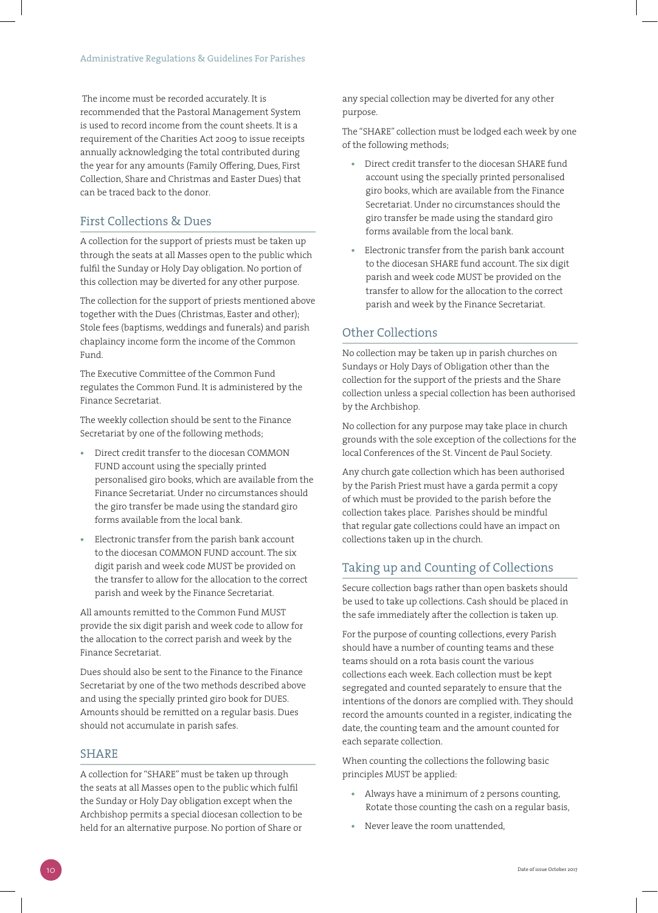The income must be recorded accurately. It is recommended that the Pastoral Management System is used to record income from the count sheets. It is a requirement of the Charities Act 2009 to issue receipts annually acknowledging the total contributed during the year for any amounts (Family Offering, Dues, First Collection, Share and Christmas and Easter Dues) that can be traced back to the donor.

## First Collections & Dues

A collection for the support of priests must be taken up through the seats at all Masses open to the public which fulfil the Sunday or Holy Day obligation. No portion of this collection may be diverted for any other purpose.

The collection for the support of priests mentioned above together with the Dues (Christmas, Easter and other); Stole fees (baptisms, weddings and funerals) and parish chaplaincy income form the income of the Common Fund.

The Executive Committee of the Common Fund regulates the Common Fund. It is administered by the Finance Secretariat.

The weekly collection should be sent to the Finance Secretariat by one of the following methods;

- Direct credit transfer to the diocesan COMMON FUND account using the specially printed personalised giro books, which are available from the Finance Secretariat. Under no circumstances should the giro transfer be made using the standard giro forms available from the local bank.
- Electronic transfer from the parish bank account to the diocesan COMMON FUND account. The six digit parish and week code MUST be provided on the transfer to allow for the allocation to the correct parish and week by the Finance Secretariat.

All amounts remitted to the Common Fund MUST provide the six digit parish and week code to allow for the allocation to the correct parish and week by the Finance Secretariat.

Dues should also be sent to the Finance to the Finance Secretariat by one of the two methods described above and using the specially printed giro book for DUES. Amounts should be remitted on a regular basis. Dues should not accumulate in parish safes.

## SHARE

A collection for "SHARE" must be taken up through the seats at all Masses open to the public which fulfil the Sunday or Holy Day obligation except when the Archbishop permits a special diocesan collection to be held for an alternative purpose. No portion of Share or any special collection may be diverted for any other purpose.

The "SHARE" collection must be lodged each week by one of the following methods;

- Direct credit transfer to the diocesan SHARE fund account using the specially printed personalised giro books, which are available from the Finance Secretariat. Under no circumstances should the giro transfer be made using the standard giro forms available from the local bank.
- Electronic transfer from the parish bank account to the diocesan SHARE fund account. The six digit parish and week code MUST be provided on the transfer to allow for the allocation to the correct parish and week by the Finance Secretariat.

## Other Collections

No collection may be taken up in parish churches on Sundays or Holy Days of Obligation other than the collection for the support of the priests and the Share collection unless a special collection has been authorised by the Archbishop.

No collection for any purpose may take place in church grounds with the sole exception of the collections for the local Conferences of the St. Vincent de Paul Society.

Any church gate collection which has been authorised by the Parish Priest must have a garda permit a copy of which must be provided to the parish before the collection takes place. Parishes should be mindful that regular gate collections could have an impact on collections taken up in the church.

## Taking up and Counting of Collections

Secure collection bags rather than open baskets should be used to take up collections. Cash should be placed in the safe immediately after the collection is taken up.

For the purpose of counting collections, every Parish should have a number of counting teams and these teams should on a rota basis count the various collections each week. Each collection must be kept segregated and counted separately to ensure that the intentions of the donors are complied with. They should record the amounts counted in a register, indicating the date, the counting team and the amount counted for each separate collection.

When counting the collections the following basic principles MUST be applied:

- Always have a minimum of 2 persons counting, Rotate those counting the cash on a regular basis,
- Never leave the room unattended,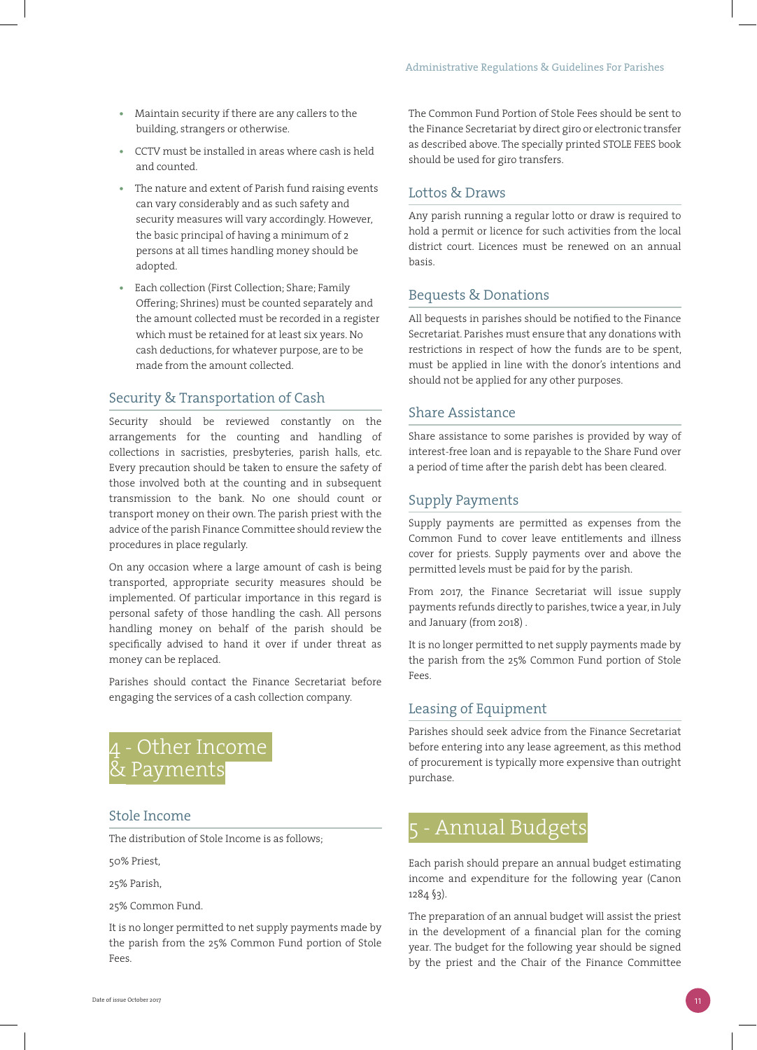- Maintain security if there are any callers to the building, strangers or otherwise.
- CCTV must be installed in areas where cash is held and counted.
- The nature and extent of Parish fund raising events can vary considerably and as such safety and security measures will vary accordingly. However, the basic principal of having a minimum of 2 persons at all times handling money should be adopted.
- Each collection (First Collection; Share; Family Offering; Shrines) must be counted separately and the amount collected must be recorded in a register which must be retained for at least six years. No cash deductions, for whatever purpose, are to be made from the amount collected.

### Security & Transportation of Cash

Security should be reviewed constantly on the arrangements for the counting and handling of collections in sacristies, presbyteries, parish halls, etc. Every precaution should be taken to ensure the safety of those involved both at the counting and in subsequent transmission to the bank. No one should count or transport money on their own. The parish priest with the advice of the parish Finance Committee should review the procedures in place regularly.

On any occasion where a large amount of cash is being transported, appropriate security measures should be implemented. Of particular importance in this regard is personal safety of those handling the cash. All persons handling money on behalf of the parish should be specifically advised to hand it over if under threat as money can be replaced.

Parishes should contact the Finance Secretariat before engaging the services of a cash collection company.

## 4 - Other Income & Payments

### Stole Income

The distribution of Stole Income is as follows;

50% Priest,

25% Parish,

25% Common Fund.

It is no longer permitted to net supply payments made by the parish from the 25% Common Fund portion of Stole Fees.

The Common Fund Portion of Stole Fees should be sent to the Finance Secretariat by direct giro or electronic transfer as described above. The specially printed STOLE FEES book should be used for giro transfers.

### Lottos & Draws

Any parish running a regular lotto or draw is required to hold a permit or licence for such activities from the local district court. Licences must be renewed on an annual basis.

### Bequests & Donations

All bequests in parishes should be notified to the Finance Secretariat. Parishes must ensure that any donations with restrictions in respect of how the funds are to be spent, must be applied in line with the donor's intentions and should not be applied for any other purposes.

### Share Assistance

Share assistance to some parishes is provided by way of interest-free loan and is repayable to the Share Fund over a period of time after the parish debt has been cleared.

### Supply Payments

Supply payments are permitted as expenses from the Common Fund to cover leave entitlements and illness cover for priests. Supply payments over and above the permitted levels must be paid for by the parish.

From 2017, the Finance Secretariat will issue supply payments refunds directly to parishes, twice a year, in July and January (from 2018) .

It is no longer permitted to net supply payments made by the parish from the 25% Common Fund portion of Stole Fees.

### Leasing of Equipment

Parishes should seek advice from the Finance Secretariat before entering into any lease agreement, as this method of procurement is typically more expensive than outright purchase.

## 5 - Annual Budgets

Each parish should prepare an annual budget estimating income and expenditure for the following year (Canon 1284 §3).

The preparation of an annual budget will assist the priest in the development of a financial plan for the coming year. The budget for the following year should be signed by the priest and the Chair of the Finance Committee

Date of issue October 2017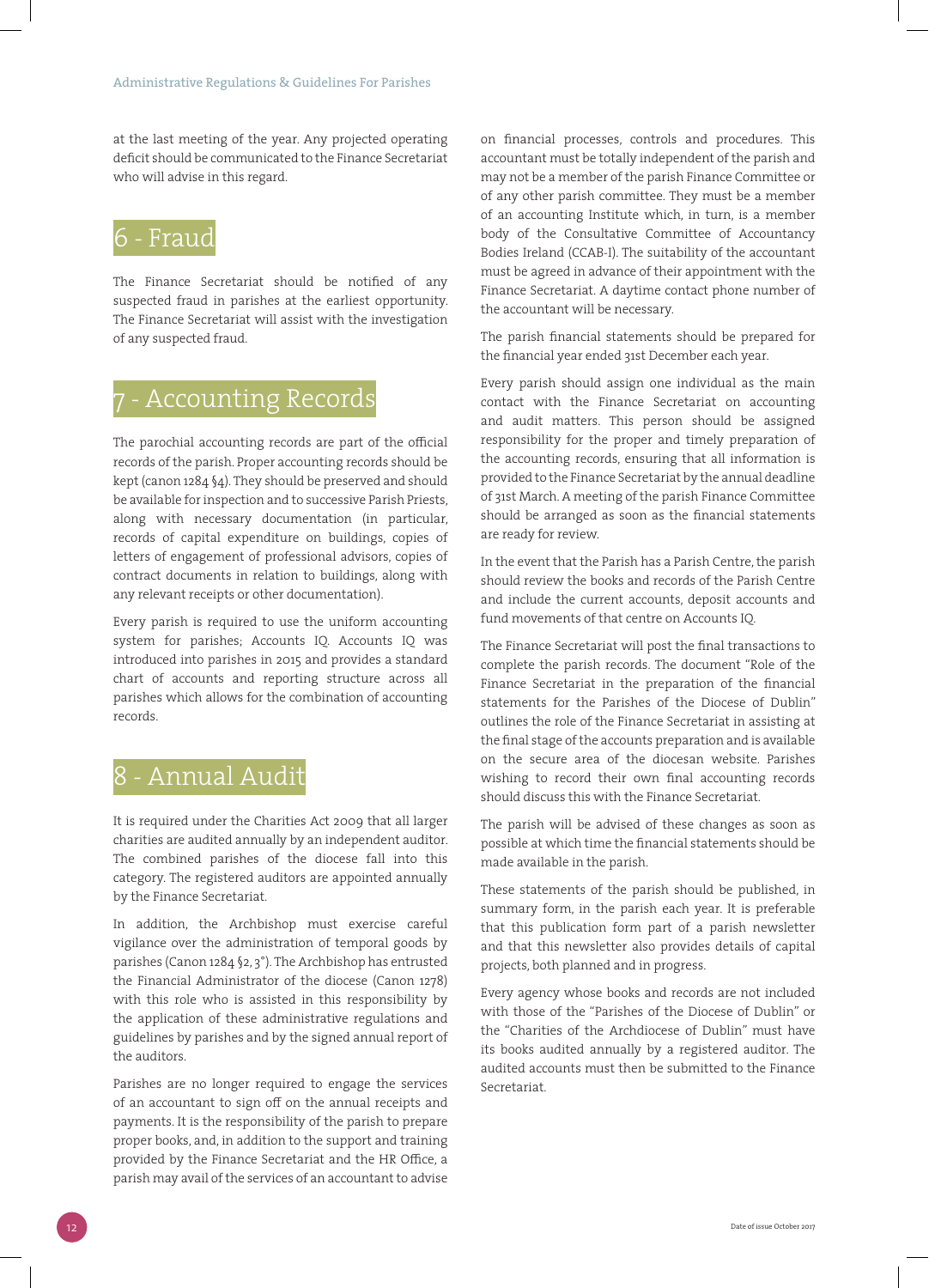at the last meeting of the year. Any projected operating deficit should be communicated to the Finance Secretariat who will advise in this regard.

## 6 - Fraud

The Finance Secretariat should be notified of any suspected fraud in parishes at the earliest opportunity. The Finance Secretariat will assist with the investigation of any suspected fraud.

## 7 - Accounting Records

The parochial accounting records are part of the official records of the parish. Proper accounting records should be kept (canon 1284 §4). They should be preserved and should be available for inspection and to successive Parish Priests, along with necessary documentation (in particular, records of capital expenditure on buildings, copies of letters of engagement of professional advisors, copies of contract documents in relation to buildings, along with any relevant receipts or other documentation).

Every parish is required to use the uniform accounting system for parishes; Accounts IQ. Accounts IQ was introduced into parishes in 2015 and provides a standard chart of accounts and reporting structure across all parishes which allows for the combination of accounting records.

## 8 - Annual Audit

It is required under the Charities Act 2009 that all larger charities are audited annually by an independent auditor. The combined parishes of the diocese fall into this category. The registered auditors are appointed annually by the Finance Secretariat.

In addition, the Archbishop must exercise careful vigilance over the administration of temporal goods by parishes (Canon 1284 §2,3°). The Archbishop has entrusted the Financial Administrator of the diocese (Canon 1278) with this role who is assisted in this responsibility by the application of these administrative regulations and guidelines by parishes and by the signed annual report of the auditors.

Parishes are no longer required to engage the services of an accountant to sign off on the annual receipts and payments. It is the responsibility of the parish to prepare proper books, and, in addition to the support and training provided by the Finance Secretariat and the HR Office, a parish may avail of the services of an accountant to advise on financial processes, controls and procedures. This accountant must be totally independent of the parish and may not be a member of the parish Finance Committee or of any other parish committee. They must be a member of an accounting Institute which, in turn, is a member body of the Consultative Committee of Accountancy Bodies Ireland (CCAB-I). The suitability of the accountant must be agreed in advance of their appointment with the Finance Secretariat. A daytime contact phone number of the accountant will be necessary.

The parish financial statements should be prepared for the financial year ended 31st December each year.

Every parish should assign one individual as the main contact with the Finance Secretariat on accounting and audit matters. This person should be assigned responsibility for the proper and timely preparation of the accounting records, ensuring that all information is provided to the Finance Secretariat by the annual deadline of 31st March. A meeting of the parish Finance Committee should be arranged as soon as the financial statements are ready for review.

In the event that the Parish has a Parish Centre, the parish should review the books and records of the Parish Centre and include the current accounts, deposit accounts and fund movements of that centre on Accounts IQ.

The Finance Secretariat will post the final transactions to complete the parish records. The document "Role of the Finance Secretariat in the preparation of the financial statements for the Parishes of the Diocese of Dublin" outlines the role of the Finance Secretariat in assisting at the final stage of the accounts preparation and is available on the secure area of the diocesan website. Parishes wishing to record their own final accounting records should discuss this with the Finance Secretariat.

The parish will be advised of these changes as soon as possible at which time the financial statements should be made available in the parish.

These statements of the parish should be published, in summary form, in the parish each year. It is preferable that this publication form part of a parish newsletter and that this newsletter also provides details of capital projects, both planned and in progress.

Every agency whose books and records are not included with those of the "Parishes of the Diocese of Dublin" or the "Charities of the Archdiocese of Dublin" must have its books audited annually by a registered auditor. The audited accounts must then be submitted to the Finance Secretariat.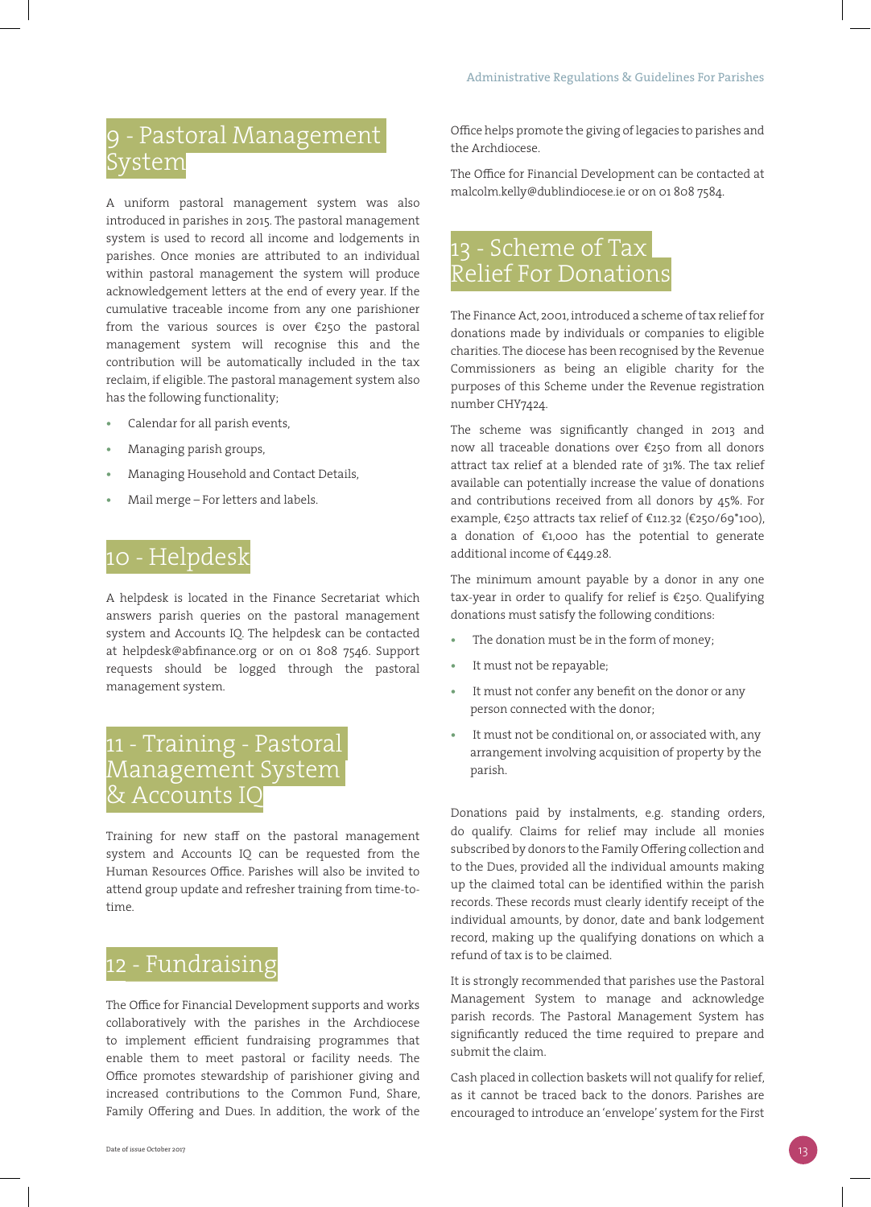## 9 - Pastoral Management System

A uniform pastoral management system was also introduced in parishes in 2015. The pastoral management system is used to record all income and lodgements in parishes. Once monies are attributed to an individual within pastoral management the system will produce acknowledgement letters at the end of every year. If the cumulative traceable income from any one parishioner from the various sources is over €250 the pastoral management system will recognise this and the contribution will be automatically included in the tax reclaim, if eligible. The pastoral management system also has the following functionality;

- Calendar for all parish events,
- Managing parish groups,
- Managing Household and Contact Details,
- Mail merge – For letters and labels.

## 10 - Helpdesk

A helpdesk is located in the Finance Secretariat which answers parish queries on the pastoral management system and Accounts IQ. The helpdesk can be contacted at helpdesk@abfinance.org or on 01 808 7546. Support requests should be logged through the pastoral management system.

## 11 - Training - Pastoral Management System & Accounts IQ

Training for new staff on the pastoral management system and Accounts IQ can be requested from the Human Resources Office. Parishes will also be invited to attend group update and refresher training from time-to-time.

## 12 - Fundraising

The Office for Financial Development supports and works collaboratively with the parishes in the Archdiocese to implement efficient fundraising programmes that enable them to meet pastoral or facility needs. The Office promotes stewardship of parishioner giving and increased contributions to the Common Fund, Share, Family Offering and Dues. In addition, the work of the Office helps promote the giving of legacies to parishes and the Archdiocese.

The Office for Financial Development can be contacted at malcolm.kelly@dublindiocese.ie or on 01 808 7584.

## 13 - Scheme of Tax Relief For Donations

The Finance Act, 2001, introduced a scheme of tax relief for donations made by individuals or companies to eligible charities. The diocese has been recognised by the Revenue Commissioners as being an eligible charity for the purposes of this Scheme under the Revenue registration number CHY7424.

The scheme was significantly changed in 2013 and now all traceable donations over €250 from all donors attract tax relief at a blended rate of 31%. The tax relief available can potentially increase the value of donations and contributions received from all donors by 45%. For example, €250 attracts tax relief of €112.32 (€250/69*100), a donation of €1,000 has the potential to generate additional income of €449.28.

The minimum amount payable by a donor in any one tax-year in order to qualify for relief is €250. Qualifying donations must satisfy the following conditions:

- The donation must be in the form of money;
- It must not be repayable;
- It must not confer any benefit on the donor or any person connected with the donor;
- It must not be conditional on, or associated with, any arrangement involving acquisition of property by the parish.

Donations paid by instalments, e.g. standing orders, do qualify. Claims for relief may include all monies subscribed by donors to the Family Offering collection and to the Dues, provided all the individual amounts making up the claimed total can be identified within the parish records. These records must clearly identify receipt of the individual amounts, by donor, date and bank lodgement record, making up the qualifying donations on which a refund of tax is to be claimed.

It is strongly recommended that parishes use the Pastoral Management System to manage and acknowledge parish records. The Pastoral Management System has significantly reduced the time required to prepare and submit the claim.

Cash placed in collection baskets will not qualify for relief, as it cannot be traced back to the donors. Parishes are encouraged to introduce an 'envelope' system for the First

Date of issue October 2017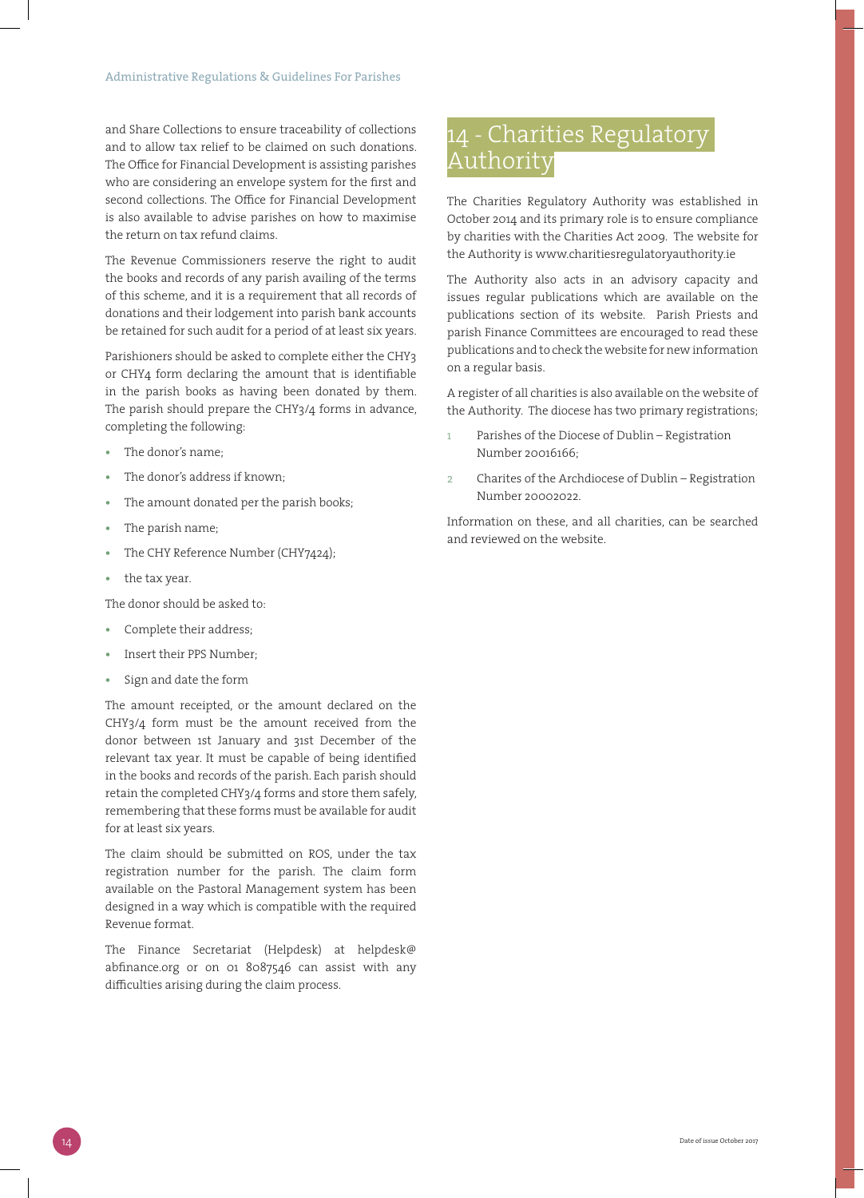and Share Collections to ensure traceability of collections and to allow tax relief to be claimed on such donations. The Office for Financial Development is assisting parishes who are considering an envelope system for the first and second collections. The Office for Financial Development is also available to advise parishes on how to maximise the return on tax refund claims.

The Revenue Commissioners reserve the right to audit the books and records of any parish availing of the terms of this scheme, and it is a requirement that all records of donations and their lodgement into parish bank accounts be retained for such audit for a period of at least six years.

Parishioners should be asked to complete either the CHY3 or CHY4 form declaring the amount that is identifiable in the parish books as having been donated by them. The parish should prepare the CHY3/4 forms in advance, completing the following:

- The donor's name;
- The donor's address if known;
- The amount donated per the parish books;
- The parish name;
- The CHY Reference Number (CHY7424);
- the tax year.

The donor should be asked to:

- Complete their address;
- Insert their PPS Number;
- Sign and date the form

The amount receipted, or the amount declared on the CHY3/4 form must be the amount received from the donor between 1st January and 31st December of the relevant tax year. It must be capable of being identified in the books and records of the parish. Each parish should retain the completed CHY3/4 forms and store them safely, remembering that these forms must be available for audit for at least six years.

The claim should be submitted on ROS, under the tax registration number for the parish. The claim form available on the Pastoral Management system has been designed in a way which is compatible with the required Revenue format.

The Finance Secretariat (Helpdesk) at helpdesk@abfinance.org or on 01 8087546 can assist with any difficulties arising during the claim process.

# 14 - Charities Regulatory Authority

The Charities Regulatory Authority was established in October 2014 and its primary role is to ensure compliance by charities with the Charities Act 2009. The website for the Authority is www.charitiesregulatoryauthority.ie

The Authority also acts in an advisory capacity and issues regular publications which are available on the publications section of its website. Parish Priests and parish Finance Committees are encouraged to read these publications and to check the website for new information on a regular basis.

A register of all charities is also available on the website of the Authority. The diocese has two primary registrations;

1. Parishes of the Diocese of Dublin – Registration Number 20016166;
2. Charites of the Archdiocese of Dublin – Registration Number 20002022.

Information on these, and all charities, can be searched and reviewed on the website.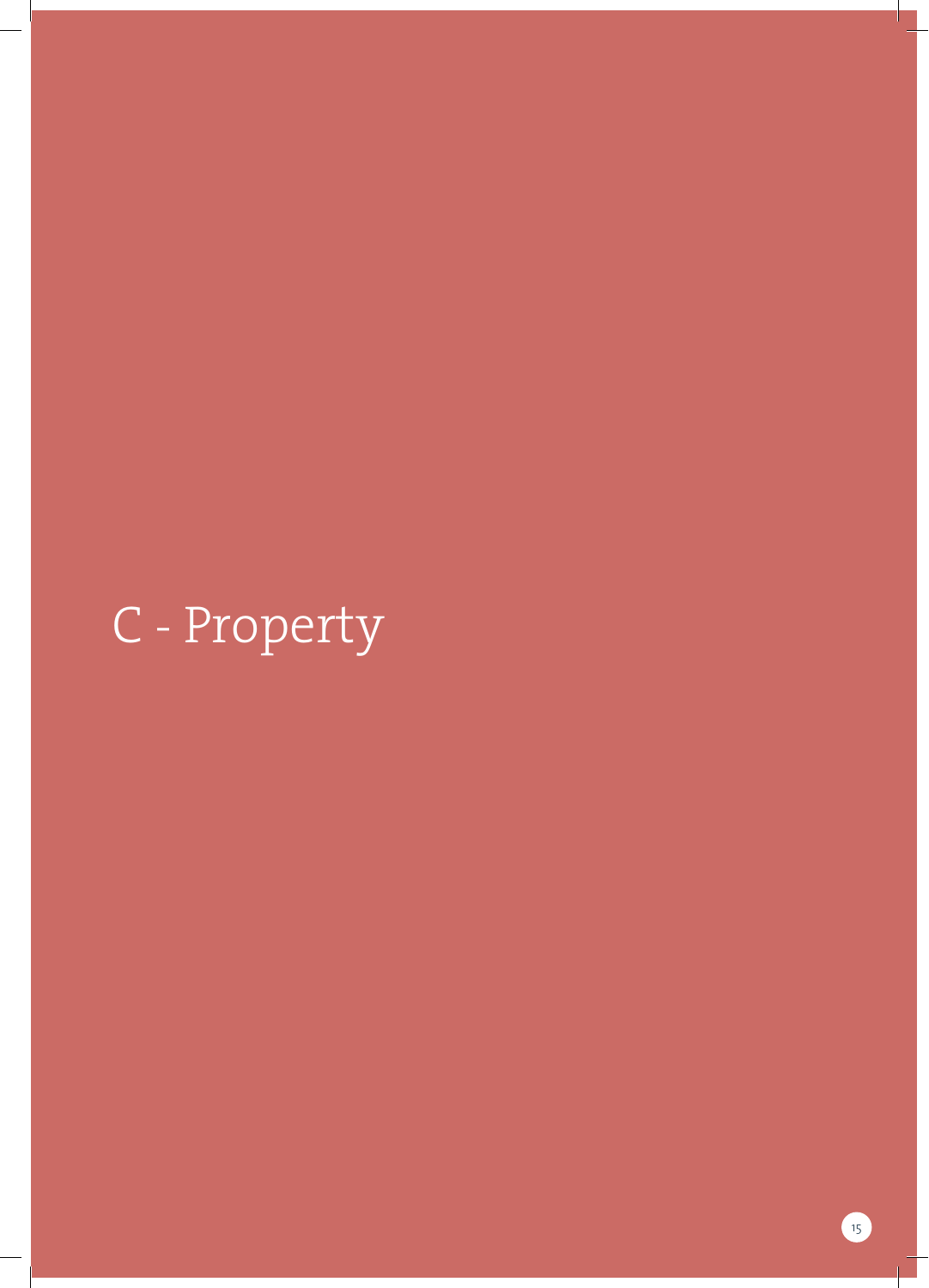# C - Property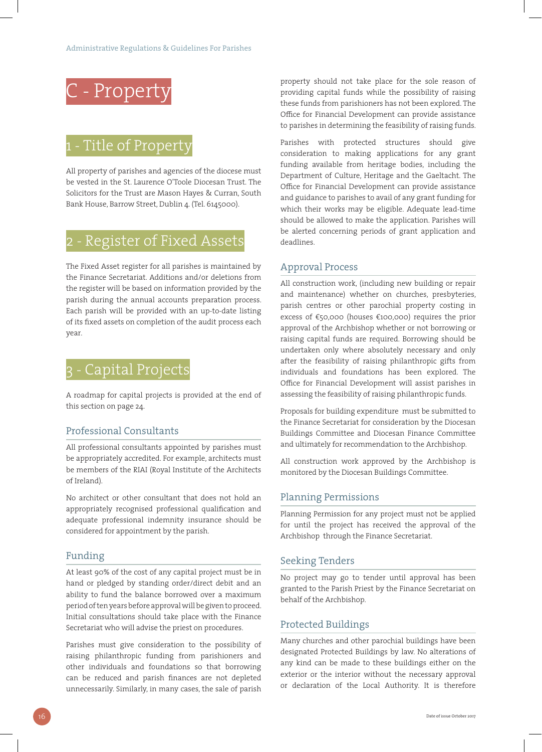# C - Property

## 1 - Title of Property

All property of parishes and agencies of the diocese must be vested in the St. Laurence O'Toole Diocesan Trust. The Solicitors for the Trust are Mason Hayes & Curran, South Bank House, Barrow Street, Dublin 4. (Tel. 6145000).

## 2 - Register of Fixed Assets

The Fixed Asset register for all parishes is maintained by the Finance Secretariat. Additions and/or deletions from the register will be based on information provided by the parish during the annual accounts preparation process. Each parish will be provided with an up-to-date listing of its fixed assets on completion of the audit process each year.

## 3 - Capital Projects

A roadmap for capital projects is provided at the end of this section on page 24.

### Professional Consultants

All professional consultants appointed by parishes must be appropriately accredited. For example, architects must be members of the RIAI (Royal Institute of the Architects of Ireland).

No architect or other consultant that does not hold an appropriately recognised professional qualification and adequate professional indemnity insurance should be considered for appointment by the parish.

### Funding

At least 90% of the cost of any capital project must be in hand or pledged by standing order/direct debit and an ability to fund the balance borrowed over a maximum period of ten years before approval will be given to proceed. Initial consultations should take place with the Finance Secretariat who will advise the priest on procedures.

Parishes must give consideration to the possibility of raising philanthropic funding from parishioners and other individuals and foundations so that borrowing can be reduced and parish finances are not depleted unnecessarily. Similarly, in many cases, the sale of parish property should not take place for the sole reason of providing capital funds while the possibility of raising these funds from parishioners has not been explored. The Office for Financial Development can provide assistance to parishes in determining the feasibility of raising funds.

Parishes with protected structures should give consideration to making applications for any grant funding available from heritage bodies, including the Department of Culture, Heritage and the Gaeltacht. The Office for Financial Development can provide assistance and guidance to parishes to avail of any grant funding for which their works may be eligible. Adequate lead-time should be allowed to make the application. Parishes will be alerted concerning periods of grant application and deadlines.

### Approval Process

All construction work, (including new building or repair and maintenance) whether on churches, presbyteries, parish centres or other parochial property costing in excess of €50,000 (houses €100,000) requires the prior approval of the Archbishop whether or not borrowing or raising capital funds are required. Borrowing should be undertaken only where absolutely necessary and only after the feasibility of raising philanthropic gifts from individuals and foundations has been explored. The Office for Financial Development will assist parishes in assessing the feasibility of raising philanthropic funds.

Proposals for building expenditure must be submitted to the Finance Secretariat for consideration by the Diocesan Buildings Committee and Diocesan Finance Committee and ultimately for recommendation to the Archbishop.

All construction work approved by the Archbishop is monitored by the Diocesan Buildings Committee.

### Planning Permissions

Planning Permission for any project must not be applied for until the project has received the approval of the Archbishop through the Finance Secretariat.

### Seeking Tenders

No project may go to tender until approval has been granted to the Parish Priest by the Finance Secretariat on behalf of the Archbishop.

### Protected Buildings

Many churches and other parochial buildings have been designated Protected Buildings by law. No alterations of any kind can be made to these buildings either on the exterior or the interior without the necessary approval or declaration of the Local Authority. It is therefore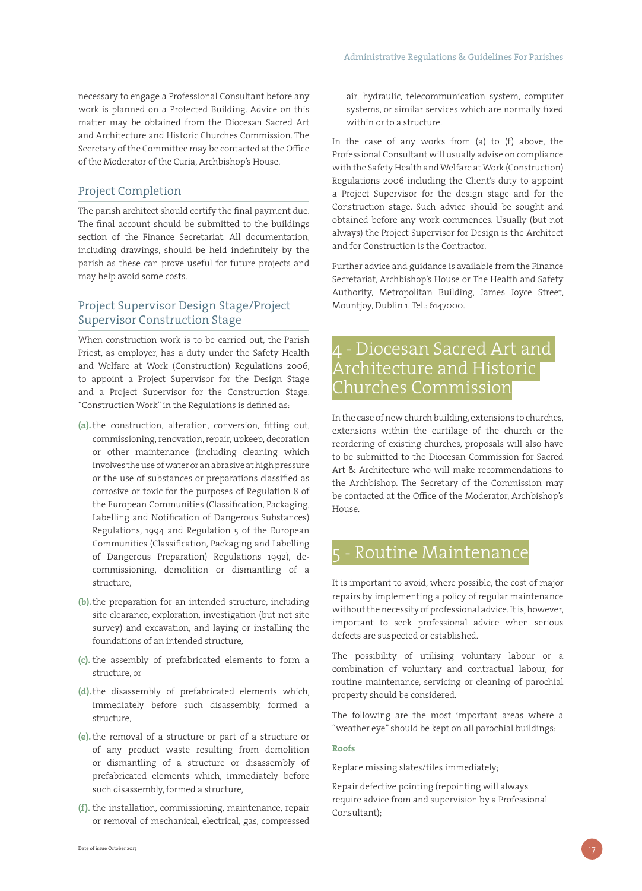necessary to engage a Professional Consultant before any work is planned on a Protected Building. Advice on this matter may be obtained from the Diocesan Sacred Art and Architecture and Historic Churches Commission. The Secretary of the Committee may be contacted at the Office of the Moderator of the Curia, Archbishop's House.

### Project Completion

The parish architect should certify the final payment due. The final account should be submitted to the buildings section of the Finance Secretariat. All documentation, including drawings, should be held indefinitely by the parish as these can prove useful for future projects and may help avoid some costs.

### Project Supervisor Design Stage/Project Supervisor Construction Stage

When construction work is to be carried out, the Parish Priest, as employer, has a duty under the Safety Health and Welfare at Work (Construction) Regulations 2006, to appoint a Project Supervisor for the Design Stage and a Project Supervisor for the Construction Stage. "Construction Work" in the Regulations is defined as:

**(a).** the construction, alteration, conversion, fitting out, commissioning, renovation, repair, upkeep, decoration or other maintenance (including cleaning which involves the use of water or an abrasive at high pressure or the use of substances or preparations classified as corrosive or toxic for the purposes of Regulation 8 of the European Communities (Classification, Packaging, Labelling and Notification of Dangerous Substances) Regulations, 1994 and Regulation 5 of the European Communities (Classification, Packaging and Labelling of Dangerous Preparation) Regulations 1992), de-commissioning, demolition or dismantling of a structure,

**(b).** the preparation for an intended structure, including site clearance, exploration, investigation (but not site survey) and excavation, and laying or installing the foundations of an intended structure,

**(c).** the assembly of prefabricated elements to form a structure, or

**(d).** the disassembly of prefabricated elements which, immediately before such disassembly, formed a structure,

**(e).** the removal of a structure or part of a structure or of any product waste resulting from demolition or dismantling of a structure or disassembly of prefabricated elements which, immediately before such disassembly, formed a structure,

**(f).** the installation, commissioning, maintenance, repair or removal of mechanical, electrical, gas, compressed air, hydraulic, telecommunication system, computer systems, or similar services which are normally fixed within or to a structure.

In the case of any works from (a) to (f) above, the Professional Consultant will usually advise on compliance with the Safety Health and Welfare at Work (Construction) Regulations 2006 including the Client's duty to appoint a Project Supervisor for the design stage and for the Construction stage. Such advice should be sought and obtained before any work commences. Usually (but not always) the Project Supervisor for Design is the Architect and for Construction is the Contractor.

Further advice and guidance is available from the Finance Secretariat, Archbishop's House or The Health and Safety Authority, Metropolitan Building, James Joyce Street, Mountjoy, Dublin 1. Tel.: 6147000.

## 4 - Diocesan Sacred Art and Architecture and Historic Churches Commission

In the case of new church building, extensions to churches, extensions within the curtilage of the church or the reordering of existing churches, proposals will also have to be submitted to the Diocesan Commission for Sacred Art & Architecture who will make recommendations to the Archbishop. The Secretary of the Commission may be contacted at the Office of the Moderator, Archbishop's House.

## 5 - Routine Maintenance

It is important to avoid, where possible, the cost of major repairs by implementing a policy of regular maintenance without the necessity of professional advice. It is, however, important to seek professional advice when serious defects are suspected or established.

The possibility of utilising voluntary labour or a combination of voluntary and contractual labour, for routine maintenance, servicing or cleaning of parochial property should be considered.

The following are the most important areas where a "weather eye" should be kept on all parochial buildings:

**Roofs**

Replace missing slates/tiles immediately;

Repair defective pointing (repointing will always require advice from and supervision by a Professional Consultant);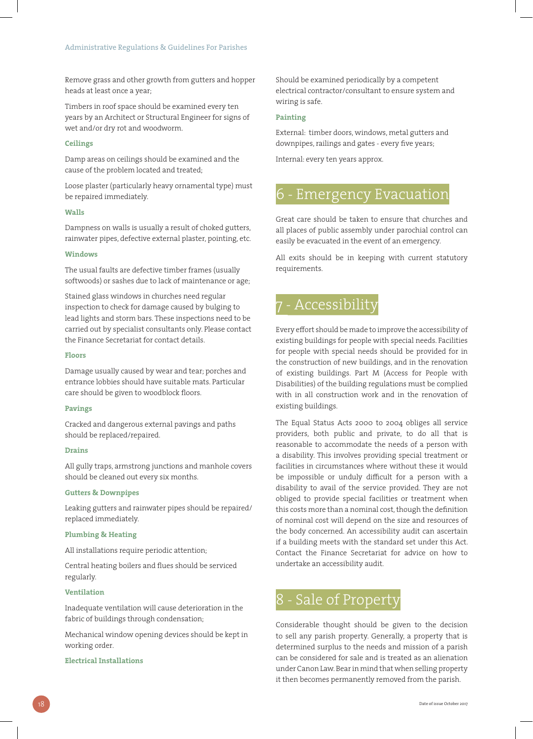Remove grass and other growth from gutters and hopper heads at least once a year;

Timbers in roof space should be examined every ten years by an Architect or Structural Engineer for signs of wet and/or dry rot and woodworm.

### Ceilings

Damp areas on ceilings should be examined and the cause of the problem located and treated;

Loose plaster (particularly heavy ornamental type) must be repaired immediately.

### Walls

Dampness on walls is usually a result of choked gutters, rainwater pipes, defective external plaster, pointing, etc.

### Windows

The usual faults are defective timber frames (usually softwoods) or sashes due to lack of maintenance or age;

Stained glass windows in churches need regular inspection to check for damage caused by bulging to lead lights and storm bars. These inspections need to be carried out by specialist consultants only. Please contact the Finance Secretariat for contact details.

### Floors

Damage usually caused by wear and tear; porches and entrance lobbies should have suitable mats. Particular care should be given to woodblock floors.

### Pavings

Cracked and dangerous external pavings and paths should be replaced/repaired.

### Drains

All gully traps, armstrong junctions and manhole covers should be cleaned out every six months.

### Gutters & Downpipes

Leaking gutters and rainwater pipes should be repaired/ replaced immediately.

### Plumbing & Heating

All installations require periodic attention;

Central heating boilers and flues should be serviced regularly.

### Ventilation

Inadequate ventilation will cause deterioration in the fabric of buildings through condensation;

Mechanical window opening devices should be kept in working order.

### Electrical Installations

Should be examined periodically by a competent electrical contractor/consultant to ensure system and wiring is safe.

### Painting

External: timber doors, windows, metal gutters and downpipes, railings and gates - every five years;

Internal: every ten years approx.

## 6 - Emergency Evacuation

Great care should be taken to ensure that churches and all places of public assembly under parochial control can easily be evacuated in the event of an emergency.

All exits should be in keeping with current statutory requirements.

## 7 - Accessibility

Every effort should be made to improve the accessibility of existing buildings for people with special needs. Facilities for people with special needs should be provided for in the construction of new buildings, and in the renovation of existing buildings. Part M (Access for People with Disabilities) of the building regulations must be complied with in all construction work and in the renovation of existing buildings.

The Equal Status Acts 2000 to 2004 obliges all service providers, both public and private, to do all that is reasonable to accommodate the needs of a person with a disability. This involves providing special treatment or facilities in circumstances where without these it would be impossible or unduly difficult for a person with a disability to avail of the service provided. They are not obliged to provide special facilities or treatment when this costs more than a nominal cost, though the definition of nominal cost will depend on the size and resources of the body concerned. An accessibility audit can ascertain if a building meets with the standard set under this Act. Contact the Finance Secretariat for advice on how to undertake an accessibility audit.

## 8 - Sale of Property

Considerable thought should be given to the decision to sell any parish property. Generally, a property that is determined surplus to the needs and mission of a parish can be considered for sale and is treated as an alienation under Canon Law. Bear in mind that when selling property it then becomes permanently removed from the parish.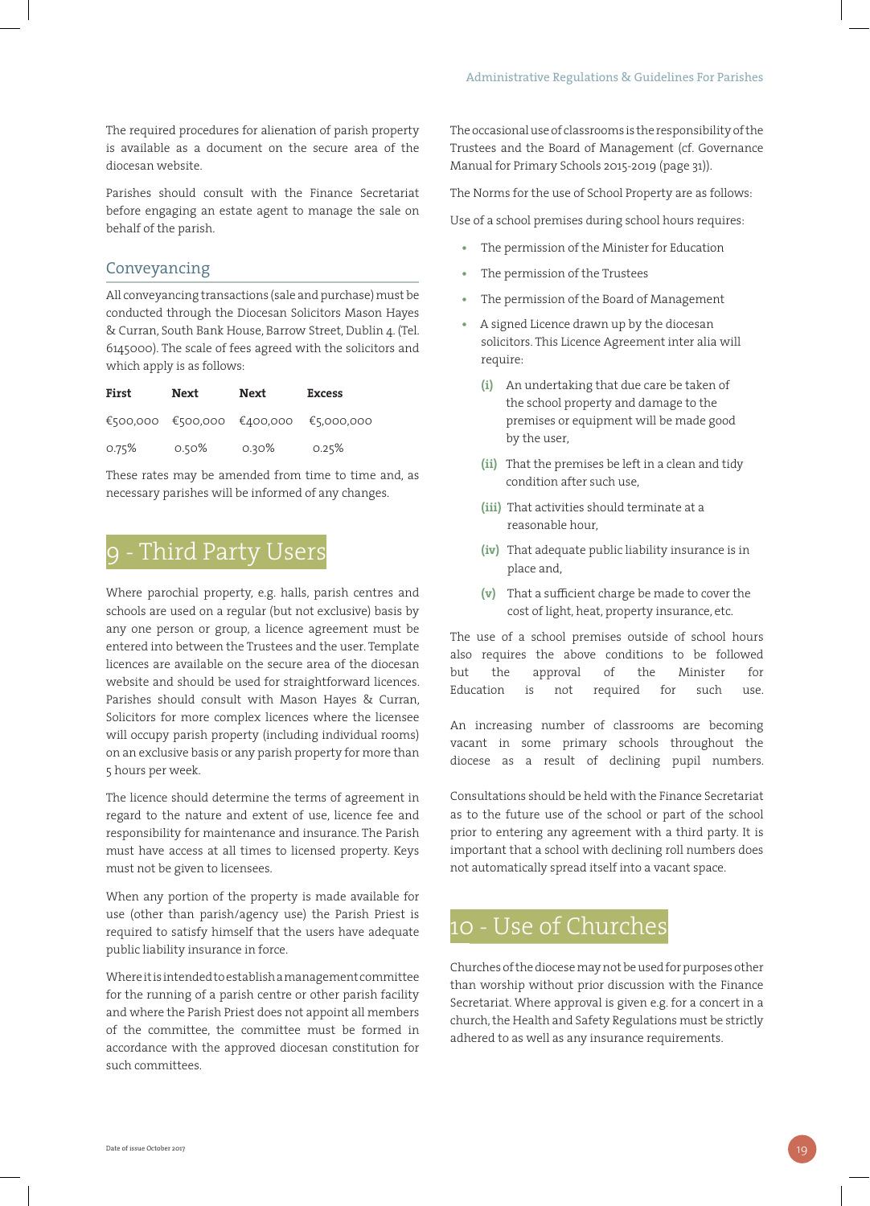The required procedures for alienation of parish property is available as a document on the secure area of the diocesan website.

Parishes should consult with the Finance Secretariat before engaging an estate agent to manage the sale on behalf of the parish.

### Conveyancing

All conveyancing transactions (sale and purchase) must be conducted through the Diocesan Solicitors Mason Hayes & Curran, South Bank House, Barrow Street, Dublin 4. (Tel. 6145000). The scale of fees agreed with the solicitors and which apply is as follows:

| First | Next | Next | Excess |
|---|---|---|---|
| €500,000 | €500,000 | €400,000 | €5,000,000 |
| 0.75% | 0.50% | 0.30% | 0.25% |

These rates may be amended from time to time and, as necessary parishes will be informed of any changes.

## 9 - Third Party Users

Where parochial property, e.g. halls, parish centres and schools are used on a regular (but not exclusive) basis by any one person or group, a licence agreement must be entered into between the Trustees and the user. Template licences are available on the secure area of the diocesan website and should be used for straightforward licences. Parishes should consult with Mason Hayes & Curran, Solicitors for more complex licences where the licensee will occupy parish property (including individual rooms) on an exclusive basis or any parish property for more than 5 hours per week.

The licence should determine the terms of agreement in regard to the nature and extent of use, licence fee and responsibility for maintenance and insurance. The Parish must have access at all times to licensed property. Keys must not be given to licensees.

When any portion of the property is made available for use (other than parish/agency use) the Parish Priest is required to satisfy himself that the users have adequate public liability insurance in force.

Where it is intended to establish a management committee for the running of a parish centre or other parish facility and where the Parish Priest does not appoint all members of the committee, the committee must be formed in accordance with the approved diocesan constitution for such committees.

The occasional use of classrooms is the responsibility of the Trustees and the Board of Management (cf. Governance Manual for Primary Schools 2015-2019 (page 31)).

The Norms for the use of School Property are as follows:

Use of a school premises during school hours requires:

- The permission of the Minister for Education
- The permission of the Trustees
- The permission of the Board of Management
- A signed Licence drawn up by the diocesan solicitors. This Licence Agreement inter alia will require:
  - (i) An undertaking that due care be taken of the school property and damage to the premises or equipment will be made good by the user,
  - (ii) That the premises be left in a clean and tidy condition after such use,
  - (iii) That activities should terminate at a reasonable hour,
  - (iv) That adequate public liability insurance is in place and,
  - (v) That a sufficient charge be made to cover the cost of light, heat, property insurance, etc.

The use of a school premises outside of school hours also requires the above conditions to be followed but the approval of the Minister for Education is not required for such use.

An increasing number of classrooms are becoming vacant in some primary schools throughout the diocese as a result of declining pupil numbers.

Consultations should be held with the Finance Secretariat as to the future use of the school or part of the school prior to entering any agreement with a third party. It is important that a school with declining roll numbers does not automatically spread itself into a vacant space.

## 10 - Use of Churches

Churches of the diocese may not be used for purposes other than worship without prior discussion with the Finance Secretariat. Where approval is given e.g. for a concert in a church, the Health and Safety Regulations must be strictly adhered to as well as any insurance requirements.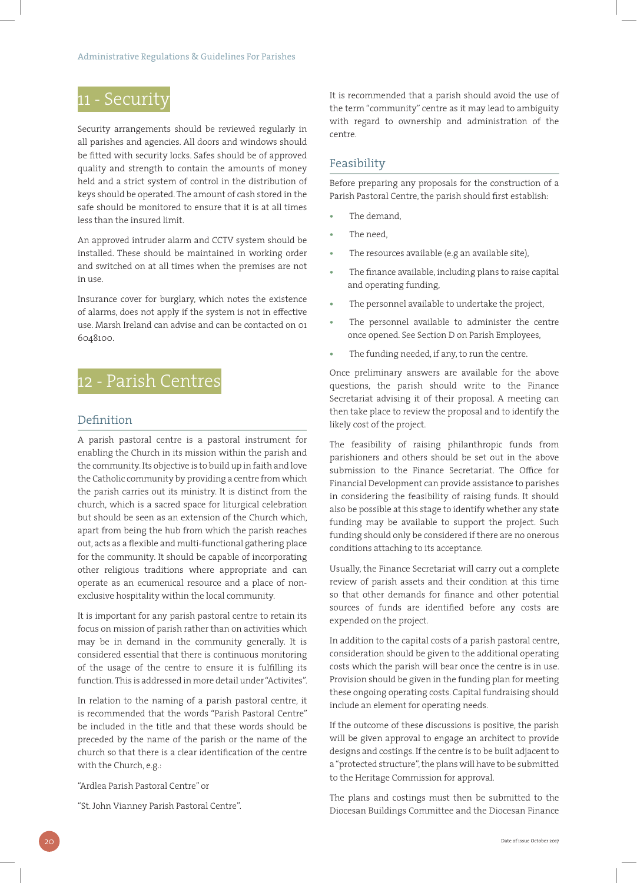## 11 - Security

Security arrangements should be reviewed regularly in all parishes and agencies. All doors and windows should be fitted with security locks. Safes should be of approved quality and strength to contain the amounts of money held and a strict system of control in the distribution of keys should be operated. The amount of cash stored in the safe should be monitored to ensure that it is at all times less than the insured limit.

An approved intruder alarm and CCTV system should be installed. These should be maintained in working order and switched on at all times when the premises are not in use.

Insurance cover for burglary, which notes the existence of alarms, does not apply if the system is not in effective use. Marsh Ireland can advise and can be contacted on 01 6048100.

## 12 - Parish Centres

### Definition

A parish pastoral centre is a pastoral instrument for enabling the Church in its mission within the parish and the community. Its objective is to build up in faith and love the Catholic community by providing a centre from which the parish carries out its ministry. It is distinct from the church, which is a sacred space for liturgical celebration but should be seen as an extension of the Church which, apart from being the hub from which the parish reaches out, acts as a flexible and multi-functional gathering place for the community. It should be capable of incorporating other religious traditions where appropriate and can operate as an ecumenical resource and a place of non-exclusive hospitality within the local community.

It is important for any parish pastoral centre to retain its focus on mission of parish rather than on activities which may be in demand in the community generally. It is considered essential that there is continuous monitoring of the usage of the centre to ensure it is fulfilling its function. This is addressed in more detail under "Activites".

In relation to the naming of a parish pastoral centre, it is recommended that the words "Parish Pastoral Centre" be included in the title and that these words should be preceded by the name of the parish or the name of the church so that there is a clear identification of the centre with the Church, e.g.:

"Ardlea Parish Pastoral Centre" or

"St. John Vianney Parish Pastoral Centre".

It is recommended that a parish should avoid the use of the term "community" centre as it may lead to ambiguity with regard to ownership and administration of the centre.

### Feasibility

Before preparing any proposals for the construction of a Parish Pastoral Centre, the parish should first establish:

- The demand,
- The need,
- The resources available (e.g an available site),
- The finance available, including plans to raise capital and operating funding,
- The personnel available to undertake the project,
- The personnel available to administer the centre once opened. See Section D on Parish Employees,
- The funding needed, if any, to run the centre.

Once preliminary answers are available for the above questions, the parish should write to the Finance Secretariat advising it of their proposal. A meeting can then take place to review the proposal and to identify the likely cost of the project.

The feasibility of raising philanthropic funds from parishioners and others should be set out in the above submission to the Finance Secretariat. The Office for Financial Development can provide assistance to parishes in considering the feasibility of raising funds. It should also be possible at this stage to identify whether any state funding may be available to support the project. Such funding should only be considered if there are no onerous conditions attaching to its acceptance.

Usually, the Finance Secretariat will carry out a complete review of parish assets and their condition at this time so that other demands for finance and other potential sources of funds are identified before any costs are expended on the project.

In addition to the capital costs of a parish pastoral centre, consideration should be given to the additional operating costs which the parish will bear once the centre is in use. Provision should be given in the funding plan for meeting these ongoing operating costs. Capital fundraising should include an element for operating needs.

If the outcome of these discussions is positive, the parish will be given approval to engage an architect to provide designs and costings. If the centre is to be built adjacent to a "protected structure", the plans will have to be submitted to the Heritage Commission for approval.

The plans and costings must then be submitted to the Diocesan Buildings Committee and the Diocesan Finance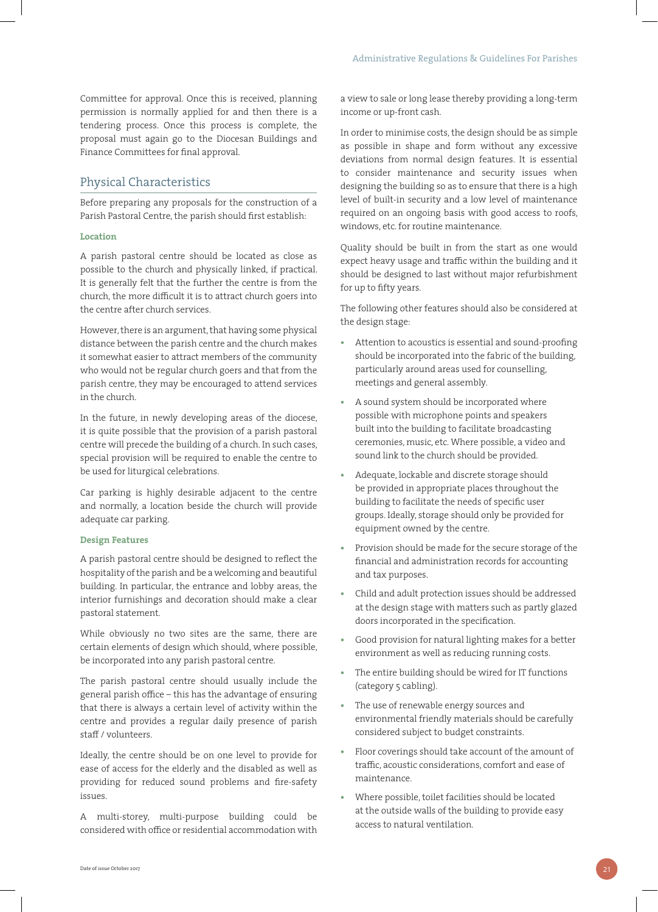Committee for approval. Once this is received, planning permission is normally applied for and then there is a tendering process. Once this process is complete, the proposal must again go to the Diocesan Buildings and Finance Committees for final approval.

## Physical Characteristics

Before preparing any proposals for the construction of a Parish Pastoral Centre, the parish should first establish:

### Location

A parish pastoral centre should be located as close as possible to the church and physically linked, if practical. It is generally felt that the further the centre is from the church, the more difficult it is to attract church goers into the centre after church services.

However, there is an argument, that having some physical distance between the parish centre and the church makes it somewhat easier to attract members of the community who would not be regular church goers and that from the parish centre, they may be encouraged to attend services in the church.

In the future, in newly developing areas of the diocese, it is quite possible that the provision of a parish pastoral centre will precede the building of a church. In such cases, special provision will be required to enable the centre to be used for liturgical celebrations.

Car parking is highly desirable adjacent to the centre and normally, a location beside the church will provide adequate car parking.

### Design Features

A parish pastoral centre should be designed to reflect the hospitality of the parish and be a welcoming and beautiful building. In particular, the entrance and lobby areas, the interior furnishings and decoration should make a clear pastoral statement.

While obviously no two sites are the same, there are certain elements of design which should, where possible, be incorporated into any parish pastoral centre.

The parish pastoral centre should usually include the general parish office – this has the advantage of ensuring that there is always a certain level of activity within the centre and provides a regular daily presence of parish staff / volunteers.

Ideally, the centre should be on one level to provide for ease of access for the elderly and the disabled as well as providing for reduced sound problems and fire-safety issues.

A multi-storey, multi-purpose building could be considered with office or residential accommodation with a view to sale or long lease thereby providing a long-term income or up-front cash.

In order to minimise costs, the design should be as simple as possible in shape and form without any excessive deviations from normal design features. It is essential to consider maintenance and security issues when designing the building so as to ensure that there is a high level of built-in security and a low level of maintenance required on an ongoing basis with good access to roofs, windows, etc. for routine maintenance.

Quality should be built in from the start as one would expect heavy usage and traffic within the building and it should be designed to last without major refurbishment for up to fifty years.

The following other features should also be considered at the design stage:

- Attention to acoustics is essential and sound-proofing should be incorporated into the fabric of the building, particularly around areas used for counselling, meetings and general assembly.
- A sound system should be incorporated where possible with microphone points and speakers built into the building to facilitate broadcasting ceremonies, music, etc. Where possible, a video and sound link to the church should be provided.
- Adequate, lockable and discrete storage should be provided in appropriate places throughout the building to facilitate the needs of specific user groups. Ideally, storage should only be provided for equipment owned by the centre.
- Provision should be made for the secure storage of the financial and administration records for accounting and tax purposes.
- Child and adult protection issues should be addressed at the design stage with matters such as partly glazed doors incorporated in the specification.
- Good provision for natural lighting makes for a better environment as well as reducing running costs.
- The entire building should be wired for IT functions (category 5 cabling).
- The use of renewable energy sources and environmental friendly materials should be carefully considered subject to budget constraints.
- Floor coverings should take account of the amount of traffic, acoustic considerations, comfort and ease of maintenance.
- Where possible, toilet facilities should be located at the outside walls of the building to provide easy access to natural ventilation.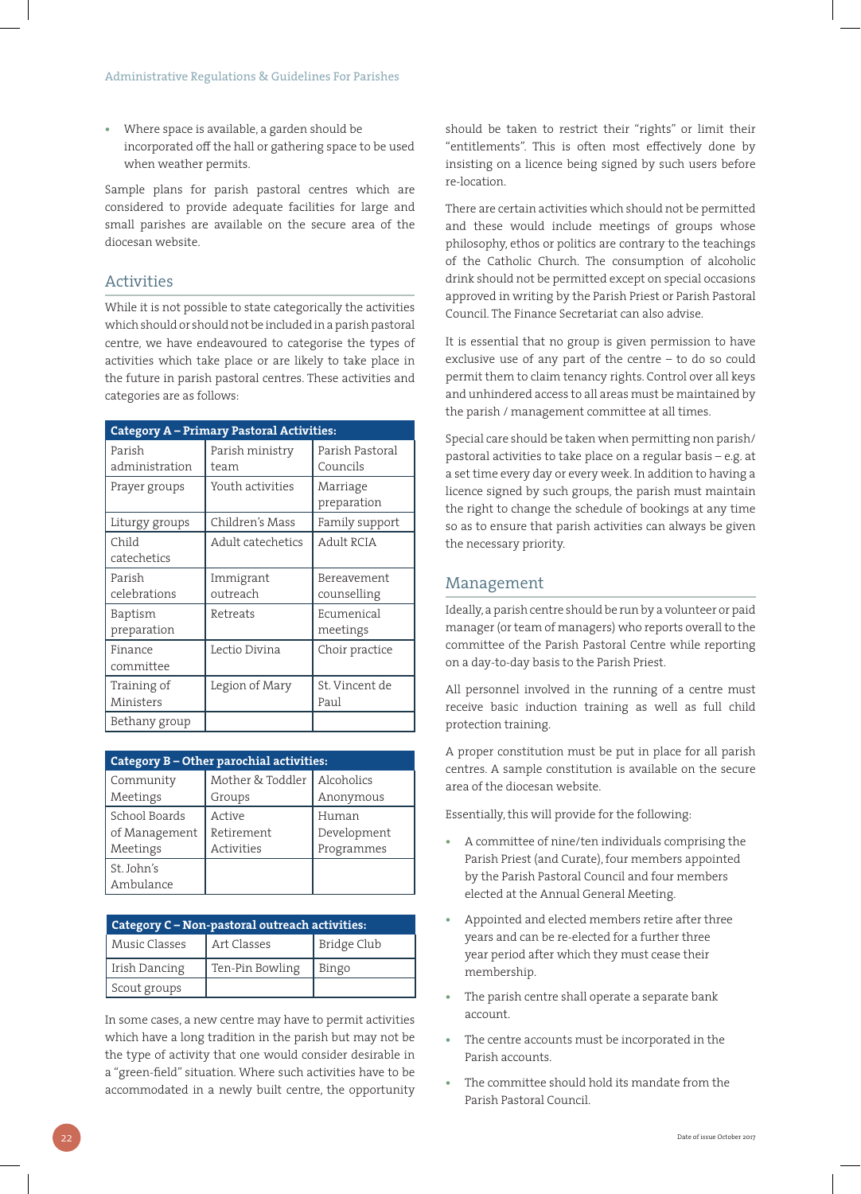- Where space is available, a garden should be incorporated off the hall or gathering space to be used when weather permits.

Sample plans for parish pastoral centres which are considered to provide adequate facilities for large and small parishes are available on the secure area of the diocesan website.

## Activities

While it is not possible to state categorically the activities which should or should not be included in a parish pastoral centre, we have endeavoured to categorise the types of activities which take place or are likely to take place in the future in parish pastoral centres. These activities and categories are as follows:

| **Category A – Primary Pastoral Activities:** | | |
|---|---|---|
| Parish administration | Parish ministry team | Parish Pastoral Councils |
| Prayer groups | Youth activities | Marriage preparation |
| Liturgy groups | Children's Mass | Family support |
| Child catechetics | Adult catechetics | Adult RCIA |
| Parish celebrations | Immigrant outreach | Bereavement counselling |
| Baptism preparation | Retreats | Ecumenical meetings |
| Finance committee | Lectio Divina | Choir practice |
| Training of Ministers | Legion of Mary | St. Vincent de Paul |
| Bethany group | | |

| **Category B – Other parochial activities:** | | |
|---|---|---|
| Community Meetings | Mother & Toddler Groups | Alcoholics Anonymous |
| School Boards of Management Meetings | Active Retirement Activities | Human Development Programmes |
| St. John's Ambulance | | |

| **Category C – Non-pastoral outreach activities:** | | |
|---|---|---|
| Music Classes | Art Classes | Bridge Club |
| Irish Dancing | Ten-Pin Bowling | Bingo |
| Scout groups | | |

In some cases, a new centre may have to permit activities which have a long tradition in the parish but may not be the type of activity that one would consider desirable in a "green-field" situation. Where such activities have to be accommodated in a newly built centre, the opportunity should be taken to restrict their "rights" or limit their "entitlements". This is often most effectively done by insisting on a licence being signed by such users before re-location.

There are certain activities which should not be permitted and these would include meetings of groups whose philosophy, ethos or politics are contrary to the teachings of the Catholic Church. The consumption of alcoholic drink should not be permitted except on special occasions approved in writing by the Parish Priest or Parish Pastoral Council. The Finance Secretariat can also advise.

It is essential that no group is given permission to have exclusive use of any part of the centre – to do so could permit them to claim tenancy rights. Control over all keys and unhindered access to all areas must be maintained by the parish / management committee at all times.

Special care should be taken when permitting non parish/pastoral activities to take place on a regular basis – e.g. at a set time every day or every week. In addition to having a licence signed by such groups, the parish must maintain the right to change the schedule of bookings at any time so as to ensure that parish activities can always be given the necessary priority.

## Management

Ideally, a parish centre should be run by a volunteer or paid manager (or team of managers) who reports overall to the committee of the Parish Pastoral Centre while reporting on a day-to-day basis to the Parish Priest.

All personnel involved in the running of a centre must receive basic induction training as well as full child protection training.

A proper constitution must be put in place for all parish centres. A sample constitution is available on the secure area of the diocesan website.

Essentially, this will provide for the following:

- A committee of nine/ten individuals comprising the Parish Priest (and Curate), four members appointed by the Parish Pastoral Council and four members elected at the Annual General Meeting.
- Appointed and elected members retire after three years and can be re-elected for a further three year period after which they must cease their membership.
- The parish centre shall operate a separate bank account.
- The centre accounts must be incorporated in the Parish accounts.
- The committee should hold its mandate from the Parish Pastoral Council.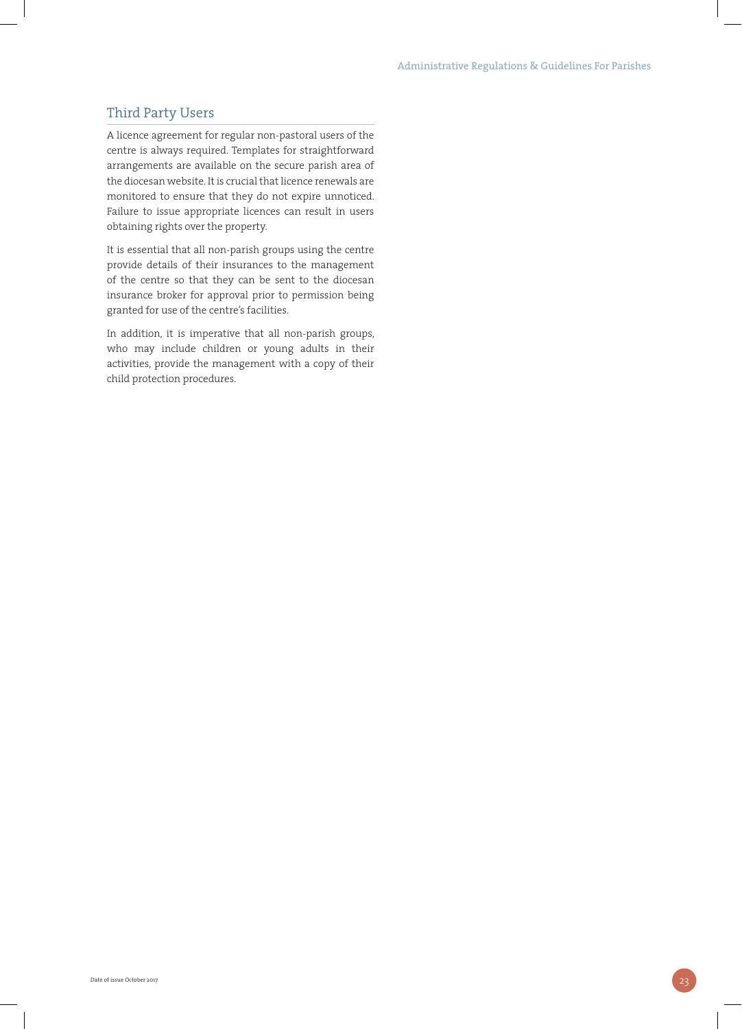## Third Party Users

A licence agreement for regular non-pastoral users of the centre is always required. Templates for straightforward arrangements are available on the secure parish area of the diocesan website. It is crucial that licence renewals are monitored to ensure that they do not expire unnoticed. Failure to issue appropriate licences can result in users obtaining rights over the property.

It is essential that all non-parish groups using the centre provide details of their insurances to the management of the centre so that they can be sent to the diocesan insurance broker for approval prior to permission being granted for use of the centre's facilities.

In addition, it is imperative that all non-parish groups, who may include children or young adults in their activities, provide the management with a copy of their child protection procedures.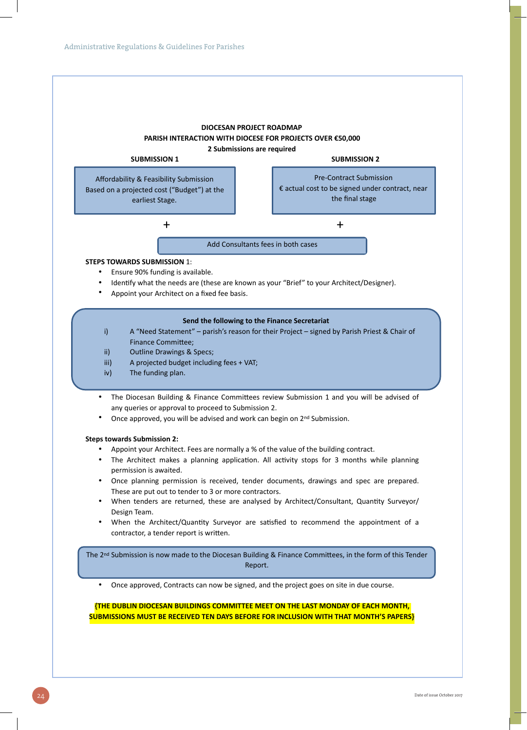**DIOCESAN PROJECT ROADMAP**
**PARISH INTERACTION WITH DIOCESE FOR PROJECTS OVER €50,000**
**2 Submissions are required**

| SUBMISSION 1 | SUBMISSION 2 |
|---|---|
| Affordability & Feasibility Submission Based on a projected cost ("Budget") at the earliest Stage. | Pre-Contract Submission € actual cost to be signed under contract, near the final stage |
| + | + |

Add Consultants fees in both cases

**STEPS TOWARDS SUBMISSION** 1:

- Ensure 90% funding is available.
- Identify what the needs are (these are known as your "Brief" to your Architect/Designer).
- Appoint your Architect on a fixed fee basis.

**Send the following to the Finance Secretariat**

i) A "Need Statement" – parish's reason for their Project – signed by Parish Priest & Chair of Finance Committee;
ii) Outline Drawings & Specs;
iii) A projected budget including fees + VAT;
iv) The funding plan.

- The Diocesan Building & Finance Committees review Submission 1 and you will be advised of any queries or approval to proceed to Submission 2.
- Once approved, you will be advised and work can begin on 2nd Submission.

**Steps towards Submission 2:**

- Appoint your Architect. Fees are normally a % of the value of the building contract.
- The Architect makes a planning application. All activity stops for 3 months while planning permission is awaited.
- Once planning permission is received, tender documents, drawings and spec are prepared. These are put out to tender to 3 or more contractors.
- When tenders are returned, these are analysed by Architect/Consultant, Quantity Surveyor/ Design Team.
- When the Architect/Quantity Surveyor are satisfied to recommend the appointment of a contractor, a tender report is written.

The 2nd Submission is now made to the Diocesan Building & Finance Committees, in the form of this Tender Report.

- Once approved, Contracts can now be signed, and the project goes on site in due course.

**{THE DUBLIN DIOCESAN BUILDINGS COMMITTEE MEET ON THE LAST MONDAY OF EACH MONTH, SUBMISSIONS MUST BE RECEIVED TEN DAYS BEFORE FOR INCLUSION WITH THAT MONTH'S PAPERS}**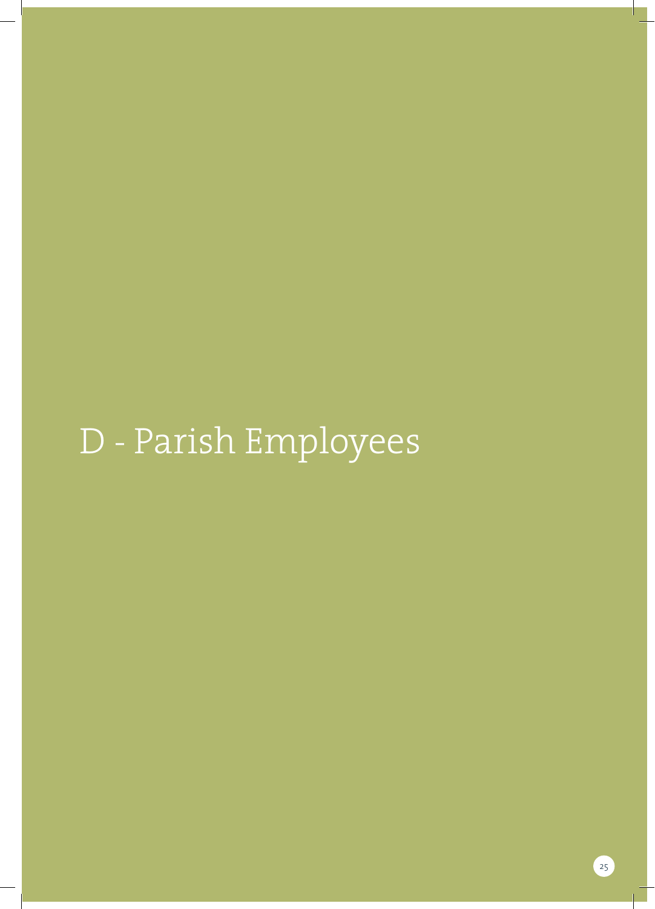# D - Parish Employees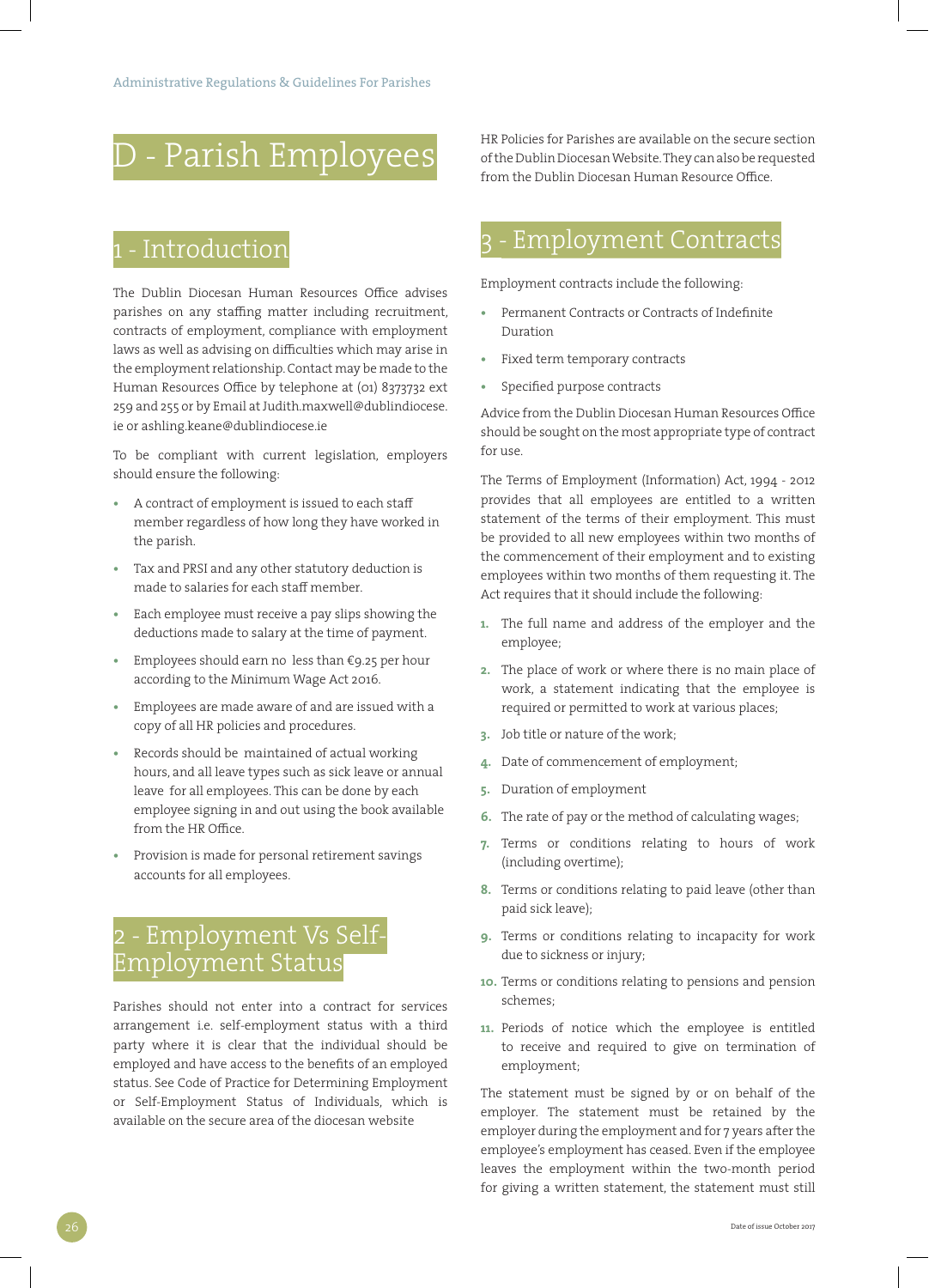# D - Parish Employees

## 1 - Introduction

The Dublin Diocesan Human Resources Office advises parishes on any staffing matter including recruitment, contracts of employment, compliance with employment laws as well as advising on difficulties which may arise in the employment relationship. Contact may be made to the Human Resources Office by telephone at (01) 8373732 ext 259 and 255 or by Email at Judith.maxwell@dublindiocese.ie or ashling.keane@dublindiocese.ie

To be compliant with current legislation, employers should ensure the following:

- A contract of employment is issued to each staff member regardless of how long they have worked in the parish.
- Tax and PRSI and any other statutory deduction is made to salaries for each staff member.
- Each employee must receive a pay slips showing the deductions made to salary at the time of payment.
- Employees should earn no less than €9.25 per hour according to the Minimum Wage Act 2016.
- Employees are made aware of and are issued with a copy of all HR policies and procedures.
- Records should be maintained of actual working hours, and all leave types such as sick leave or annual leave for all employees. This can be done by each employee signing in and out using the book available from the HR Office.
- Provision is made for personal retirement savings accounts for all employees.

## 2 - Employment Vs Self-Employment Status

Parishes should not enter into a contract for services arrangement i.e. self-employment status with a third party where it is clear that the individual should be employed and have access to the benefits of an employed status. See Code of Practice for Determining Employment or Self-Employment Status of Individuals, which is available on the secure area of the diocesan website

HR Policies for Parishes are available on the secure section of the Dublin Diocesan Website. They can also be requested from the Dublin Diocesan Human Resource Office.

## 3 - Employment Contracts

Employment contracts include the following:

- Permanent Contracts or Contracts of Indefinite Duration
- Fixed term temporary contracts
- Specified purpose contracts

Advice from the Dublin Diocesan Human Resources Office should be sought on the most appropriate type of contract for use.

The Terms of Employment (Information) Act, 1994 - 2012 provides that all employees are entitled to a written statement of the terms of their employment. This must be provided to all new employees within two months of the commencement of their employment and to existing employees within two months of them requesting it. The Act requires that it should include the following:

1. The full name and address of the employer and the employee;
2. The place of work or where there is no main place of work, a statement indicating that the employee is required or permitted to work at various places;
3. Job title or nature of the work;
4. Date of commencement of employment;
5. Duration of employment
6. The rate of pay or the method of calculating wages;
7. Terms or conditions relating to hours of work (including overtime);
8. Terms or conditions relating to paid leave (other than paid sick leave);
9. Terms or conditions relating to incapacity for work due to sickness or injury;
10. Terms or conditions relating to pensions and pension schemes;
11. Periods of notice which the employee is entitled to receive and required to give on termination of employment;

The statement must be signed by or on behalf of the employer. The statement must be retained by the employer during the employment and for 7 years after the employee's employment has ceased. Even if the employee leaves the employment within the two-month period for giving a written statement, the statement must still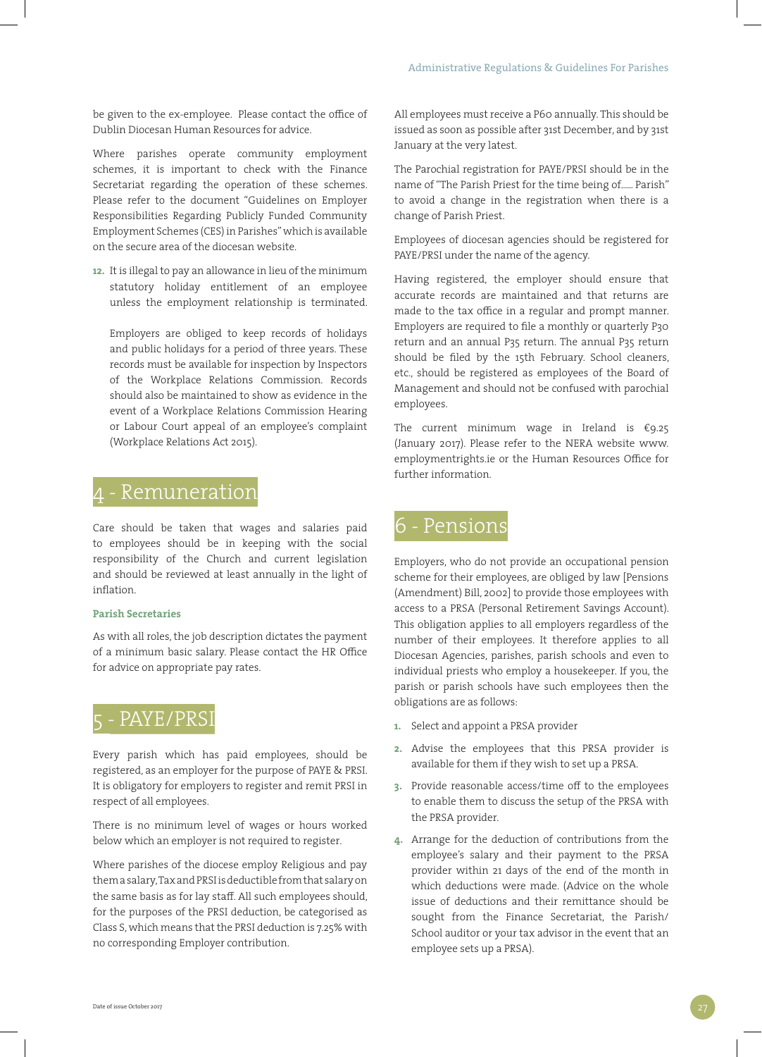be given to the ex-employee. Please contact the office of Dublin Diocesan Human Resources for advice.

Where parishes operate community employment schemes, it is important to check with the Finance Secretariat regarding the operation of these schemes. Please refer to the document "Guidelines on Employer Responsibilities Regarding Publicly Funded Community Employment Schemes (CES) in Parishes" which is available on the secure area of the diocesan website.

12. It is illegal to pay an allowance in lieu of the minimum statutory holiday entitlement of an employee unless the employment relationship is terminated.

    Employers are obliged to keep records of holidays and public holidays for a period of three years. These records must be available for inspection by Inspectors of the Workplace Relations Commission. Records should also be maintained to show as evidence in the event of a Workplace Relations Commission Hearing or Labour Court appeal of an employee's complaint (Workplace Relations Act 2015).

## 4 - Remuneration

Care should be taken that wages and salaries paid to employees should be in keeping with the social responsibility of the Church and current legislation and should be reviewed at least annually in the light of inflation.

### Parish Secretaries

As with all roles, the job description dictates the payment of a minimum basic salary. Please contact the HR Office for advice on appropriate pay rates.

## 5 - PAYE/PRSI

Every parish which has paid employees, should be registered, as an employer for the purpose of PAYE & PRSI. It is obligatory for employers to register and remit PRSI in respect of all employees.

There is no minimum level of wages or hours worked below which an employer is not required to register.

Where parishes of the diocese employ Religious and pay them a salary, Tax and PRSI is deductible from that salary on the same basis as for lay staff. All such employees should, for the purposes of the PRSI deduction, be categorised as Class S, which means that the PRSI deduction is 7.25% with no corresponding Employer contribution.

All employees must receive a P60 annually. This should be issued as soon as possible after 31st December, and by 31st January at the very latest.

The Parochial registration for PAYE/PRSI should be in the name of "The Parish Priest for the time being of...... Parish" to avoid a change in the registration when there is a change of Parish Priest.

Employees of diocesan agencies should be registered for PAYE/PRSI under the name of the agency.

Having registered, the employer should ensure that accurate records are maintained and that returns are made to the tax office in a regular and prompt manner. Employers are required to file a monthly or quarterly P30 return and an annual P35 return. The annual P35 return should be filed by the 15th February. School cleaners, etc., should be registered as employees of the Board of Management and should not be confused with parochial employees.

The current minimum wage in Ireland is €9.25 (January 2017). Please refer to the NERA website www.employmentrights.ie or the Human Resources Office for further information.

## 6 - Pensions

Employers, who do not provide an occupational pension scheme for their employees, are obliged by law [Pensions (Amendment) Bill, 2002] to provide those employees with access to a PRSA (Personal Retirement Savings Account). This obligation applies to all employers regardless of the number of their employees. It therefore applies to all Diocesan Agencies, parishes, parish schools and even to individual priests who employ a housekeeper. If you, the parish or parish schools have such employees then the obligations are as follows:

1. Select and appoint a PRSA provider
2. Advise the employees that this PRSA provider is available for them if they wish to set up a PRSA.
3. Provide reasonable access/time off to the employees to enable them to discuss the setup of the PRSA with the PRSA provider.
4. Arrange for the deduction of contributions from the employee's salary and their payment to the PRSA provider within 21 days of the end of the month in which deductions were made. (Advice on the whole issue of deductions and their remittance should be sought from the Finance Secretariat, the Parish/School auditor or your tax advisor in the event that an employee sets up a PRSA).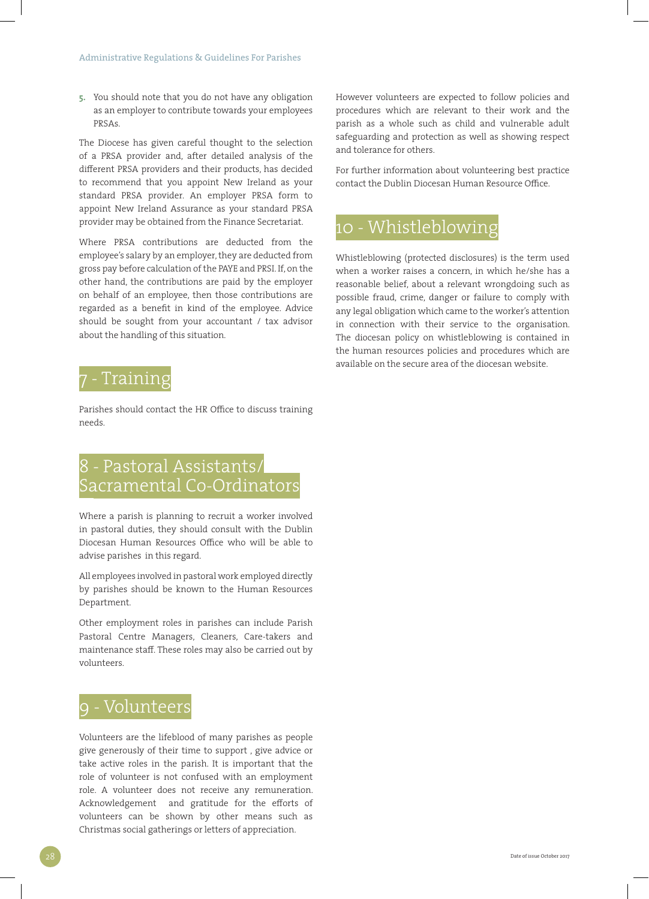5. You should note that you do not have any obligation as an employer to contribute towards your employees PRSAs.

The Diocese has given careful thought to the selection of a PRSA provider and, after detailed analysis of the different PRSA providers and their products, has decided to recommend that you appoint New Ireland as your standard PRSA provider. An employer PRSA form to appoint New Ireland Assurance as your standard PRSA provider may be obtained from the Finance Secretariat.

Where PRSA contributions are deducted from the employee's salary by an employer, they are deducted from gross pay before calculation of the PAYE and PRSI. If, on the other hand, the contributions are paid by the employer on behalf of an employee, then those contributions are regarded as a benefit in kind of the employee. Advice should be sought from your accountant / tax advisor about the handling of this situation.

## 7 - Training

Parishes should contact the HR Office to discuss training needs.

## 8 - Pastoral Assistants/ Sacramental Co-Ordinators

Where a parish is planning to recruit a worker involved in pastoral duties, they should consult with the Dublin Diocesan Human Resources Office who will be able to advise parishes in this regard.

All employees involved in pastoral work employed directly by parishes should be known to the Human Resources Department.

Other employment roles in parishes can include Parish Pastoral Centre Managers, Cleaners, Care-takers and maintenance staff. These roles may also be carried out by volunteers.

## 9 - Volunteers

Volunteers are the lifeblood of many parishes as people give generously of their time to support , give advice or take active roles in the parish. It is important that the role of volunteer is not confused with an employment role. A volunteer does not receive any remuneration. Acknowledgement and gratitude for the efforts of volunteers can be shown by other means such as Christmas social gatherings or letters of appreciation.

However volunteers are expected to follow policies and procedures which are relevant to their work and the parish as a whole such as child and vulnerable adult safeguarding and protection as well as showing respect and tolerance for others.

For further information about volunteering best practice contact the Dublin Diocesan Human Resource Office.

## 10 - Whistleblowing

Whistleblowing (protected disclosures) is the term used when a worker raises a concern, in which he/she has a reasonable belief, about a relevant wrongdoing such as possible fraud, crime, danger or failure to comply with any legal obligation which came to the worker's attention in connection with their service to the organisation. The diocesan policy on whistleblowing is contained in the human resources policies and procedures which are available on the secure area of the diocesan website.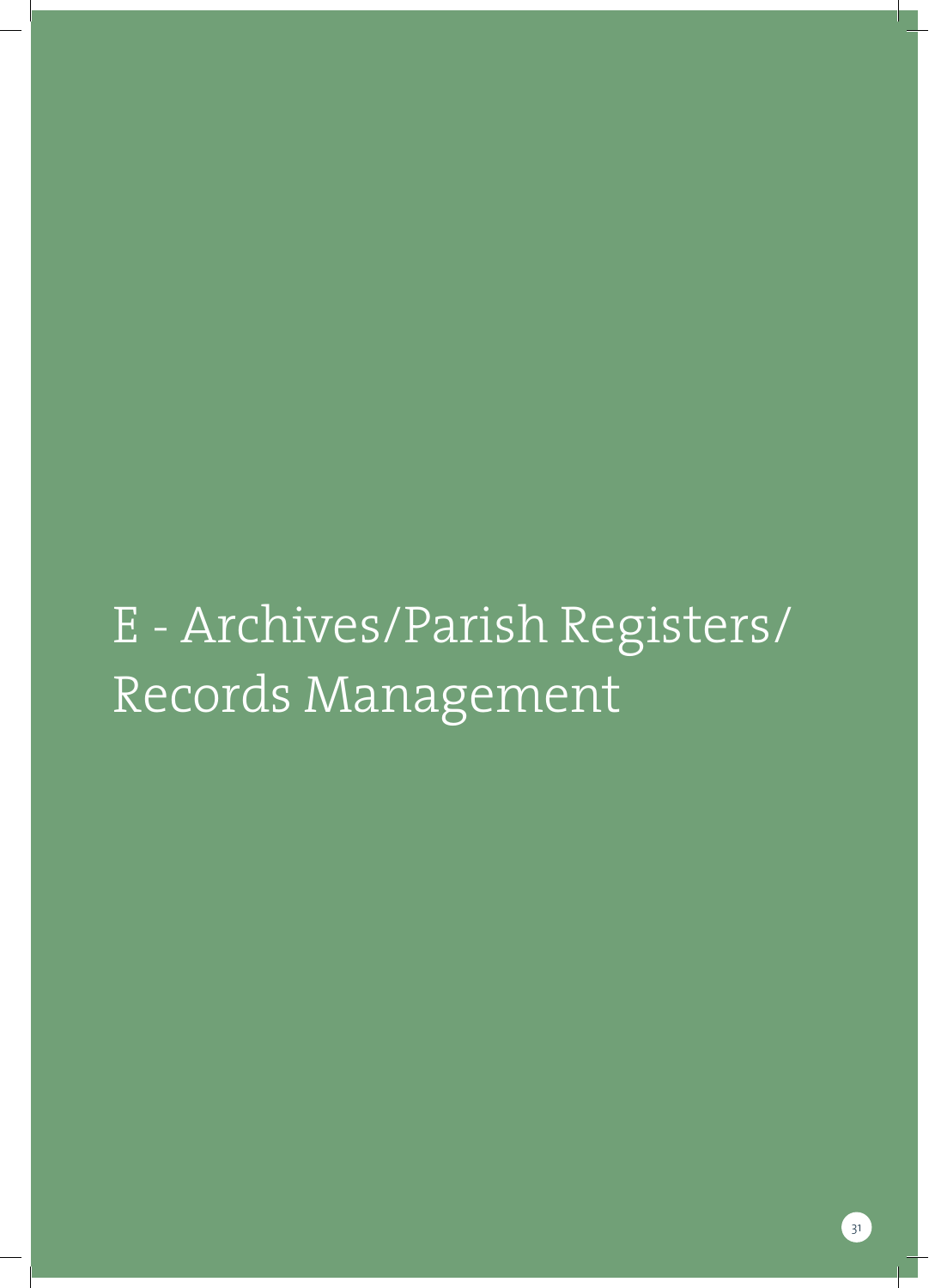# E - Archives/Parish Registers/ Records Management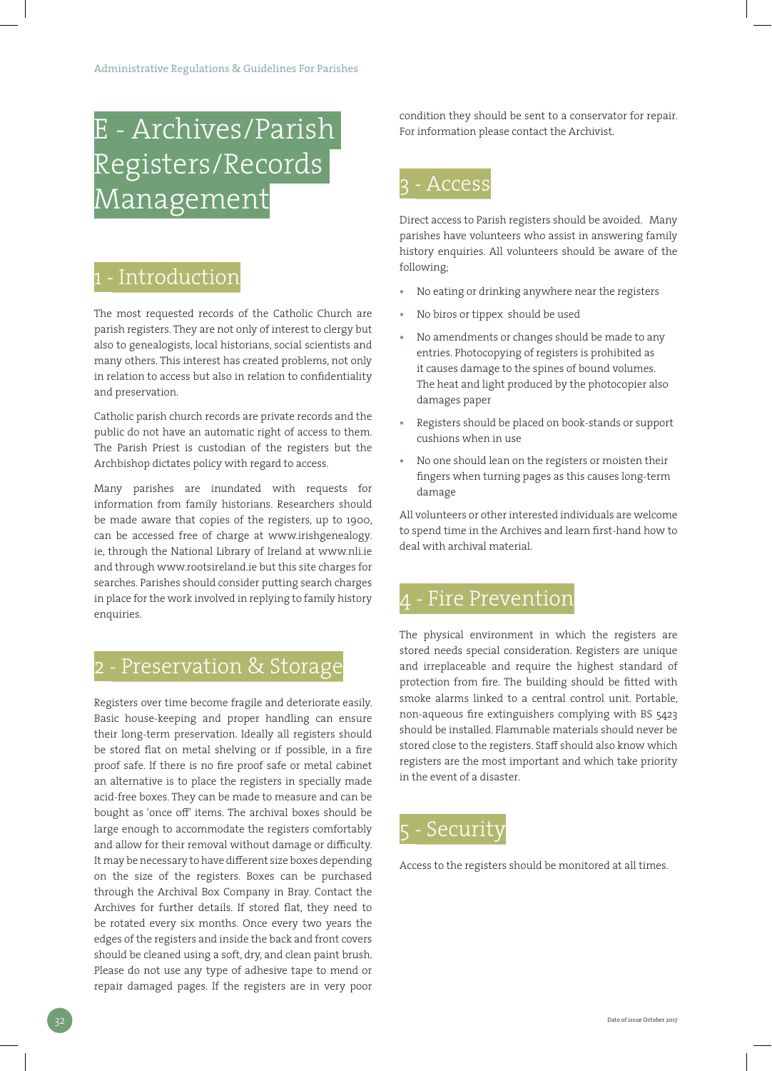# E - Archives/Parish Registers/Records Management

## 1 - Introduction

The most requested records of the Catholic Church are parish registers. They are not only of interest to clergy but also to genealogists, local historians, social scientists and many others. This interest has created problems, not only in relation to access but also in relation to confidentiality and preservation.

Catholic parish church records are private records and the public do not have an automatic right of access to them. The Parish Priest is custodian of the registers but the Archbishop dictates policy with regard to access.

Many parishes are inundated with requests for information from family historians. Researchers should be made aware that copies of the registers, up to 1900, can be accessed free of charge at www.irishgenealogy.ie, through the National Library of Ireland at www.nli.ie and through www.rootsireland.ie but this site charges for searches. Parishes should consider putting search charges in place for the work involved in replying to family history enquiries.

## 2 - Preservation & Storage

Registers over time become fragile and deteriorate easily. Basic house-keeping and proper handling can ensure their long-term preservation. Ideally all registers should be stored flat on metal shelving or if possible, in a fire proof safe. If there is no fire proof safe or metal cabinet an alternative is to place the registers in specially made acid-free boxes. They can be made to measure and can be bought as 'once off' items. The archival boxes should be large enough to accommodate the registers comfortably and allow for their removal without damage or difficulty. It may be necessary to have different size boxes depending on the size of the registers. Boxes can be purchased through the Archival Box Company in Bray. Contact the Archives for further details. If stored flat, they need to be rotated every six months. Once every two years the edges of the registers and inside the back and front covers should be cleaned using a soft, dry, and clean paint brush. Please do not use any type of adhesive tape to mend or repair damaged pages. If the registers are in very poor condition they should be sent to a conservator for repair. For information please contact the Archivist.

## 3 - Access

Direct access to Parish registers should be avoided. Many parishes have volunteers who assist in answering family history enquiries. All volunteers should be aware of the following;

- No eating or drinking anywhere near the registers
- No biros or tippex should be used
- No amendments or changes should be made to any entries. Photocopying of registers is prohibited as it causes damage to the spines of bound volumes. The heat and light produced by the photocopier also damages paper
- Registers should be placed on book-stands or support cushions when in use
- No one should lean on the registers or moisten their fingers when turning pages as this causes long-term damage

All volunteers or other interested individuals are welcome to spend time in the Archives and learn first-hand how to deal with archival material.

## 4 - Fire Prevention

The physical environment in which the registers are stored needs special consideration. Registers are unique and irreplaceable and require the highest standard of protection from fire. The building should be fitted with smoke alarms linked to a central control unit. Portable, non-aqueous fire extinguishers complying with BS 5423 should be installed. Flammable materials should never be stored close to the registers. Staff should also know which registers are the most important and which take priority in the event of a disaster.

## 5 - Security

Access to the registers should be monitored at all times.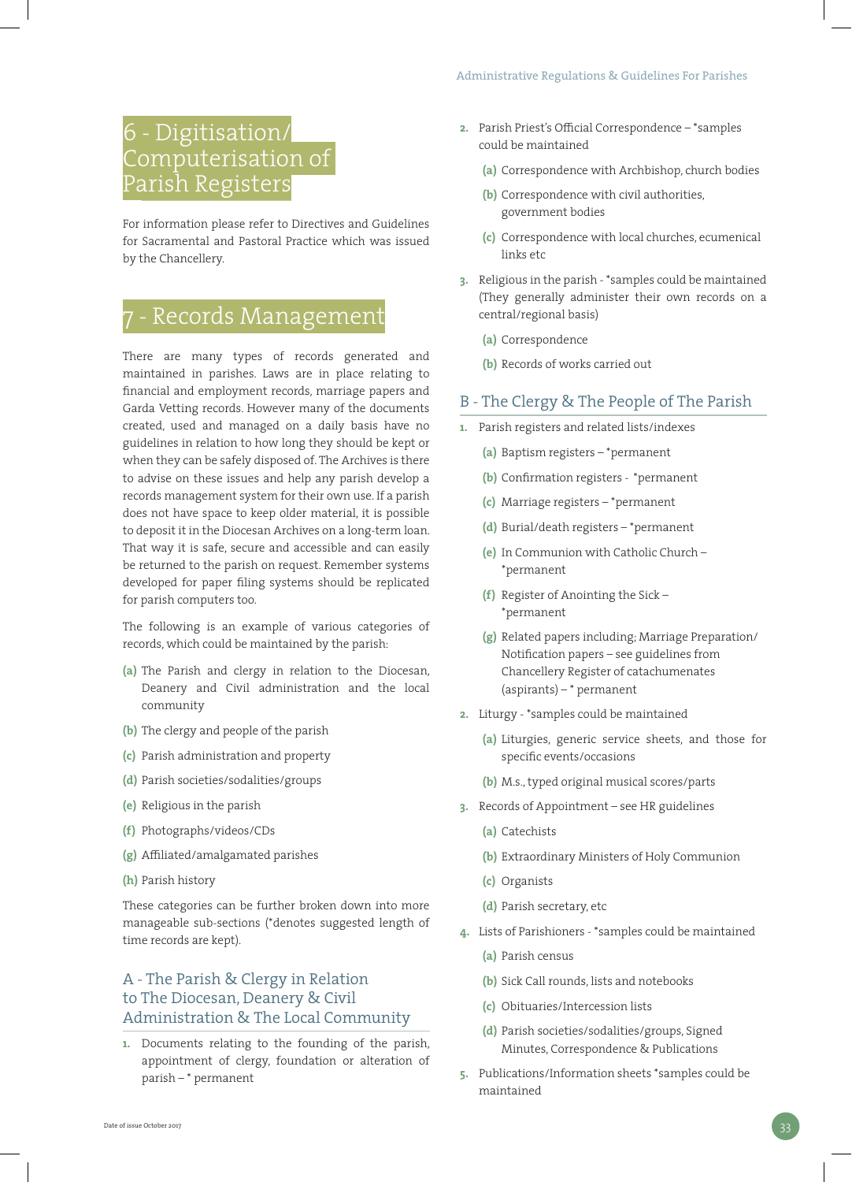## 6 - Digitisation/ Computerisation of Parish Registers

For information please refer to Directives and Guidelines for Sacramental and Pastoral Practice which was issued by the Chancellery.

## 7 - Records Management

There are many types of records generated and maintained in parishes. Laws are in place relating to financial and employment records, marriage papers and Garda Vetting records. However many of the documents created, used and managed on a daily basis have no guidelines in relation to how long they should be kept or when they can be safely disposed of. The Archives is there to advise on these issues and help any parish develop a records management system for their own use. If a parish does not have space to keep older material, it is possible to deposit it in the Diocesan Archives on a long-term loan. That way it is safe, secure and accessible and can easily be returned to the parish on request. Remember systems developed for paper filing systems should be replicated for parish computers too.

The following is an example of various categories of records, which could be maintained by the parish:

- **(a)** The Parish and clergy in relation to the Diocesan, Deanery and Civil administration and the local community
- **(b)** The clergy and people of the parish
- **(c)** Parish administration and property
- **(d)** Parish societies/sodalities/groups
- **(e)** Religious in the parish
- **(f)** Photographs/videos/CDs
- **(g)** Affiliated/amalgamated parishes
- **(h)** Parish history

These categories can be further broken down into more manageable sub-sections (*denotes suggested length of time records are kept).

### A - The Parish & Clergy in Relation to The Diocesan, Deanery & Civil Administration & The Local Community

1. Documents relating to the founding of the parish, appointment of clergy, foundation or alteration of parish – * permanent
2. Parish Priest's Official Correspondence – *samples could be maintained
   - **(a)** Correspondence with Archbishop, church bodies
   - **(b)** Correspondence with civil authorities, government bodies
   - **(c)** Correspondence with local churches, ecumenical links etc
3. Religious in the parish - *samples could be maintained (They generally administer their own records on a central/regional basis)
   - **(a)** Correspondence
   - **(b)** Records of works carried out

### B - The Clergy & The People of The Parish

1. Parish registers and related lists/indexes
   - **(a)** Baptism registers – *permanent
   - **(b)** Confirmation registers - *permanent
   - **(c)** Marriage registers – *permanent
   - **(d)** Burial/death registers – *permanent
   - **(e)** In Communion with Catholic Church – *permanent
   - **(f)** Register of Anointing the Sick – *permanent
   - **(g)** Related papers including; Marriage Preparation/ Notification papers – see guidelines from Chancellery Register of catachumenates (aspirants) – * permanent
2. Liturgy - *samples could be maintained
   - **(a)** Liturgies, generic service sheets, and those for specific events/occasions
   - **(b)** M.s., typed original musical scores/parts
3. Records of Appointment – see HR guidelines
   - **(a)** Catechists
   - **(b)** Extraordinary Ministers of Holy Communion
   - **(c)** Organists
   - **(d)** Parish secretary, etc
4. Lists of Parishioners - *samples could be maintained
   - **(a)** Parish census
   - **(b)** Sick Call rounds, lists and notebooks
   - **(c)** Obituaries/Intercession lists
   - **(d)** Parish societies/sodalities/groups, Signed Minutes, Correspondence & Publications
5. Publications/Information sheets *samples could be maintained

Date of issue October 2017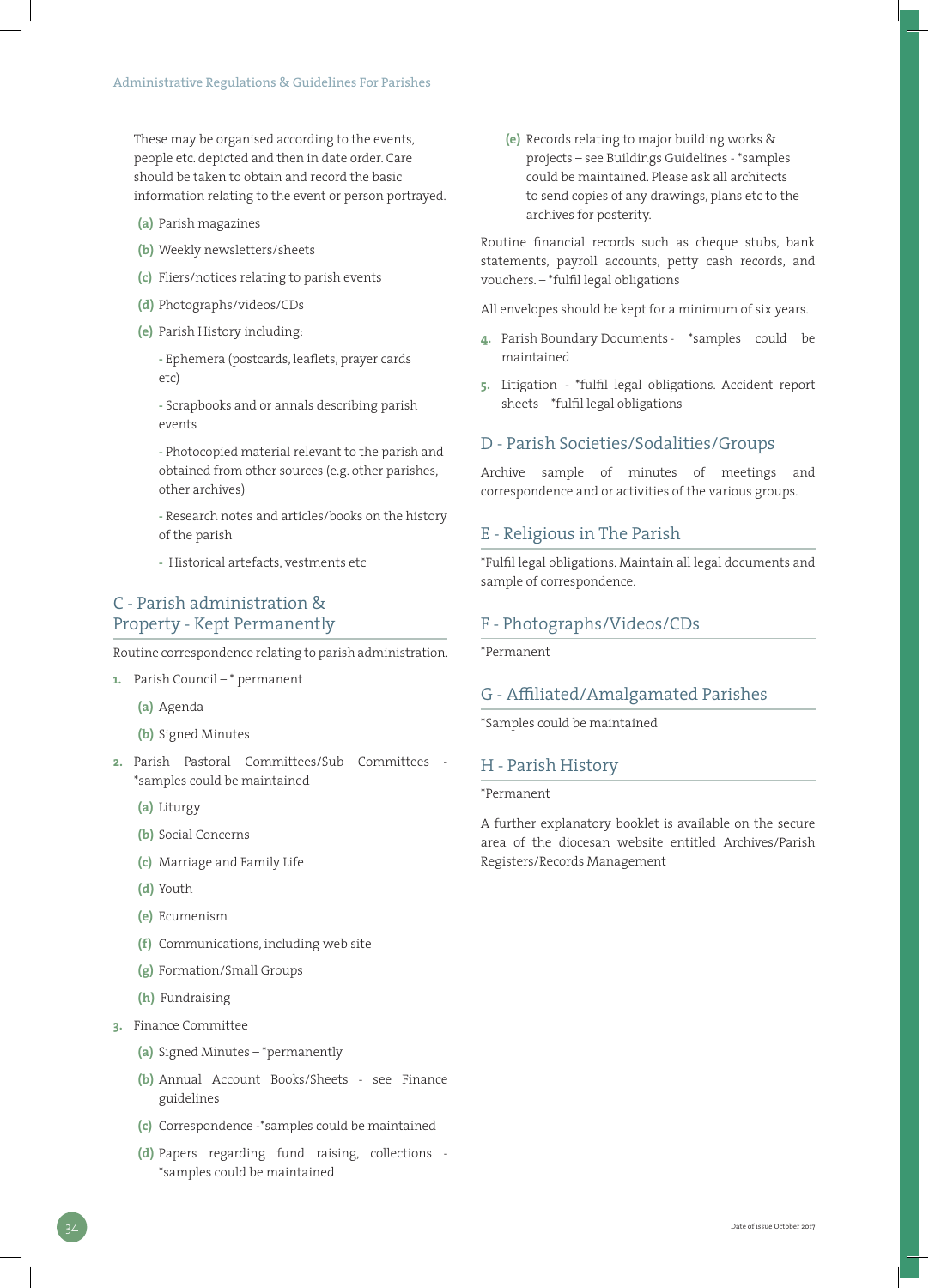These may be organised according to the events, people etc. depicted and then in date order. Care should be taken to obtain and record the basic information relating to the event or person portrayed.

**(a)** Parish magazines

**(b)** Weekly newsletters/sheets

**(c)** Fliers/notices relating to parish events

**(d)** Photographs/videos/CDs

**(e)** Parish History including:

- Ephemera (postcards, leaflets, prayer cards etc)
- Scrapbooks and or annals describing parish events
- Photocopied material relevant to the parish and obtained from other sources (e.g. other parishes, other archives)
- Research notes and articles/books on the history of the parish
- Historical artefacts, vestments etc

## C - Parish administration & Property - Kept Permanently

Routine correspondence relating to parish administration.

1. Parish Council – * permanent

   **(a)** Agenda

   **(b)** Signed Minutes

2. Parish Pastoral Committees/Sub Committees - *samples could be maintained

   **(a)** Liturgy

   **(b)** Social Concerns

   **(c)** Marriage and Family Life

   **(d)** Youth

   **(e)** Ecumenism

   **(f)** Communications, including web site

   **(g)** Formation/Small Groups

   **(h)** Fundraising

3. Finance Committee

   **(a)** Signed Minutes – *permanently

   **(b)** Annual Account Books/Sheets - see Finance guidelines

   **(c)** Correspondence -*samples could be maintained

   **(d)** Papers regarding fund raising, collections - *samples could be maintained

   **(e)** Records relating to major building works & projects – see Buildings Guidelines - *samples could be maintained. Please ask all architects to send copies of any drawings, plans etc to the archives for posterity.

Routine financial records such as cheque stubs, bank statements, payroll accounts, petty cash records, and vouchers. – *fulfil legal obligations

All envelopes should be kept for a minimum of six years.

4. Parish Boundary Documents - *samples could be maintained

5. Litigation - *fulfil legal obligations. Accident report sheets – *fulfil legal obligations

## D - Parish Societies/Sodalities/Groups

Archive sample of minutes of meetings and correspondence and or activities of the various groups.

## E - Religious in The Parish

*Fulfil legal obligations. Maintain all legal documents and sample of correspondence.

## F - Photographs/Videos/CDs

*Permanent

## G - Affiliated/Amalgamated Parishes

*Samples could be maintained

## H - Parish History

*Permanent

A further explanatory booklet is available on the secure area of the diocesan website entitled Archives/Parish Registers/Records Management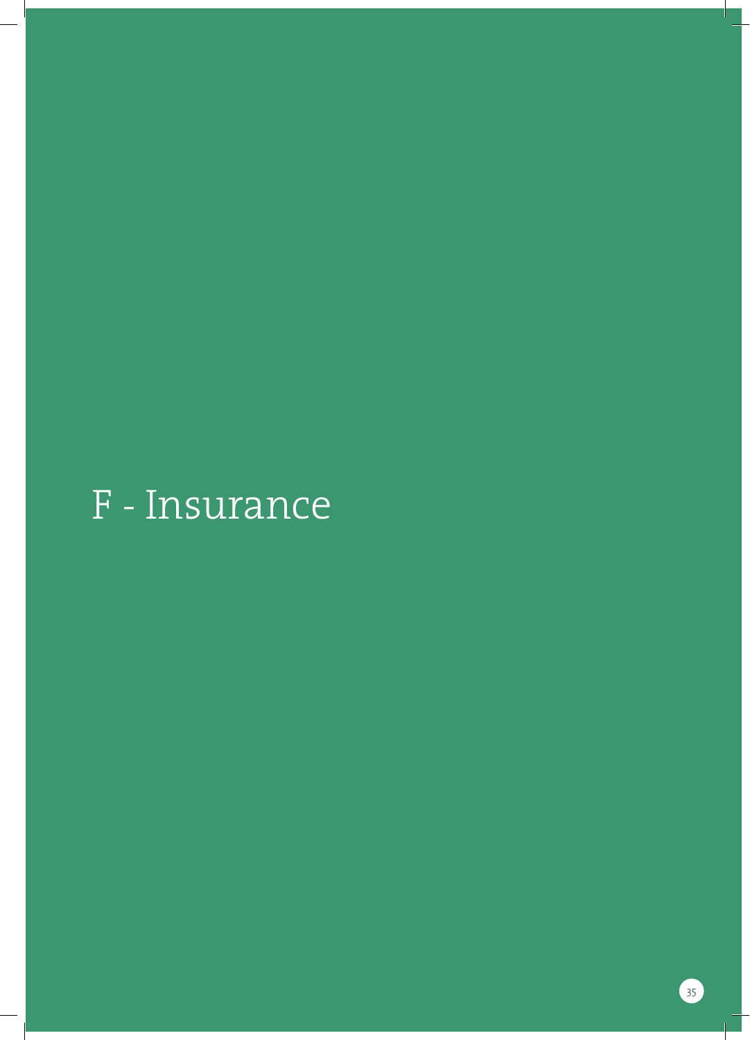# F - Insurance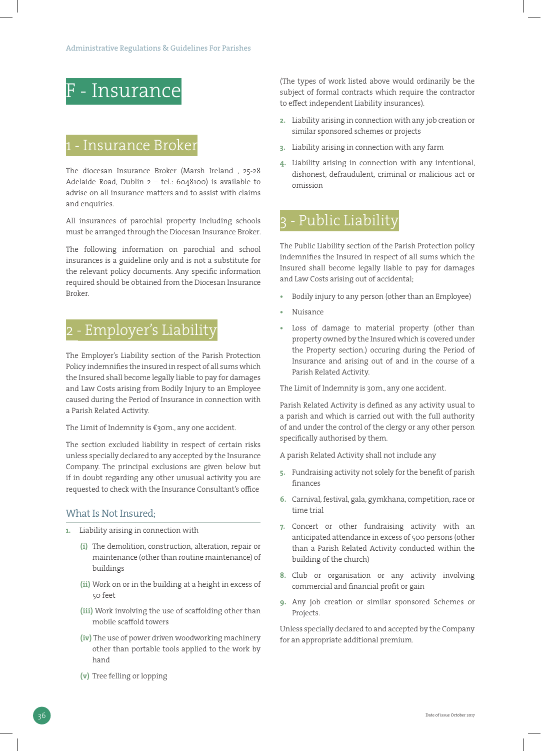# F - Insurance

## 1 - Insurance Broker

The diocesan Insurance Broker (Marsh Ireland , 25-28 Adelaide Road, Dublin 2 – tel.: 6048100) is available to advise on all insurance matters and to assist with claims and enquiries.

All insurances of parochial property including schools must be arranged through the Diocesan Insurance Broker.

The following information on parochial and school insurances is a guideline only and is not a substitute for the relevant policy documents. Any specific information required should be obtained from the Diocesan Insurance Broker.

## 2 - Employer's Liability

The Employer's Liability section of the Parish Protection Policy indemnifies the insured in respect of all sums which the Insured shall become legally liable to pay for damages and Law Costs arising from Bodily Injury to an Employee caused during the Period of Insurance in connection with a Parish Related Activity.

The Limit of Indemnity is €30m., any one accident.

The section excluded liability in respect of certain risks unless specially declared to any accepted by the Insurance Company. The principal exclusions are given below but if in doubt regarding any other unusual activity you are requested to check with the Insurance Consultant's office

### What Is Not Insured;

1. Liability arising in connection with
   - (i) The demolition, construction, alteration, repair or maintenance (other than routine maintenance) of buildings
   - (ii) Work on or in the building at a height in excess of 50 feet
   - (iii) Work involving the use of scaffolding other than mobile scaffold towers
   - (iv) The use of power driven woodworking machinery other than portable tools applied to the work by hand
   - (v) Tree felling or lopping

(The types of work listed above would ordinarily be the subject of formal contracts which require the contractor to effect independent Liability insurances).

2. Liability arising in connection with any job creation or similar sponsored schemes or projects
3. Liability arising in connection with any farm
4. Liability arising in connection with any intentional, dishonest, defraudulent, criminal or malicious act or omission

## 3 - Public Liability

The Public Liability section of the Parish Protection policy indemnifies the Insured in respect of all sums which the Insured shall become legally liable to pay for damages and Law Costs arising out of accidental;

- Bodily injury to any person (other than an Employee)
- Nuisance
- Loss of damage to material property (other than property owned by the Insured which is covered under the Property section.) occuring during the Period of Insurance and arising out of and in the course of a Parish Related Activity.

The Limit of Indemnity is 30m., any one accident.

Parish Related Activity is defined as any activity usual to a parish and which is carried out with the full authority of and under the control of the clergy or any other person specifically authorised by them.

A parish Related Activity shall not include any

5. Fundraising activity not solely for the benefit of parish finances
6. Carnival, festival, gala, gymkhana, competition, race or time trial
7. Concert or other fundraising activity with an anticipated attendance in excess of 500 persons (other than a Parish Related Activity conducted within the building of the church)
8. Club or organisation or any activity involving commercial and financial profit or gain
9. Any job creation or similar sponsored Schemes or Projects.

Unless specially declared to and accepted by the Company for an appropriate additional premium.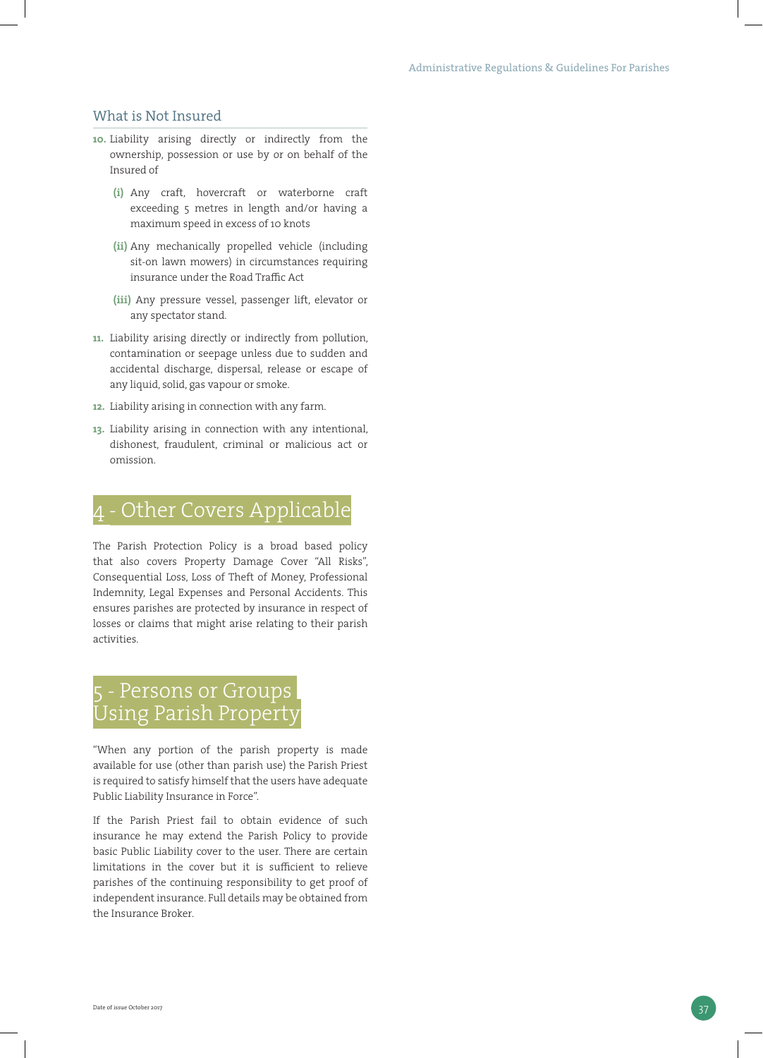### What is Not Insured

**10.** Liability arising directly or indirectly from the ownership, possession or use by or on behalf of the Insured of

- **(i)** Any craft, hovercraft or waterborne craft exceeding 5 metres in length and/or having a maximum speed in excess of 10 knots
- **(ii)** Any mechanically propelled vehicle (including sit-on lawn mowers) in circumstances requiring insurance under the Road Traffic Act
- **(iii)** Any pressure vessel, passenger lift, elevator or any spectator stand.

**11.** Liability arising directly or indirectly from pollution, contamination or seepage unless due to sudden and accidental discharge, dispersal, release or escape of any liquid, solid, gas vapour or smoke.

**12.** Liability arising in connection with any farm.

**13.** Liability arising in connection with any intentional, dishonest, fraudulent, criminal or malicious act or omission.

## 4 - Other Covers Applicable

The Parish Protection Policy is a broad based policy that also covers Property Damage Cover "All Risks", Consequential Loss, Loss of Theft of Money, Professional Indemnity, Legal Expenses and Personal Accidents. This ensures parishes are protected by insurance in respect of losses or claims that might arise relating to their parish activities.

## 5 - Persons or Groups Using Parish Property

"When any portion of the parish property is made available for use (other than parish use) the Parish Priest is required to satisfy himself that the users have adequate Public Liability Insurance in Force".

If the Parish Priest fail to obtain evidence of such insurance he may extend the Parish Policy to provide basic Public Liability cover to the user. There are certain limitations in the cover but it is sufficient to relieve parishes of the continuing responsibility to get proof of independent insurance. Full details may be obtained from the Insurance Broker.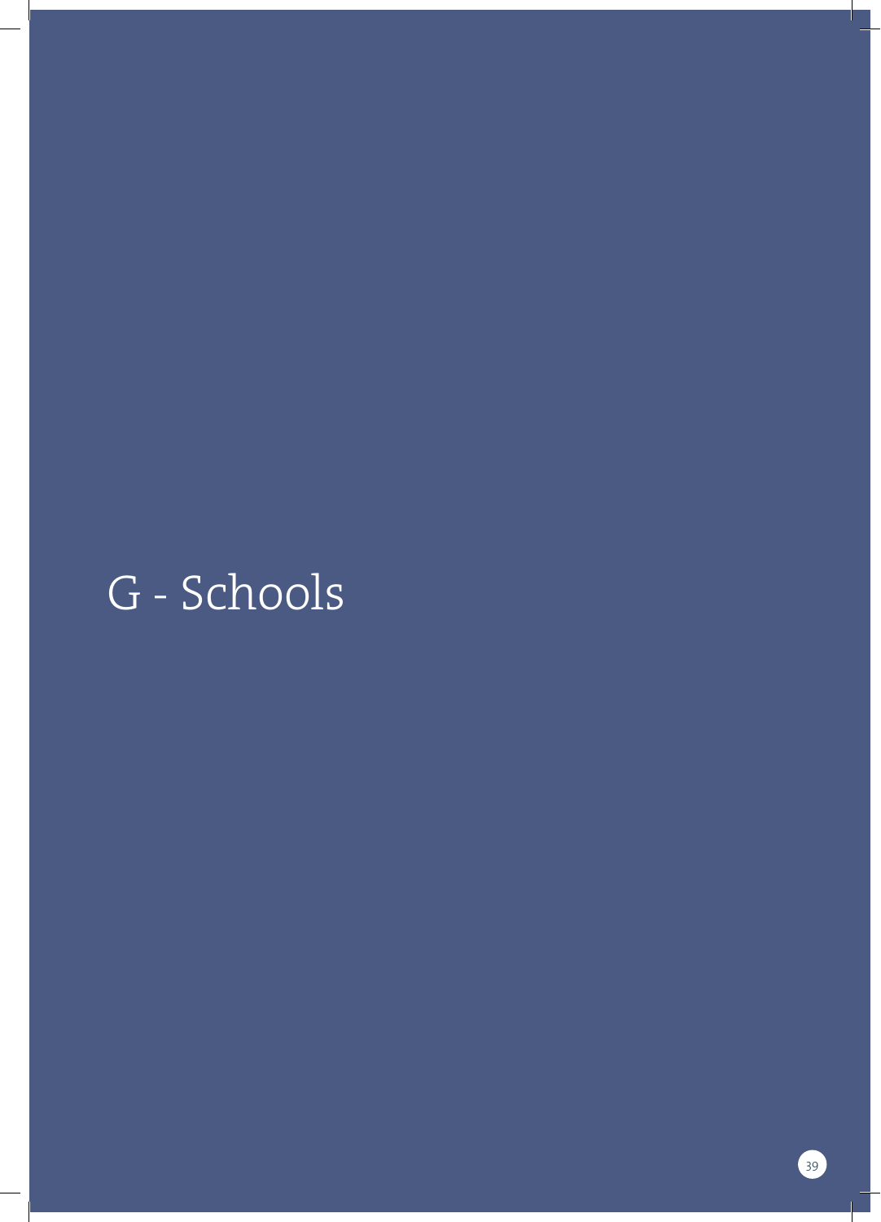# G - Schools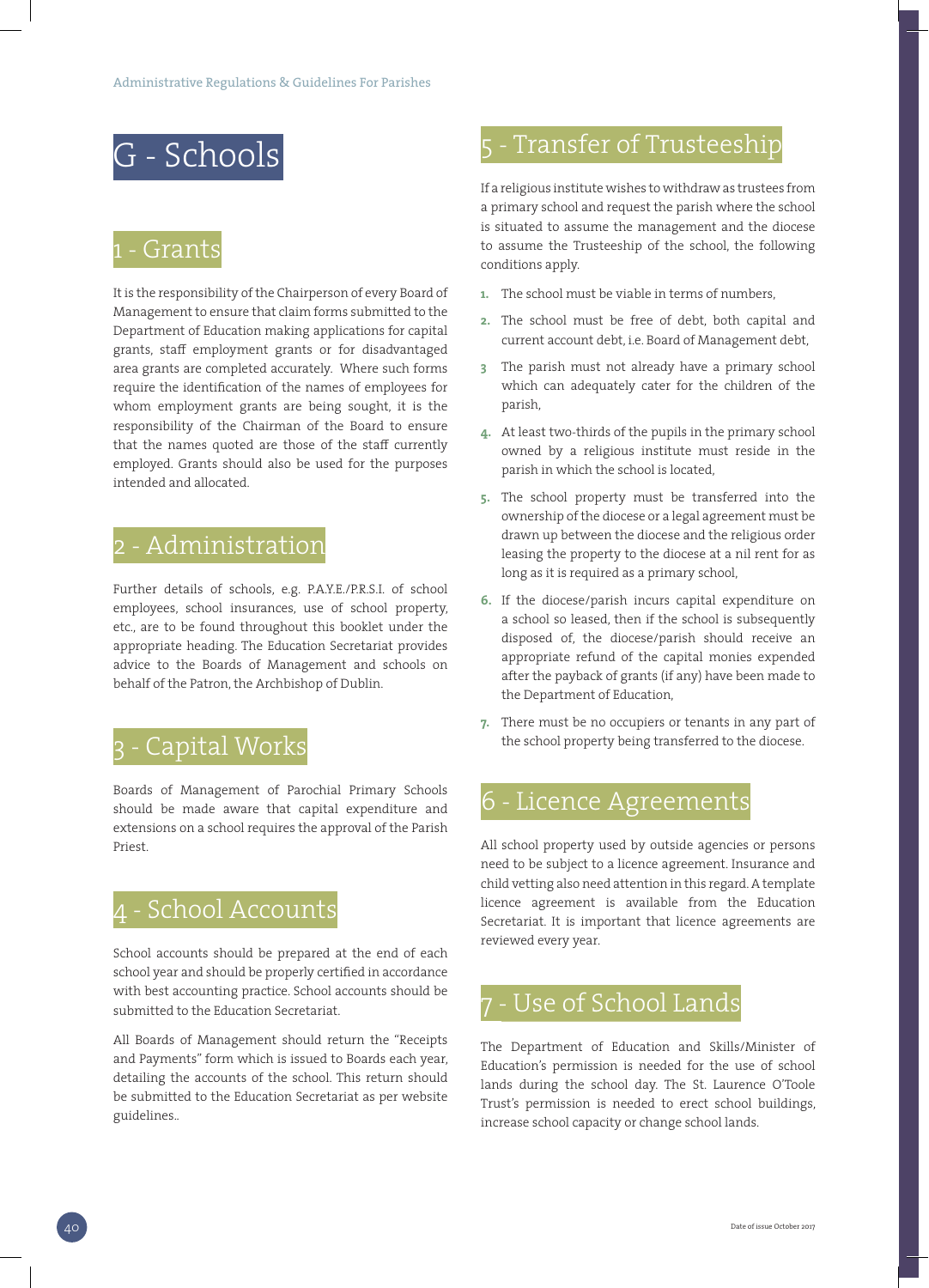# G - Schools

## 1 - Grants

It is the responsibility of the Chairperson of every Board of Management to ensure that claim forms submitted to the Department of Education making applications for capital grants, staff employment grants or for disadvantaged area grants are completed accurately. Where such forms require the identification of the names of employees for whom employment grants are being sought, it is the responsibility of the Chairman of the Board to ensure that the names quoted are those of the staff currently employed. Grants should also be used for the purposes intended and allocated.

## 2 - Administration

Further details of schools, e.g. P.A.Y.E./P.R.S.I. of school employees, school insurances, use of school property, etc., are to be found throughout this booklet under the appropriate heading. The Education Secretariat provides advice to the Boards of Management and schools on behalf of the Patron, the Archbishop of Dublin.

## 3 - Capital Works

Boards of Management of Parochial Primary Schools should be made aware that capital expenditure and extensions on a school requires the approval of the Parish Priest.

## 4 - School Accounts

School accounts should be prepared at the end of each school year and should be properly certified in accordance with best accounting practice. School accounts should be submitted to the Education Secretariat.

All Boards of Management should return the "Receipts and Payments" form which is issued to Boards each year, detailing the accounts of the school. This return should be submitted to the Education Secretariat as per website guidelines..

## 5 - Transfer of Trusteeship

If a religious institute wishes to withdraw as trustees from a primary school and request the parish where the school is situated to assume the management and the diocese to assume the Trusteeship of the school, the following conditions apply.

1. The school must be viable in terms of numbers,
2. The school must be free of debt, both capital and current account debt, i.e. Board of Management debt,
3. The parish must not already have a primary school which can adequately cater for the children of the parish,
4. At least two-thirds of the pupils in the primary school owned by a religious institute must reside in the parish in which the school is located,
5. The school property must be transferred into the ownership of the diocese or a legal agreement must be drawn up between the diocese and the religious order leasing the property to the diocese at a nil rent for as long as it is required as a primary school,
6. If the diocese/parish incurs capital expenditure on a school so leased, then if the school is subsequently disposed of, the diocese/parish should receive an appropriate refund of the capital monies expended after the payback of grants (if any) have been made to the Department of Education,
7. There must be no occupiers or tenants in any part of the school property being transferred to the diocese.

## 6 - Licence Agreements

All school property used by outside agencies or persons need to be subject to a licence agreement. Insurance and child vetting also need attention in this regard. A template licence agreement is available from the Education Secretariat. It is important that licence agreements are reviewed every year.

## 7 - Use of School Lands

The Department of Education and Skills/Minister of Education's permission is needed for the use of school lands during the school day. The St. Laurence O'Toole Trust's permission is needed to erect school buildings, increase school capacity or change school lands.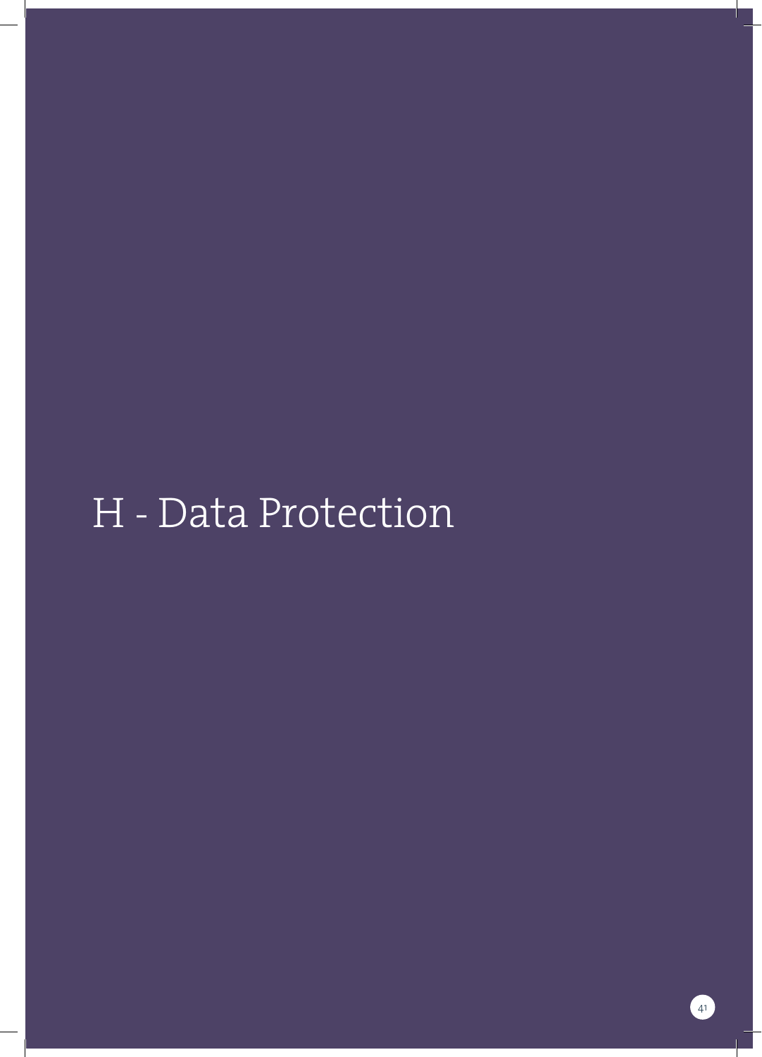# H - Data Protection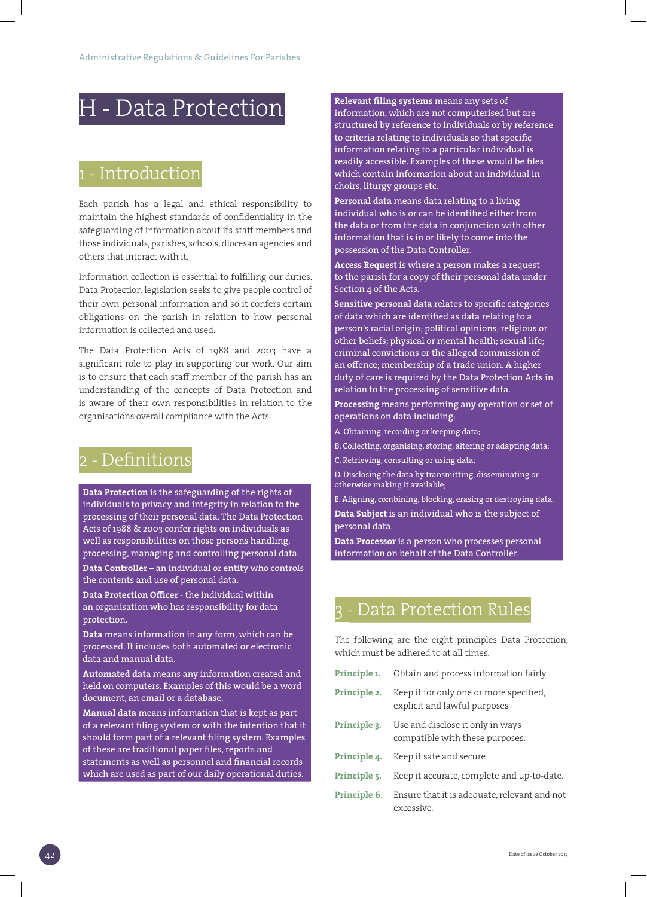# H - Data Protection

## 1 - Introduction

Each parish has a legal and ethical responsibility to maintain the highest standards of confidentiality in the safeguarding of information about its staff members and those individuals, parishes, schools, diocesan agencies and others that interact with it.

Information collection is essential to fulfilling our duties. Data Protection legislation seeks to give people control of their own personal information and so it confers certain obligations on the parish in relation to how personal information is collected and used.

The Data Protection Acts of 1988 and 2003 have a significant role to play in supporting our work. Our aim is to ensure that each staff member of the parish has an understanding of the concepts of Data Protection and is aware of their own responsibilities in relation to the organisations overall compliance with the Acts.

## 2 - Definitions

**Data Protection** is the safeguarding of the rights of individuals to privacy and integrity in relation to the processing of their personal data. The Data Protection Acts of 1988 & 2003 confer rights on individuals as well as responsibilities on those persons handling, processing, managing and controlling personal data.

**Data Controller –** an individual or entity who controls the contents and use of personal data.

**Data Protection Officer -** the individual within an organisation who has responsibility for data protection.

**Data** means information in any form, which can be processed. It includes both automated or electronic data and manual data.

**Automated data** means any information created and held on computers. Examples of this would be a word document, an email or a database.

**Manual data** means information that is kept as part of a relevant filing system or with the intention that it should form part of a relevant filing system. Examples of these are traditional paper files, reports and statements as well as personnel and financial records which are used as part of our daily operational duties.

**Relevant filing systems** means any sets of information, which are not computerised but are structured by reference to individuals or by reference to criteria relating to individuals so that specific information relating to a particular individual is readily accessible. Examples of these would be files which contain information about an individual in choirs, liturgy groups etc.

**Personal data** means data relating to a living individual who is or can be identified either from the data or from the data in conjunction with other information that is in or likely to come into the possession of the Data Controller.

**Access Request** is where a person makes a request to the parish for a copy of their personal data under Section 4 of the Acts.

**Sensitive personal data** relates to specific categories of data which are identified as data relating to a person's racial origin; political opinions; religious or other beliefs; physical or mental health; sexual life; criminal convictions or the alleged commission of an offence; membership of a trade union. A higher duty of care is required by the Data Protection Acts in relation to the processing of sensitive data.

**Processing** means performing any operation or set of operations on data including:

A. Obtaining, recording or keeping data;

B. Collecting, organising, storing, altering or adapting data;

C. Retrieving, consulting or using data;

D. Disclosing the data by transmitting, disseminating or otherwise making it available;

E. Aligning, combining, blocking, erasing or destroying data.

**Data Subject** is an individual who is the subject of personal data.

**Data Processor** is a person who processes personal information on behalf of the Data Controller.

## 3 - Data Protection Rules

The following are the eight principles Data Protection, which must be adhered to at all times.

**Principle 1.** Obtain and process information fairly

**Principle 2.** Keep it for only one or more specified, explicit and lawful purposes

**Principle 3.** Use and disclose it only in ways compatible with these purposes.

**Principle 4.** Keep it safe and secure.

**Principle 5.** Keep it accurate, complete and up-to-date.

**Principle 6.** Ensure that it is adequate, relevant and not excessive.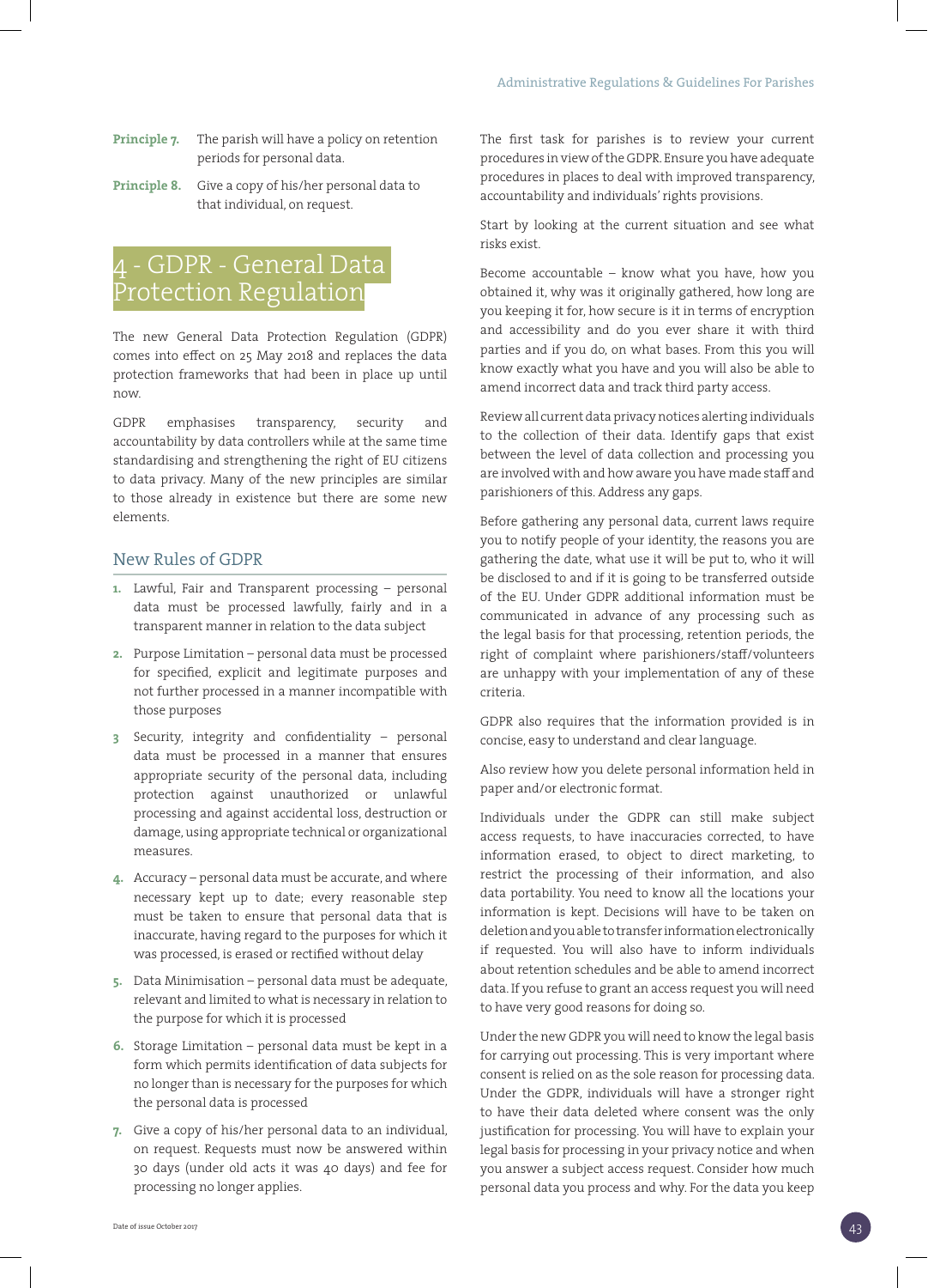**Principle 7.** The parish will have a policy on retention periods for personal data.

**Principle 8.** Give a copy of his/her personal data to that individual, on request.

# 4 - GDPR - General Data Protection Regulation

The new General Data Protection Regulation (GDPR) comes into effect on 25 May 2018 and replaces the data protection frameworks that had been in place up until now.

GDPR emphasises transparency, security and accountability by data controllers while at the same time standardising and strengthening the right of EU citizens to data privacy. Many of the new principles are similar to those already in existence but there are some new elements.

## New Rules of GDPR

1. Lawful, Fair and Transparent processing – personal data must be processed lawfully, fairly and in a transparent manner in relation to the data subject
2. Purpose Limitation – personal data must be processed for specified, explicit and legitimate purposes and not further processed in a manner incompatible with those purposes
3. Security, integrity and confidentiality – personal data must be processed in a manner that ensures appropriate security of the personal data, including protection against unauthorized or unlawful processing and against accidental loss, destruction or damage, using appropriate technical or organizational measures.
4. Accuracy – personal data must be accurate, and where necessary kept up to date; every reasonable step must be taken to ensure that personal data that is inaccurate, having regard to the purposes for which it was processed, is erased or rectified without delay
5. Data Minimisation – personal data must be adequate, relevant and limited to what is necessary in relation to the purpose for which it is processed
6. Storage Limitation – personal data must be kept in a form which permits identification of data subjects for no longer than is necessary for the purposes for which the personal data is processed
7. Give a copy of his/her personal data to an individual, on request. Requests must now be answered within 30 days (under old acts it was 40 days) and fee for processing no longer applies.

The first task for parishes is to review your current procedures in view of the GDPR. Ensure you have adequate procedures in places to deal with improved transparency, accountability and individuals' rights provisions.

Start by looking at the current situation and see what risks exist.

Become accountable – know what you have, how you obtained it, why was it originally gathered, how long are you keeping it for, how secure is it in terms of encryption and accessibility and do you ever share it with third parties and if you do, on what bases. From this you will know exactly what you have and you will also be able to amend incorrect data and track third party access.

Review all current data privacy notices alerting individuals to the collection of their data. Identify gaps that exist between the level of data collection and processing you are involved with and how aware you have made staff and parishioners of this. Address any gaps.

Before gathering any personal data, current laws require you to notify people of your identity, the reasons you are gathering the date, what use it will be put to, who it will be disclosed to and if it is going to be transferred outside of the EU. Under GDPR additional information must be communicated in advance of any processing such as the legal basis for that processing, retention periods, the right of complaint where parishioners/staff/volunteers are unhappy with your implementation of any of these criteria.

GDPR also requires that the information provided is in concise, easy to understand and clear language.

Also review how you delete personal information held in paper and/or electronic format.

Individuals under the GDPR can still make subject access requests, to have inaccuracies corrected, to have information erased, to object to direct marketing, to restrict the processing of their information, and also data portability. You need to know all the locations your information is kept. Decisions will have to be taken on deletion and you able to transfer information electronically if requested. You will also have to inform individuals about retention schedules and be able to amend incorrect data. If you refuse to grant an access request you will need to have very good reasons for doing so.

Under the new GDPR you will need to know the legal basis for carrying out processing. This is very important where consent is relied on as the sole reason for processing data. Under the GDPR, individuals will have a stronger right to have their data deleted where consent was the only justification for processing. You will have to explain your legal basis for processing in your privacy notice and when you answer a subject access request. Consider how much personal data you process and why. For the data you keep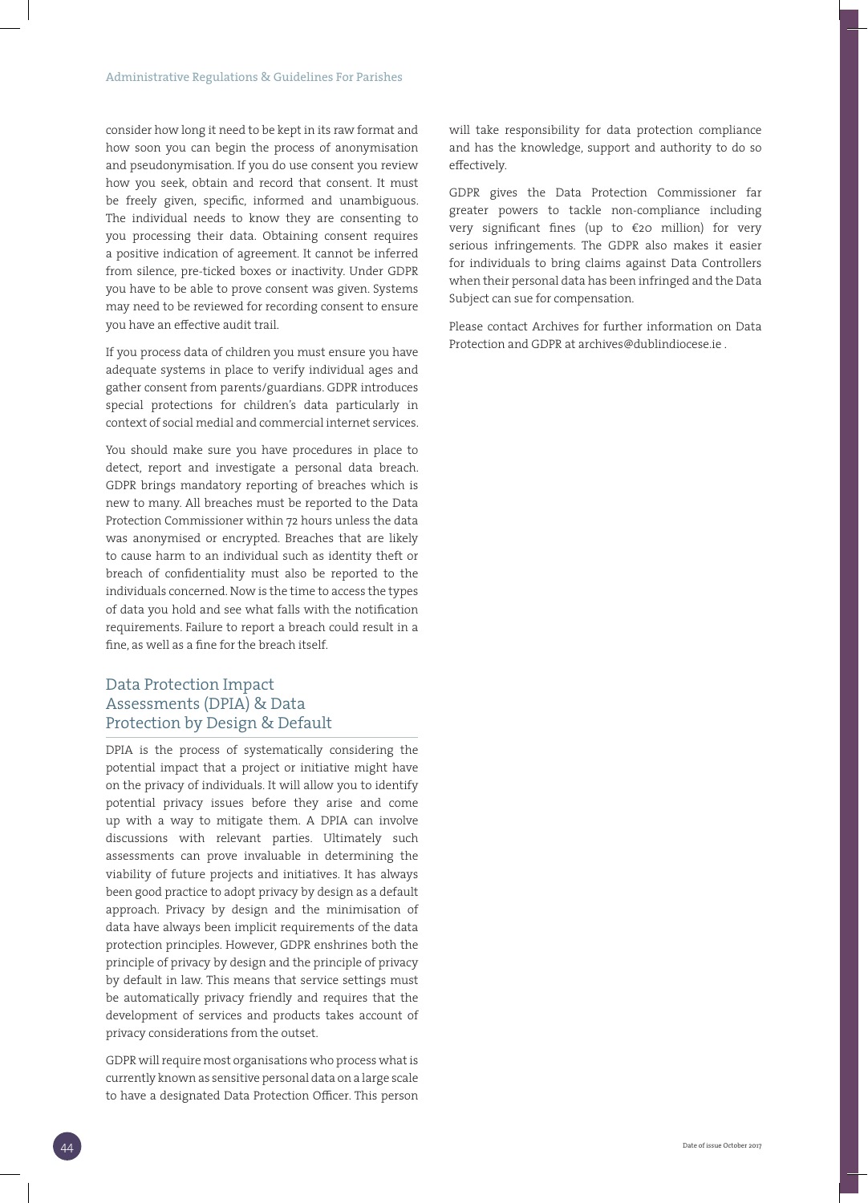consider how long it need to be kept in its raw format and how soon you can begin the process of anonymisation and pseudonymisation. If you do use consent you review how you seek, obtain and record that consent. It must be freely given, specific, informed and unambiguous. The individual needs to know they are consenting to you processing their data. Obtaining consent requires a positive indication of agreement. It cannot be inferred from silence, pre-ticked boxes or inactivity. Under GDPR you have to be able to prove consent was given. Systems may need to be reviewed for recording consent to ensure you have an effective audit trail.

If you process data of children you must ensure you have adequate systems in place to verify individual ages and gather consent from parents/guardians. GDPR introduces special protections for children's data particularly in context of social medial and commercial internet services.

You should make sure you have procedures in place to detect, report and investigate a personal data breach. GDPR brings mandatory reporting of breaches which is new to many. All breaches must be reported to the Data Protection Commissioner within 72 hours unless the data was anonymised or encrypted. Breaches that are likely to cause harm to an individual such as identity theft or breach of confidentiality must also be reported to the individuals concerned. Now is the time to access the types of data you hold and see what falls with the notification requirements. Failure to report a breach could result in a fine, as well as a fine for the breach itself.

## Data Protection Impact Assessments (DPIA) & Data Protection by Design & Default

DPIA is the process of systematically considering the potential impact that a project or initiative might have on the privacy of individuals. It will allow you to identify potential privacy issues before they arise and come up with a way to mitigate them. A DPIA can involve discussions with relevant parties. Ultimately such assessments can prove invaluable in determining the viability of future projects and initiatives. It has always been good practice to adopt privacy by design as a default approach. Privacy by design and the minimisation of data have always been implicit requirements of the data protection principles. However, GDPR enshrines both the principle of privacy by design and the principle of privacy by default in law. This means that service settings must be automatically privacy friendly and requires that the development of services and products takes account of privacy considerations from the outset.

GDPR will require most organisations who process what is currently known as sensitive personal data on a large scale to have a designated Data Protection Officer. This person will take responsibility for data protection compliance and has the knowledge, support and authority to do so effectively.

GDPR gives the Data Protection Commissioner far greater powers to tackle non-compliance including very significant fines (up to €20 million) for very serious infringements. The GDPR also makes it easier for individuals to bring claims against Data Controllers when their personal data has been infringed and the Data Subject can sue for compensation.

Please contact Archives for further information on Data Protection and GDPR at archives@dublindiocese.ie .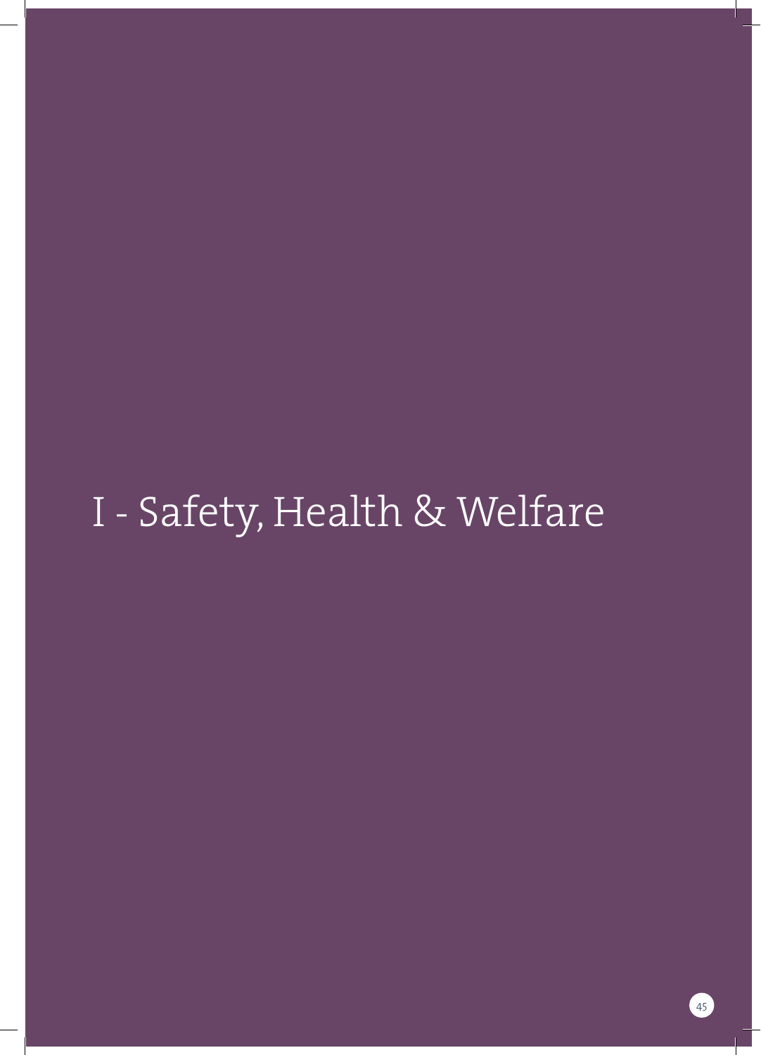# I - Safety, Health & Welfare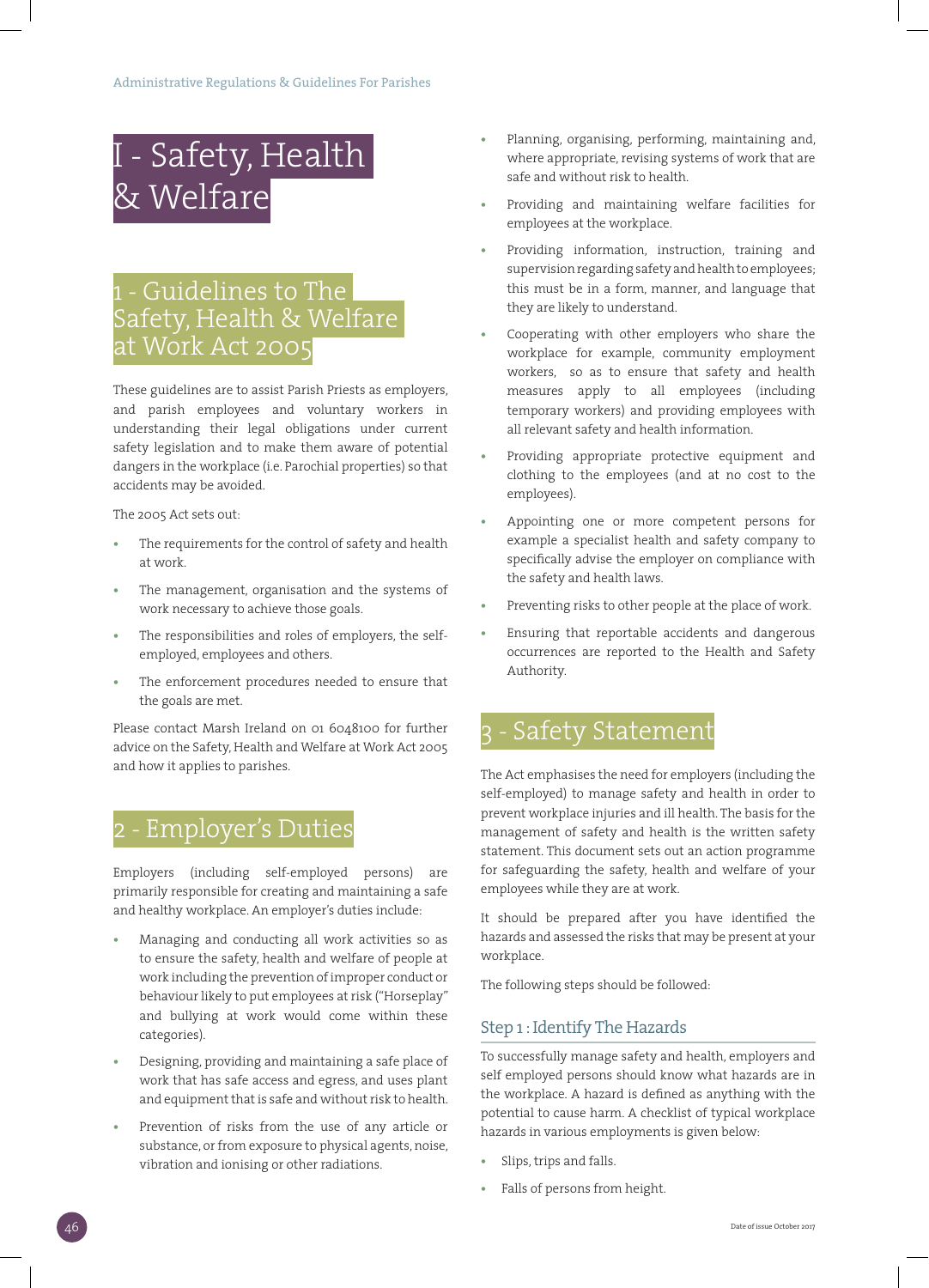# I - Safety, Health & Welfare

## 1 - Guidelines to The Safety, Health & Welfare at Work Act 2005

These guidelines are to assist Parish Priests as employers, and parish employees and voluntary workers in understanding their legal obligations under current safety legislation and to make them aware of potential dangers in the workplace (i.e. Parochial properties) so that accidents may be avoided.

The 2005 Act sets out:

- The requirements for the control of safety and health at work.
- The management, organisation and the systems of work necessary to achieve those goals.
- The responsibilities and roles of employers, the self-employed, employees and others.
- The enforcement procedures needed to ensure that the goals are met.

Please contact Marsh Ireland on 01 6048100 for further advice on the Safety, Health and Welfare at Work Act 2005 and how it applies to parishes.

## 2 - Employer's Duties

Employers (including self-employed persons) are primarily responsible for creating and maintaining a safe and healthy workplace. An employer's duties include:

- Managing and conducting all work activities so as to ensure the safety, health and welfare of people at work including the prevention of improper conduct or behaviour likely to put employees at risk ("Horseplay" and bullying at work would come within these categories).
- Designing, providing and maintaining a safe place of work that has safe access and egress, and uses plant and equipment that is safe and without risk to health.
- Prevention of risks from the use of any article or substance, or from exposure to physical agents, noise, vibration and ionising or other radiations.
- Planning, organising, performing, maintaining and, where appropriate, revising systems of work that are safe and without risk to health.
- Providing and maintaining welfare facilities for employees at the workplace.
- Providing information, instruction, training and supervision regarding safety and health to employees; this must be in a form, manner, and language that they are likely to understand.
- Cooperating with other employers who share the workplace for example, community employment workers, so as to ensure that safety and health measures apply to all employees (including temporary workers) and providing employees with all relevant safety and health information.
- Providing appropriate protective equipment and clothing to the employees (and at no cost to the employees).
- Appointing one or more competent persons for example a specialist health and safety company to specifically advise the employer on compliance with the safety and health laws.
- Preventing risks to other people at the place of work.
- Ensuring that reportable accidents and dangerous occurrences are reported to the Health and Safety Authority.

## 3 - Safety Statement

The Act emphasises the need for employers (including the self-employed) to manage safety and health in order to prevent workplace injuries and ill health. The basis for the management of safety and health is the written safety statement. This document sets out an action programme for safeguarding the safety, health and welfare of your employees while they are at work.

It should be prepared after you have identified the hazards and assessed the risks that may be present at your workplace.

The following steps should be followed:

### Step 1 : Identify The Hazards

To successfully manage safety and health, employers and self employed persons should know what hazards are in the workplace. A hazard is defined as anything with the potential to cause harm. A checklist of typical workplace hazards in various employments is given below:

- Slips, trips and falls.
- Falls of persons from height.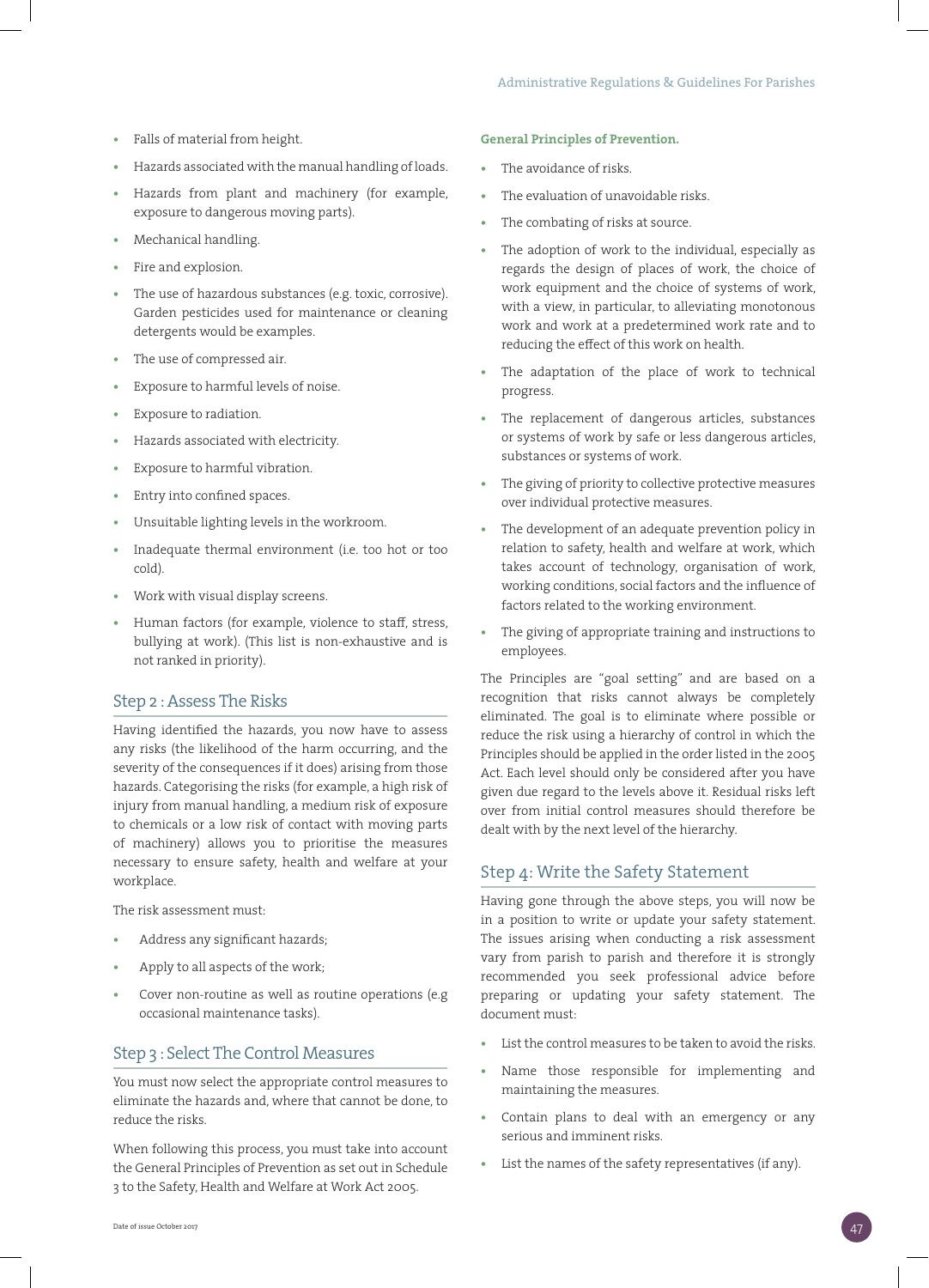- Falls of material from height.
- Hazards associated with the manual handling of loads.
- Hazards from plant and machinery (for example, exposure to dangerous moving parts).
- Mechanical handling.
- Fire and explosion.
- The use of hazardous substances (e.g. toxic, corrosive). Garden pesticides used for maintenance or cleaning detergents would be examples.
- The use of compressed air.
- Exposure to harmful levels of noise.
- Exposure to radiation.
- Hazards associated with electricity.
- Exposure to harmful vibration.
- Entry into confined spaces.
- Unsuitable lighting levels in the workroom.
- Inadequate thermal environment (i.e. too hot or too cold).
- Work with visual display screens.
- Human factors (for example, violence to staff, stress, bullying at work). (This list is non-exhaustive and is not ranked in priority).

## Step 2 : Assess The Risks

Having identified the hazards, you now have to assess any risks (the likelihood of the harm occurring, and the severity of the consequences if it does) arising from those hazards. Categorising the risks (for example, a high risk of injury from manual handling, a medium risk of exposure to chemicals or a low risk of contact with moving parts of machinery) allows you to prioritise the measures necessary to ensure safety, health and welfare at your workplace.

The risk assessment must:

- Address any significant hazards;
- Apply to all aspects of the work;
- Cover non-routine as well as routine operations (e.g occasional maintenance tasks).

## Step 3 : Select The Control Measures

You must now select the appropriate control measures to eliminate the hazards and, where that cannot be done, to reduce the risks.

When following this process, you must take into account the General Principles of Prevention as set out in Schedule 3 to the Safety, Health and Welfare at Work Act 2005.

**General Principles of Prevention.**

- The avoidance of risks.
- The evaluation of unavoidable risks.
- The combating of risks at source.
- The adoption of work to the individual, especially as regards the design of places of work, the choice of work equipment and the choice of systems of work, with a view, in particular, to alleviating monotonous work and work at a predetermined work rate and to reducing the effect of this work on health.
- The adaptation of the place of work to technical progress.
- The replacement of dangerous articles, substances or systems of work by safe or less dangerous articles, substances or systems of work.
- The giving of priority to collective protective measures over individual protective measures.
- The development of an adequate prevention policy in relation to safety, health and welfare at work, which takes account of technology, organisation of work, working conditions, social factors and the influence of factors related to the working environment.
- The giving of appropriate training and instructions to employees.

The Principles are "goal setting" and are based on a recognition that risks cannot always be completely eliminated. The goal is to eliminate where possible or reduce the risk using a hierarchy of control in which the Principles should be applied in the order listed in the 2005 Act. Each level should only be considered after you have given due regard to the levels above it. Residual risks left over from initial control measures should therefore be dealt with by the next level of the hierarchy.

## Step 4: Write the Safety Statement

Having gone through the above steps, you will now be in a position to write or update your safety statement. The issues arising when conducting a risk assessment vary from parish to parish and therefore it is strongly recommended you seek professional advice before preparing or updating your safety statement. The document must:

- List the control measures to be taken to avoid the risks.
- Name those responsible for implementing and maintaining the measures.
- Contain plans to deal with an emergency or any serious and imminent risks.
- List the names of the safety representatives (if any).

Date of issue October 2017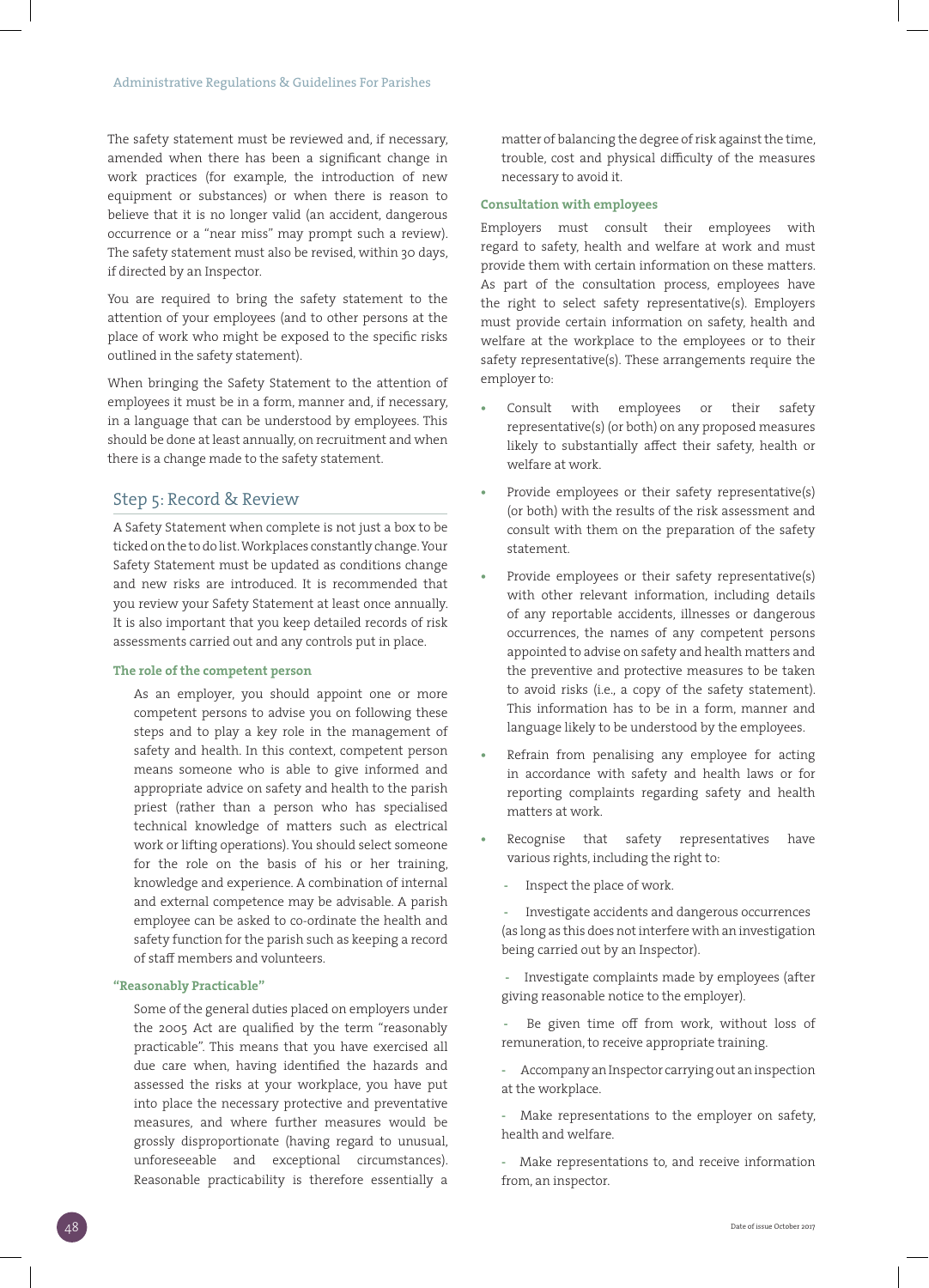The safety statement must be reviewed and, if necessary, amended when there has been a significant change in work practices (for example, the introduction of new equipment or substances) or when there is reason to believe that it is no longer valid (an accident, dangerous occurrence or a "near miss" may prompt such a review). The safety statement must also be revised, within 30 days, if directed by an Inspector.

You are required to bring the safety statement to the attention of your employees (and to other persons at the place of work who might be exposed to the specific risks outlined in the safety statement).

When bringing the Safety Statement to the attention of employees it must be in a form, manner and, if necessary, in a language that can be understood by employees. This should be done at least annually, on recruitment and when there is a change made to the safety statement.

## Step 5: Record & Review

A Safety Statement when complete is not just a box to be ticked on the to do list. Workplaces constantly change. Your Safety Statement must be updated as conditions change and new risks are introduced. It is recommended that you review your Safety Statement at least once annually. It is also important that you keep detailed records of risk assessments carried out and any controls put in place.

### The role of the competent person

As an employer, you should appoint one or more competent persons to advise you on following these steps and to play a key role in the management of safety and health. In this context, competent person means someone who is able to give informed and appropriate advice on safety and health to the parish priest (rather than a person who has specialised technical knowledge of matters such as electrical work or lifting operations). You should select someone for the role on the basis of his or her training, knowledge and experience. A combination of internal and external competence may be advisable. A parish employee can be asked to co-ordinate the health and safety function for the parish such as keeping a record of staff members and volunteers.

### "Reasonably Practicable"

Some of the general duties placed on employers under the 2005 Act are qualified by the term "reasonably practicable". This means that you have exercised all due care when, having identified the hazards and assessed the risks at your workplace, you have put into place the necessary protective and preventative measures, and where further measures would be grossly disproportionate (having regard to unusual, unforeseeable and exceptional circumstances). Reasonable practicability is therefore essentially a matter of balancing the degree of risk against the time, trouble, cost and physical difficulty of the measures necessary to avoid it.

### Consultation with employees

Employers must consult their employees with regard to safety, health and welfare at work and must provide them with certain information on these matters. As part of the consultation process, employees have the right to select safety representative(s). Employers must provide certain information on safety, health and welfare at the workplace to the employees or to their safety representative(s). These arrangements require the employer to:

- Consult with employees or their safety representative(s) (or both) on any proposed measures likely to substantially affect their safety, health or welfare at work.
- Provide employees or their safety representative(s) (or both) with the results of the risk assessment and consult with them on the preparation of the safety statement.
- Provide employees or their safety representative(s) with other relevant information, including details of any reportable accidents, illnesses or dangerous occurrences, the names of any competent persons appointed to advise on safety and health matters and the preventive and protective measures to be taken to avoid risks (i.e., a copy of the safety statement). This information has to be in a form, manner and language likely to be understood by the employees.
- Refrain from penalising any employee for acting in accordance with safety and health laws or for reporting complaints regarding safety and health matters at work.
- Recognise that safety representatives have various rights, including the right to:
  - Inspect the place of work.
  - Investigate accidents and dangerous occurrences (as long as this does not interfere with an investigation being carried out by an Inspector).
  - Investigate complaints made by employees (after giving reasonable notice to the employer).
  - Be given time off from work, without loss of remuneration, to receive appropriate training.
  - Accompany an Inspector carrying out an inspection at the workplace.
  - Make representations to the employer on safety, health and welfare.
  - Make representations to, and receive information from, an inspector.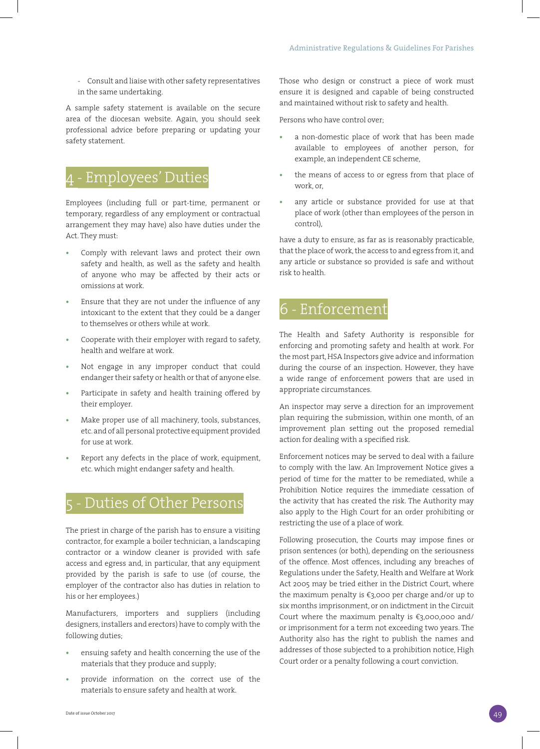- Consult and liaise with other safety representatives in the same undertaking.

A sample safety statement is available on the secure area of the diocesan website. Again, you should seek professional advice before preparing or updating your safety statement.

## 4 - Employees' Duties

Employees (including full or part-time, permanent or temporary, regardless of any employment or contractual arrangement they may have) also have duties under the Act. They must:

- Comply with relevant laws and protect their own safety and health, as well as the safety and health of anyone who may be affected by their acts or omissions at work.
- Ensure that they are not under the influence of any intoxicant to the extent that they could be a danger to themselves or others while at work.
- Cooperate with their employer with regard to safety, health and welfare at work.
- Not engage in any improper conduct that could endanger their safety or health or that of anyone else.
- Participate in safety and health training offered by their employer.
- Make proper use of all machinery, tools, substances, etc. and of all personal protective equipment provided for use at work.
- Report any defects in the place of work, equipment, etc. which might endanger safety and health.

## 5 - Duties of Other Persons

The priest in charge of the parish has to ensure a visiting contractor, for example a boiler technician, a landscaping contractor or a window cleaner is provided with safe access and egress and, in particular, that any equipment provided by the parish is safe to use (of course, the employer of the contractor also has duties in relation to his or her employees.)

Manufacturers, importers and suppliers (including designers, installers and erectors) have to comply with the following duties;

- ensuing safety and health concerning the use of the materials that they produce and supply;
- provide information on the correct use of the materials to ensure safety and health at work.

Those who design or construct a piece of work must ensure it is designed and capable of being constructed and maintained without risk to safety and health.

Persons who have control over;

- a non-domestic place of work that has been made available to employees of another person, for example, an independent CE scheme,
- the means of access to or egress from that place of work, or,
- any article or substance provided for use at that place of work (other than employees of the person in control),

have a duty to ensure, as far as is reasonably practicable, that the place of work, the access to and egress from it, and any article or substance so provided is safe and without risk to health.

## 6 - Enforcement

The Health and Safety Authority is responsible for enforcing and promoting safety and health at work. For the most part, HSA Inspectors give advice and information during the course of an inspection. However, they have a wide range of enforcement powers that are used in appropriate circumstances.

An inspector may serve a direction for an improvement plan requiring the submission, within one month, of an improvement plan setting out the proposed remedial action for dealing with a specified risk.

Enforcement notices may be served to deal with a failure to comply with the law. An Improvement Notice gives a period of time for the matter to be remediated, while a Prohibition Notice requires the immediate cessation of the activity that has created the risk. The Authority may also apply to the High Court for an order prohibiting or restricting the use of a place of work.

Following prosecution, the Courts may impose fines or prison sentences (or both), depending on the seriousness of the offence. Most offences, including any breaches of Regulations under the Safety, Health and Welfare at Work Act 2005 may be tried either in the District Court, where the maximum penalty is €3,000 per charge and/or up to six months imprisonment, or on indictment in the Circuit Court where the maximum penalty is €3,000,000 and/or imprisonment for a term not exceeding two years. The Authority also has the right to publish the names and addresses of those subjected to a prohibition notice, High Court order or a penalty following a court conviction.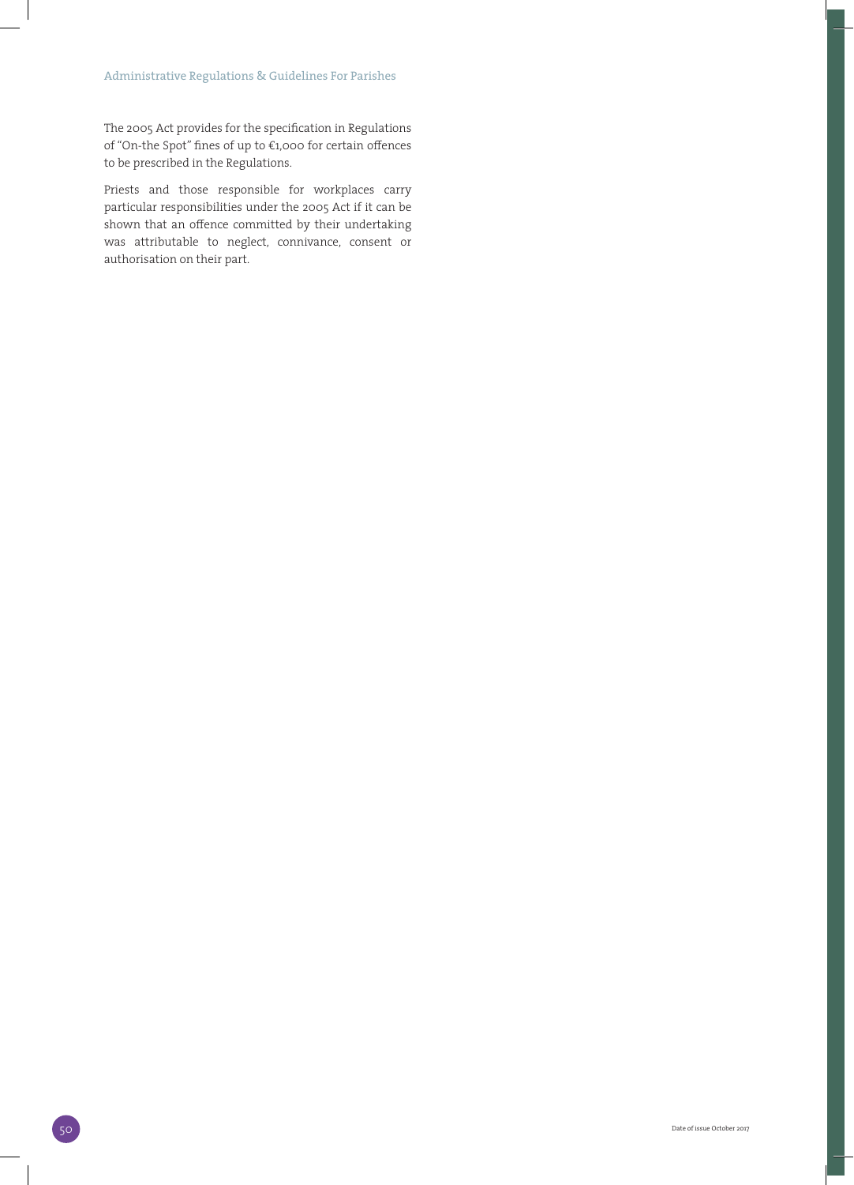The 2005 Act provides for the specification in Regulations of "On-the Spot" fines of up to €1,000 for certain offences to be prescribed in the Regulations.

Priests and those responsible for workplaces carry particular responsibilities under the 2005 Act if it can be shown that an offence committed by their undertaking was attributable to neglect, connivance, consent or authorisation on their part.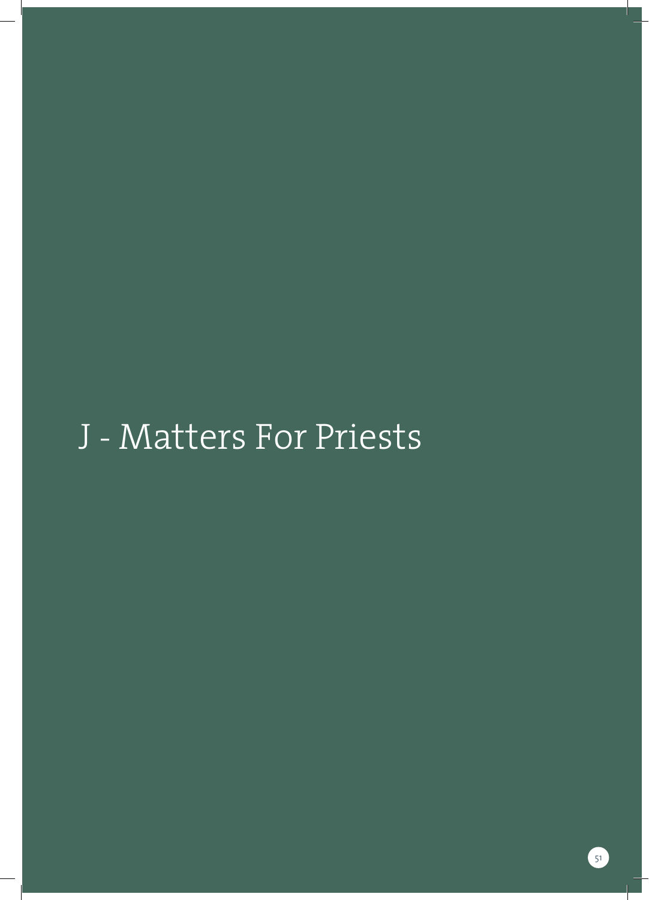# J - Matters For Priests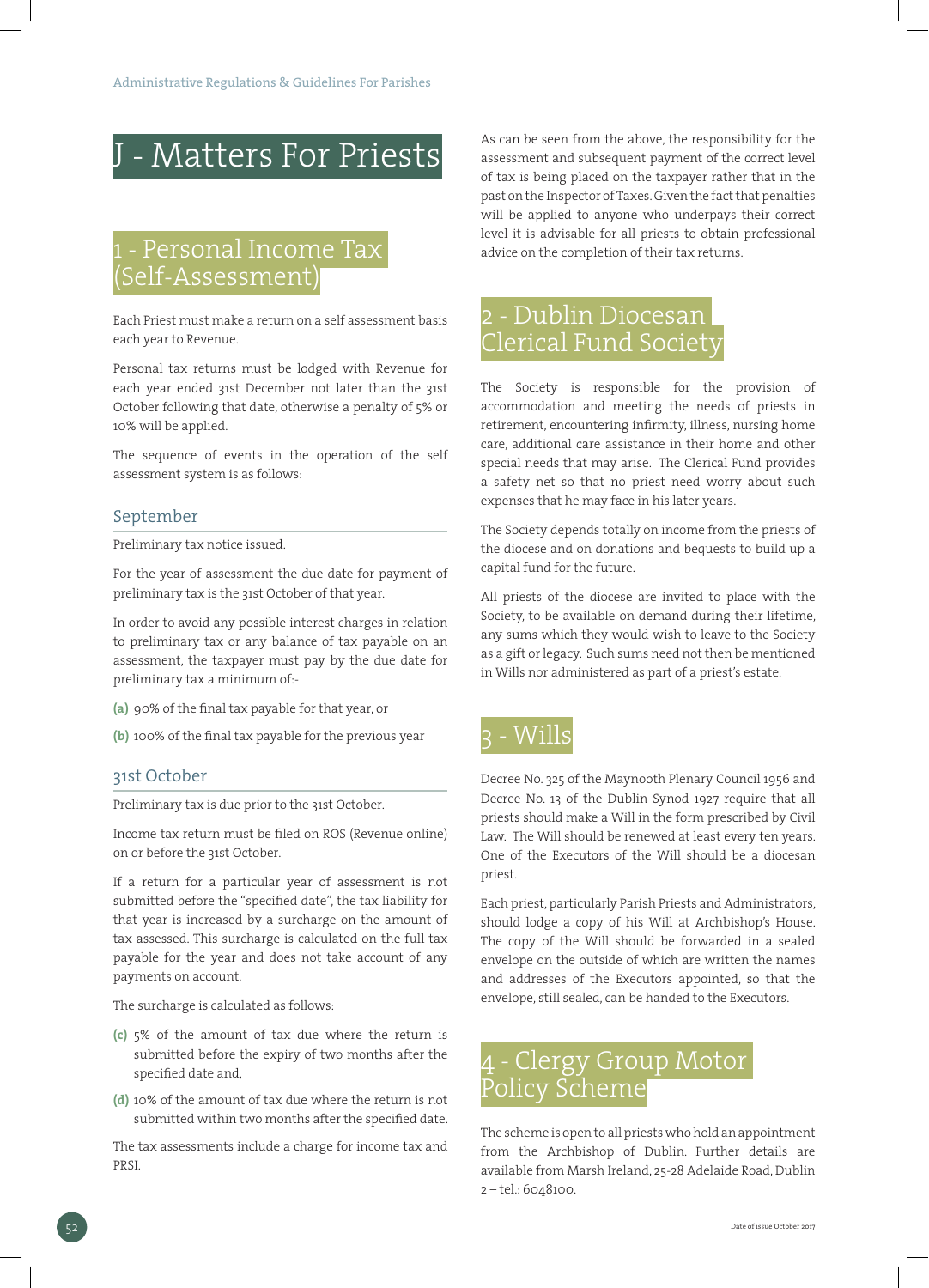# J - Matters For Priests

## 1 - Personal Income Tax (Self-Assessment)

Each Priest must make a return on a self assessment basis each year to Revenue.

Personal tax returns must be lodged with Revenue for each year ended 31st December not later than the 31st October following that date, otherwise a penalty of 5% or 10% will be applied.

The sequence of events in the operation of the self assessment system is as follows:

### September

Preliminary tax notice issued.

For the year of assessment the due date for payment of preliminary tax is the 31st October of that year.

In order to avoid any possible interest charges in relation to preliminary tax or any balance of tax payable on an assessment, the taxpayer must pay by the due date for preliminary tax a minimum of:-

**(a)** 90% of the final tax payable for that year, or

**(b)** 100% of the final tax payable for the previous year

### 31st October

Preliminary tax is due prior to the 31st October.

Income tax return must be filed on ROS (Revenue online) on or before the 31st October.

If a return for a particular year of assessment is not submitted before the "specified date", the tax liability for that year is increased by a surcharge on the amount of tax assessed. This surcharge is calculated on the full tax payable for the year and does not take account of any payments on account.

The surcharge is calculated as follows:

**(c)** 5% of the amount of tax due where the return is submitted before the expiry of two months after the specified date and,

**(d)** 10% of the amount of tax due where the return is not submitted within two months after the specified date.

The tax assessments include a charge for income tax and PRSI.

As can be seen from the above, the responsibility for the assessment and subsequent payment of the correct level of tax is being placed on the taxpayer rather that in the past on the Inspector of Taxes. Given the fact that penalties will be applied to anyone who underpays their correct level it is advisable for all priests to obtain professional advice on the completion of their tax returns.

## 2 - Dublin Diocesan Clerical Fund Society

The Society is responsible for the provision of accommodation and meeting the needs of priests in retirement, encountering infirmity, illness, nursing home care, additional care assistance in their home and other special needs that may arise. The Clerical Fund provides a safety net so that no priest need worry about such expenses that he may face in his later years.

The Society depends totally on income from the priests of the diocese and on donations and bequests to build up a capital fund for the future.

All priests of the diocese are invited to place with the Society, to be available on demand during their lifetime, any sums which they would wish to leave to the Society as a gift or legacy. Such sums need not then be mentioned in Wills nor administered as part of a priest's estate.

## 3 - Wills

Decree No. 325 of the Maynooth Plenary Council 1956 and Decree No. 13 of the Dublin Synod 1927 require that all priests should make a Will in the form prescribed by Civil Law. The Will should be renewed at least every ten years. One of the Executors of the Will should be a diocesan priest.

Each priest, particularly Parish Priests and Administrators, should lodge a copy of his Will at Archbishop's House. The copy of the Will should be forwarded in a sealed envelope on the outside of which are written the names and addresses of the Executors appointed, so that the envelope, still sealed, can be handed to the Executors.

## 4 - Clergy Group Motor Policy Scheme

The scheme is open to all priests who hold an appointment from the Archbishop of Dublin. Further details are available from Marsh Ireland, 25-28 Adelaide Road, Dublin 2 – tel.: 6048100.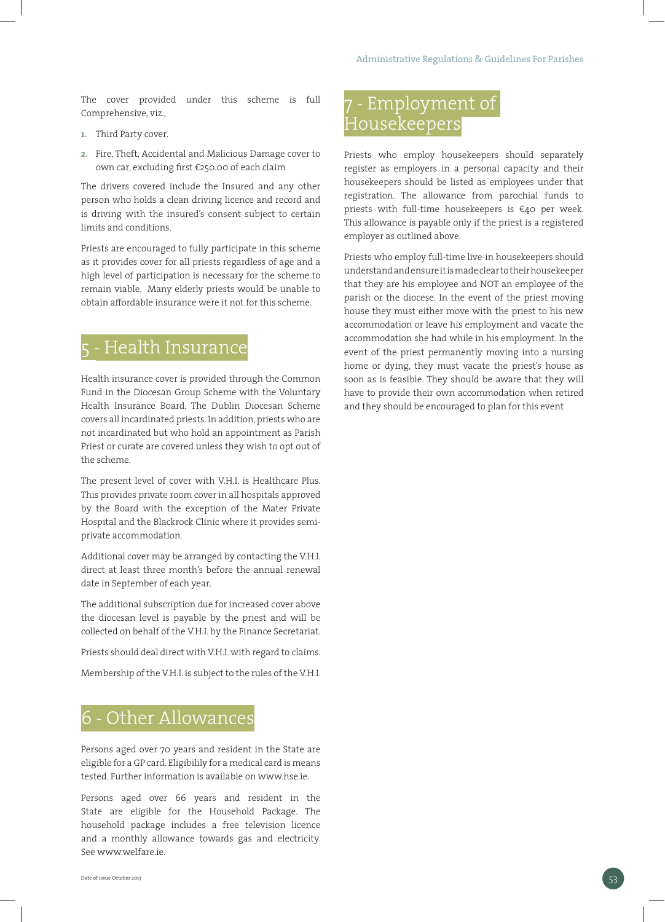The cover provided under this scheme is full Comprehensive, viz.,

1. Third Party cover.
2. Fire, Theft, Accidental and Malicious Damage cover to own car, excluding first €250.00 of each claim

The drivers covered include the Insured and any other person who holds a clean driving licence and record and is driving with the insured's consent subject to certain limits and conditions.

Priests are encouraged to fully participate in this scheme as it provides cover for all priests regardless of age and a high level of participation is necessary for the scheme to remain viable. Many elderly priests would be unable to obtain affordable insurance were it not for this scheme.

## 5 - Health Insurance

Health insurance cover is provided through the Common Fund in the Diocesan Group Scheme with the Voluntary Health Insurance Board. The Dublin Diocesan Scheme covers all incardinated priests. In addition, priests who are not incardinated but who hold an appointment as Parish Priest or curate are covered unless they wish to opt out of the scheme.

The present level of cover with V.H.I. is Healthcare Plus. This provides private room cover in all hospitals approved by the Board with the exception of the Mater Private Hospital and the Blackrock Clinic where it provides semi-private accommodation.

Additional cover may be arranged by contacting the V.H.I. direct at least three month's before the annual renewal date in September of each year.

The additional subscription due for increased cover above the diocesan level is payable by the priest and will be collected on behalf of the V.H.I. by the Finance Secretariat.

Priests should deal direct with V.H.I. with regard to claims.

Membership of the V.H.I. is subject to the rules of the V.H.I.

## 6 - Other Allowances

Persons aged over 70 years and resident in the State are eligible for a GP card. Eligibilily for a medical card is means tested. Further information is available on www.hse.ie.

Persons aged over 66 years and resident in the State are eligible for the Household Package. The household package includes a free television licence and a monthly allowance towards gas and electricity. See www.welfare.ie.

## 7 - Employment of Housekeepers

Priests who employ housekeepers should separately register as employers in a personal capacity and their housekeepers should be listed as employees under that registration. The allowance from parochial funds to priests with full-time housekeepers is €40 per week. This allowance is payable only if the priest is a registered employer as outlined above.

Priests who employ full-time live-in housekeepers should understand and ensure it is made clear to their housekeeper that they are his employee and NOT an employee of the parish or the diocese. In the event of the priest moving house they must either move with the priest to his new accommodation or leave his employment and vacate the accommodation she had while in his employment. In the event of the priest permanently moving into a nursing home or dying, they must vacate the priest's house as soon as is feasible. They should be aware that they will have to provide their own accommodation when retired and they should be encouraged to plan for this event

Date of issue October 2017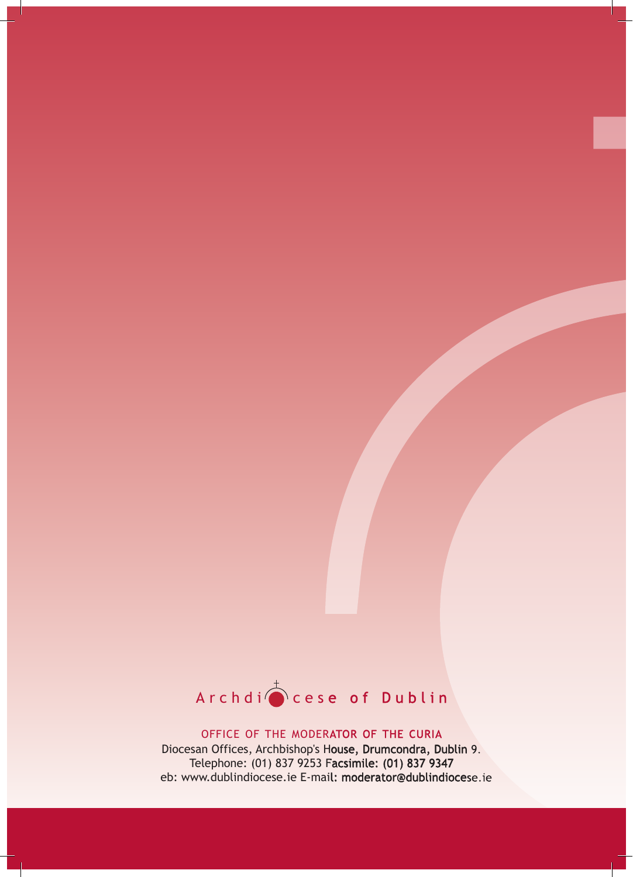Archdiocese of Dublin

OFFICE OF THE MODERATOR OF THE CURIA

Diocesan Offices, Archbishop's House, Drumcondra, Dublin 9.

Telephone: (01) 837 9253 Facsimile: (01) 837 9347

eb: www.dublindiocese.ie E-mail: moderator@dublindiocese.ie